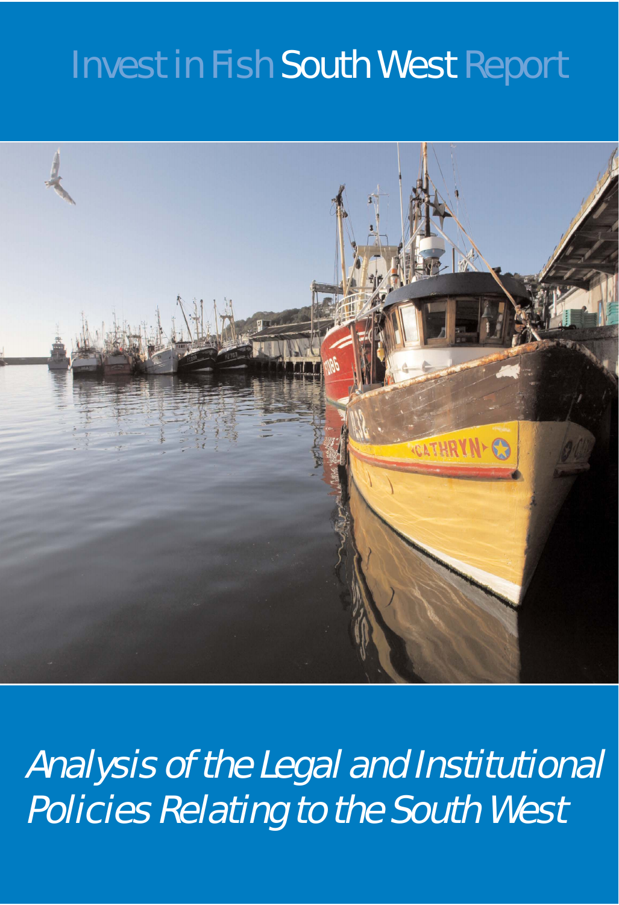# Invest in Fish South West Report

*Analysis of the Legal and Institutional Policies Relating to the South West*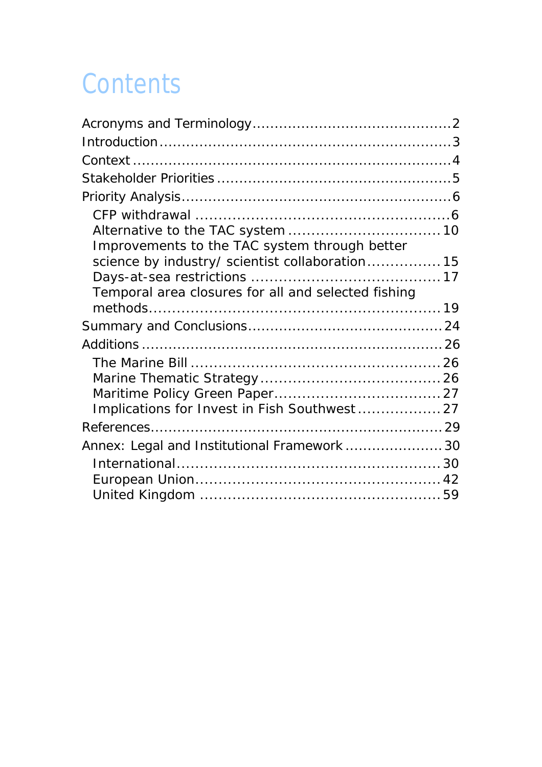# Contents

- Acronyms and Terminology ............................................ 2
- Introduction ................................................................ 3
- Context ...................................................................... 4
- Stakeholder Priorities .................................................... 5
- Priority Analysis ........................................................... 6
  - CFP withdrawal ....................................................... 6
  - Alternative to the TAC system ................................. 10
  - Improvements to the TAC system through better science by industry/ scientist collaboration ................ 15
  - Days-at-sea restrictions ......................................... 17
  - Temporal area closures for all and selected fishing methods ............................................................... 19
- Summary and Conclusions ........................................... 24
- Additions ................................................................. 26
  - The Marine Bill ...................................................... 26
  - Marine Thematic Strategy ....................................... 26
  - Maritime Policy Green Paper .................................... 27
  - Implications for Invest in Fish Southwest .................. 27
- References ................................................................ 29
- Annex: Legal and Institutional Framework ...................... 30
  - International ......................................................... 30
  - European Union ..................................................... 42
  - United Kingdom ..................................................... 59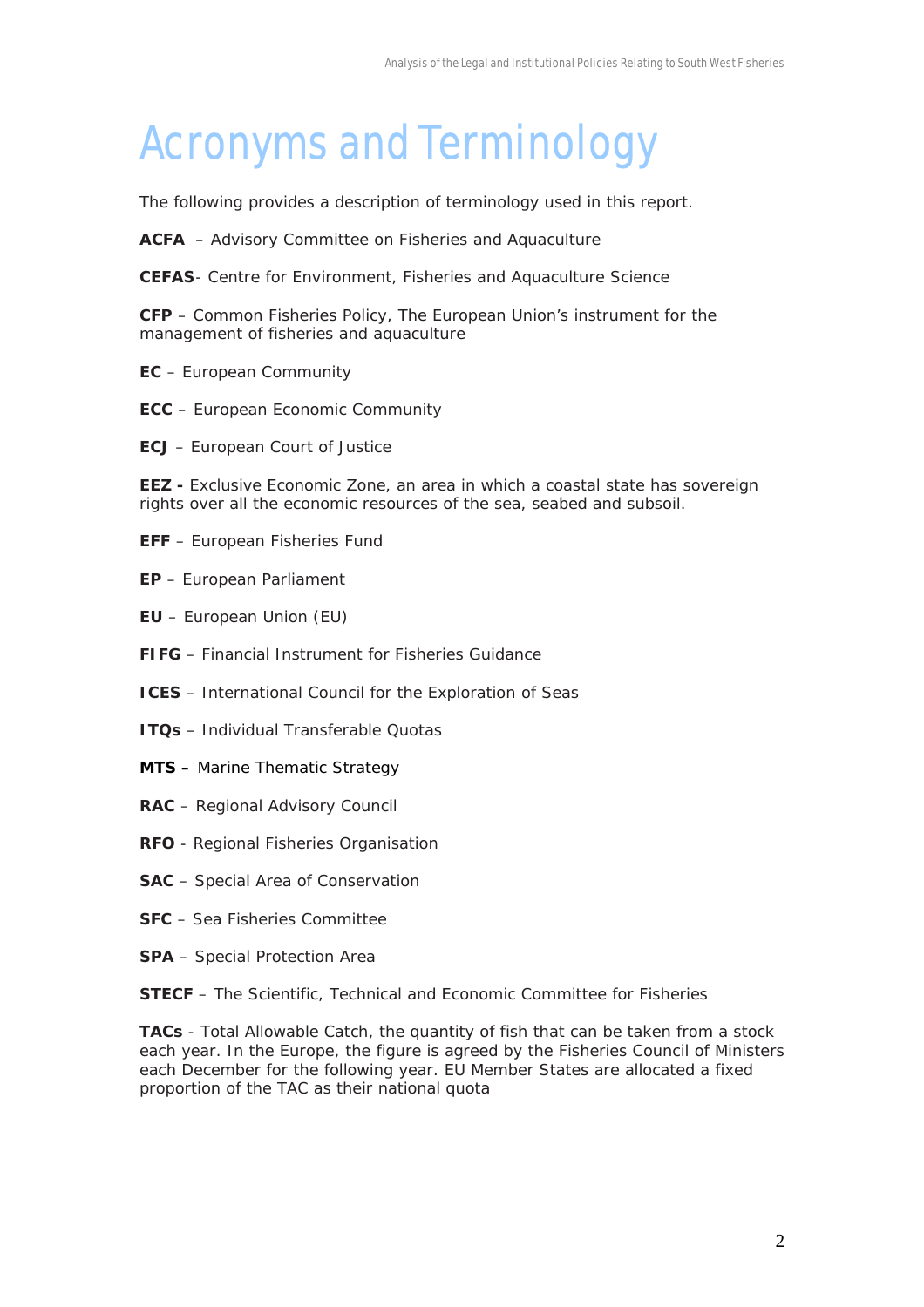# Acronyms and Terminology

The following provides a description of terminology used in this report.

**ACFA** – Advisory Committee on Fisheries and Aquaculture

**CEFAS**- Centre for Environment, Fisheries and Aquaculture Science

**CFP** – Common Fisheries Policy, The European Union's instrument for the management of fisheries and aquaculture

**EC** – European Community

**ECC** – European Economic Community

**ECJ** – European Court of Justice

**EEZ -** Exclusive Economic Zone, an area in which a coastal state has sovereign rights over all the economic resources of the sea, seabed and subsoil.

**EFF** – European Fisheries Fund

**EP** – European Parliament

**EU** – European Union (EU)

**FIFG** – Financial Instrument for Fisheries Guidance

**ICES** – International Council for the Exploration of Seas

**ITQs** – Individual Transferable Quotas

**MTS –** Marine Thematic Strategy

**RAC** – Regional Advisory Council

**RFO** - Regional Fisheries Organisation

**SAC** – Special Area of Conservation

**SFC** – Sea Fisheries Committee

**SPA** – Special Protection Area

**STECF** – The Scientific, Technical and Economic Committee for Fisheries

**TACs** - Total Allowable Catch, the quantity of fish that can be taken from a stock each year. In the Europe, the figure is agreed by the Fisheries Council of Ministers each December for the following year. EU Member States are allocated a fixed proportion of the TAC as their national quota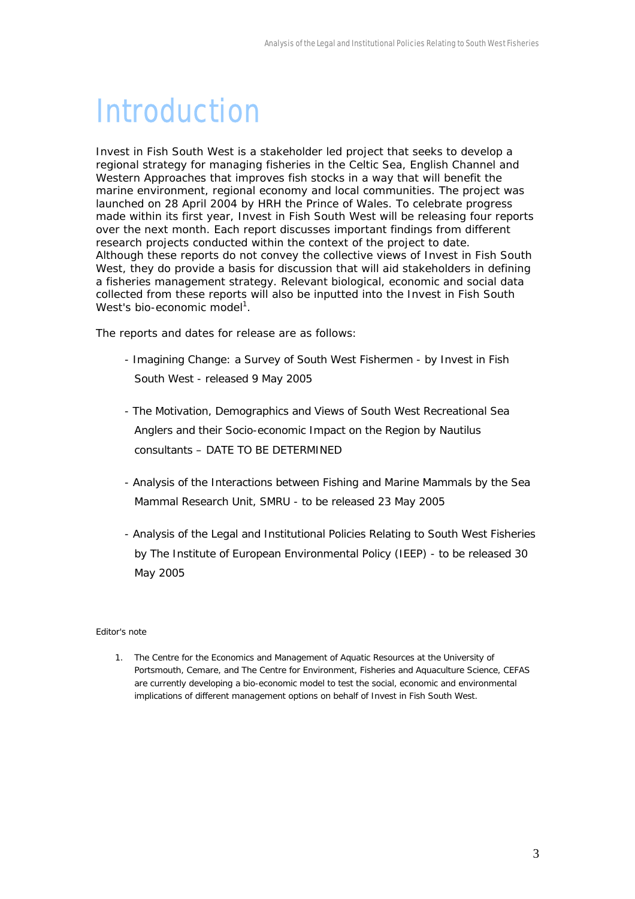# Introduction

Invest in Fish South West is a stakeholder led project that seeks to develop a regional strategy for managing fisheries in the Celtic Sea, English Channel and Western Approaches that improves fish stocks in a way that will benefit the marine environment, regional economy and local communities. The project was launched on 28 April 2004 by HRH the Prince of Wales. To celebrate progress made within its first year, Invest in Fish South West will be releasing four reports over the next month. Each report discusses important findings from different research projects conducted within the context of the project to date. Although these reports do not convey the collective views of Invest in Fish South West, they do provide a basis for discussion that will aid stakeholders in defining a fisheries management strategy. Relevant biological, economic and social data collected from these reports will also be inputted into the Invest in Fish South West's bio-economic model[1].

The reports and dates for release are as follows:

- Imagining Change: a Survey of South West Fishermen - by Invest in Fish South West - released 9 May 2005
- The Motivation, Demographics and Views of South West Recreational Sea Anglers and their Socio-economic Impact on the Region by Nautilus consultants – DATE TO BE DETERMINED
- Analysis of the Interactions between Fishing and Marine Mammals by the Sea Mammal Research Unit, SMRU - to be released 23 May 2005
- Analysis of the Legal and Institutional Policies Relating to South West Fisheries by The Institute of European Environmental Policy (IEEP) - to be released 30 May 2005

Editor's note

1. The Centre for the Economics and Management of Aquatic Resources at the University of Portsmouth, Cemare, and The Centre for Environment, Fisheries and Aquaculture Science, CEFAS are currently developing a bio-economic model to test the social, economic and environmental implications of different management options on behalf of Invest in Fish South West.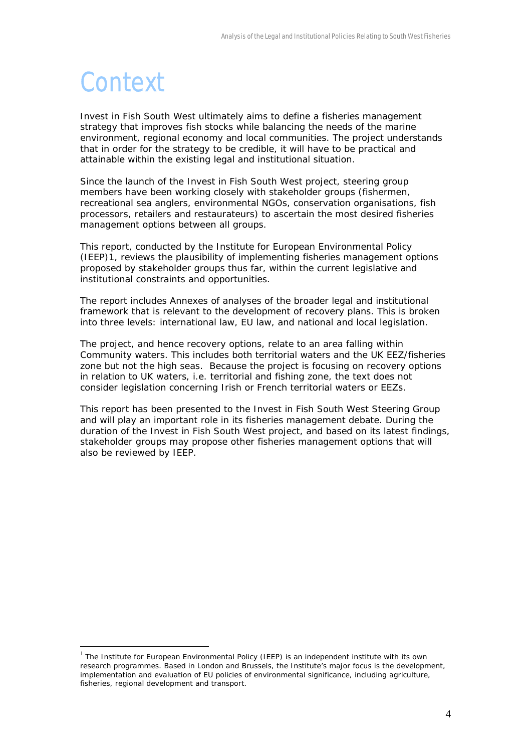# Context

Invest in Fish South West ultimately aims to define a fisheries management strategy that improves fish stocks while balancing the needs of the marine environment, regional economy and local communities. The project understands that in order for the strategy to be credible, it will have to be practical and attainable within the existing legal and institutional situation.

Since the launch of the Invest in Fish South West project, steering group members have been working closely with stakeholder groups (fishermen, recreational sea anglers, environmental NGOs, conservation organisations, fish processors, retailers and restaurateurs) to ascertain the most desired fisheries management options between all groups.

This report, conducted by the Institute for European Environmental Policy (IEEP)1, reviews the plausibility of implementing fisheries management options proposed by stakeholder groups thus far, within the current legislative and institutional constraints and opportunities.

The report includes Annexes of analyses of the broader legal and institutional framework that is relevant to the development of recovery plans. This is broken into three levels: international law, EU law, and national and local legislation.

The project, and hence recovery options, relate to an area falling within Community waters. This includes both territorial waters and the UK EEZ/fisheries zone but not the high seas. Because the project is focusing on recovery options in relation to UK waters, i.e. territorial and fishing zone, the text does not consider legislation concerning Irish or French territorial waters or EEZs.

This report has been presented to the Invest in Fish South West Steering Group and will play an important role in its fisheries management debate. During the duration of the Invest in Fish South West project, and based on its latest findings, stakeholder groups may propose other fisheries management options that will also be reviewed by IEEP.

---

[1] The Institute for European Environmental Policy (IEEP) is an independent institute with its own research programmes. Based in London and Brussels, the Institute's major focus is the development, implementation and evaluation of EU policies of environmental significance, including agriculture, fisheries, regional development and transport.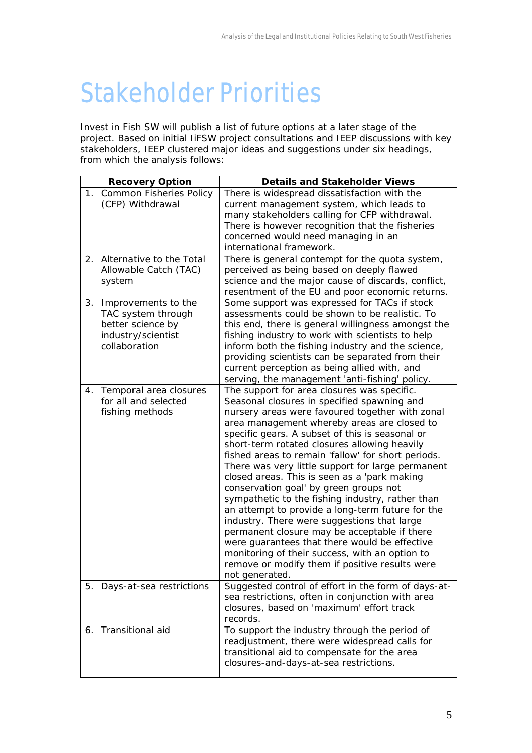# Stakeholder Priorities

Invest in Fish SW will publish a list of future options at a later stage of the project. Based on initial IiFSW project consultations and IEEP discussions with key stakeholders, IEEP clustered major ideas and suggestions under six headings, from which the analysis follows:

| Recovery Option | Details and Stakeholder Views |
|---|---|
| 1. Common Fisheries Policy (CFP) Withdrawal | There is widespread dissatisfaction with the current management system, which leads to many stakeholders calling for CFP withdrawal. There is however recognition that the fisheries concerned would need managing in an international framework. |
| 2. Alternative to the Total Allowable Catch (TAC) system | There is general contempt for the quota system, perceived as being based on deeply flawed science and the major cause of discards, conflict, resentment of the EU and poor economic returns. |
| 3. Improvements to the TAC system through better science by industry/scientist collaboration | Some support was expressed for TACs if stock assessments could be shown to be realistic. To this end, there is general willingness amongst the fishing industry to work with scientists to help inform both the fishing industry and the science, providing scientists can be separated from their current perception as being allied with, and serving, the management 'anti-fishing' policy. |
| 4. Temporal area closures for all and selected fishing methods | The support for area closures was specific. Seasonal closures in specified spawning and nursery areas were favoured together with zonal area management whereby areas are closed to specific gears. A subset of this is seasonal or short-term rotated closures allowing heavily fished areas to remain 'fallow' for short periods. There was very little support for large permanent closed areas. This is seen as a 'park making conservation goal' by green groups not sympathetic to the fishing industry, rather than an attempt to provide a long-term future for the industry. There were suggestions that large permanent closure may be acceptable if there were guarantees that there would be effective monitoring of their success, with an option to remove or modify them if positive results were not generated. |
| 5. Days-at-sea restrictions | Suggested control of effort in the form of days-at-sea restrictions, often in conjunction with area closures, based on 'maximum' effort track records. |
| 6. Transitional aid | To support the industry through the period of readjustment, there were widespread calls for transitional aid to compensate for the area closures-and-days-at-sea restrictions. |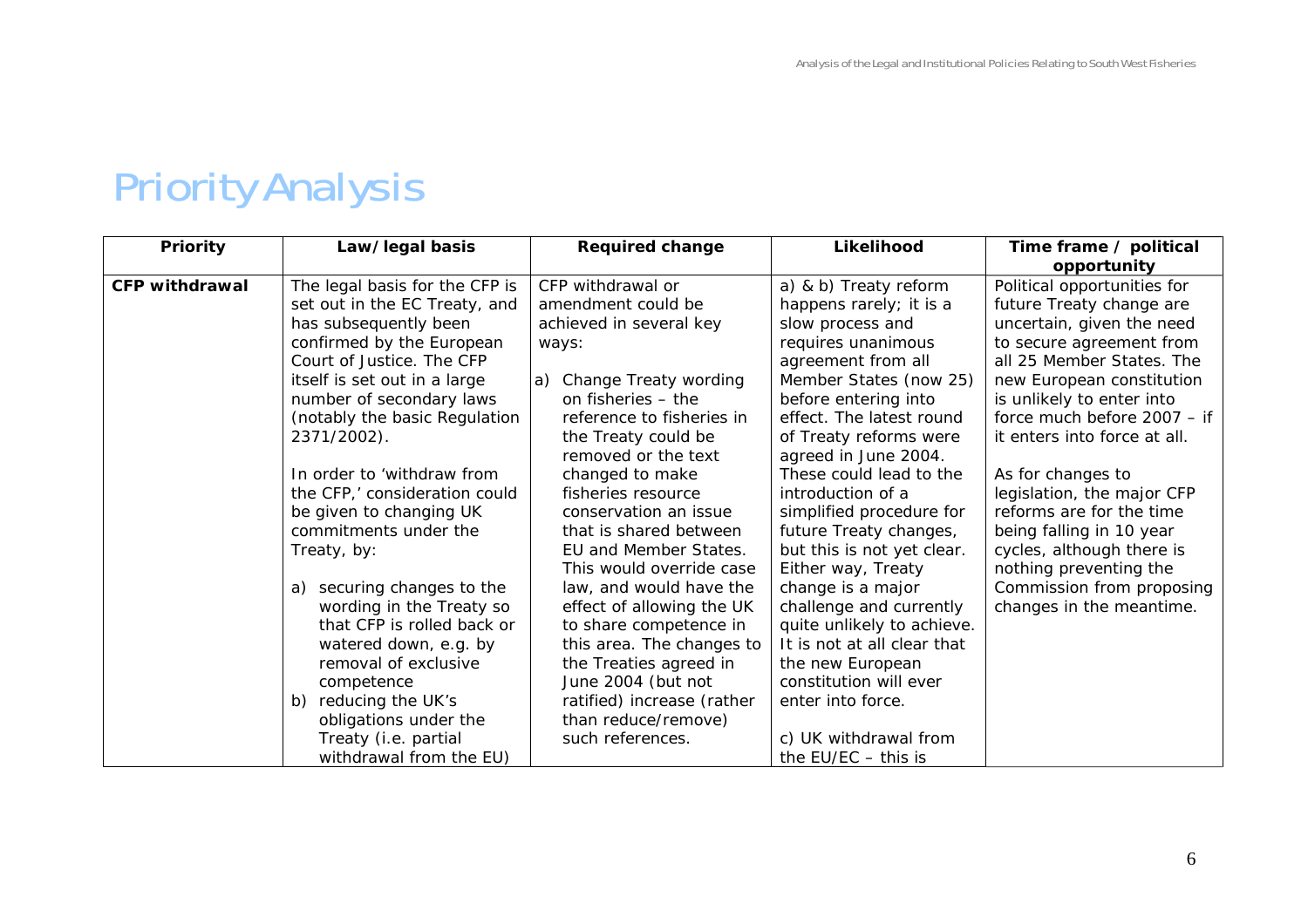# Priority Analysis

| Priority | Law/ legal basis | Required change | Likelihood | Time frame / political opportunity |
|---|---|---|---|---|
| **CFP withdrawal** | The legal basis for the CFP is set out in the EC Treaty, and has subsequently been confirmed by the European Court of Justice. The CFP itself is set out in a large number of secondary laws (notably the basic Regulation 2371/2002).<br><br>In order to 'withdraw from the CFP,' consideration could be given to changing UK commitments under the Treaty, by:<br><br>a) securing changes to the wording in the Treaty so that CFP is rolled back or watered down, e.g. by removal of exclusive competence<br>b) reducing the UK's obligations under the Treaty (i.e. partial withdrawal from the EU) | CFP withdrawal or amendment could be achieved in several key ways:<br><br>a) Change Treaty wording on fisheries – the reference to fisheries in the Treaty could be removed or the text changed to make fisheries resource conservation an issue that is shared between EU and Member States. This would override case law, and would have the effect of allowing the UK to share competence in this area. The changes to the Treaties agreed in June 2004 (but not ratified) increase (rather than reduce/remove) such references. | a) & b) Treaty reform happens rarely; it is a slow process and requires unanimous agreement from all Member States (now 25) before entering into effect. The latest round of Treaty reforms were agreed in June 2004. These could lead to the introduction of a simplified procedure for future Treaty changes, but this is not yet clear. Either way, Treaty change is a major challenge and currently quite unlikely to achieve. It is not at all clear that the new European constitution will ever enter into force.<br><br>c) UK withdrawal from the EU/EC – this is | Political opportunities for future Treaty change are uncertain, given the need to secure agreement from all 25 Member States. The new European constitution is unlikely to enter into force much before 2007 – if it enters into force at all.<br><br>As for changes to legislation, the major CFP reforms are for the time being falling in 10 year cycles, although there is nothing preventing the Commission from proposing changes in the meantime. |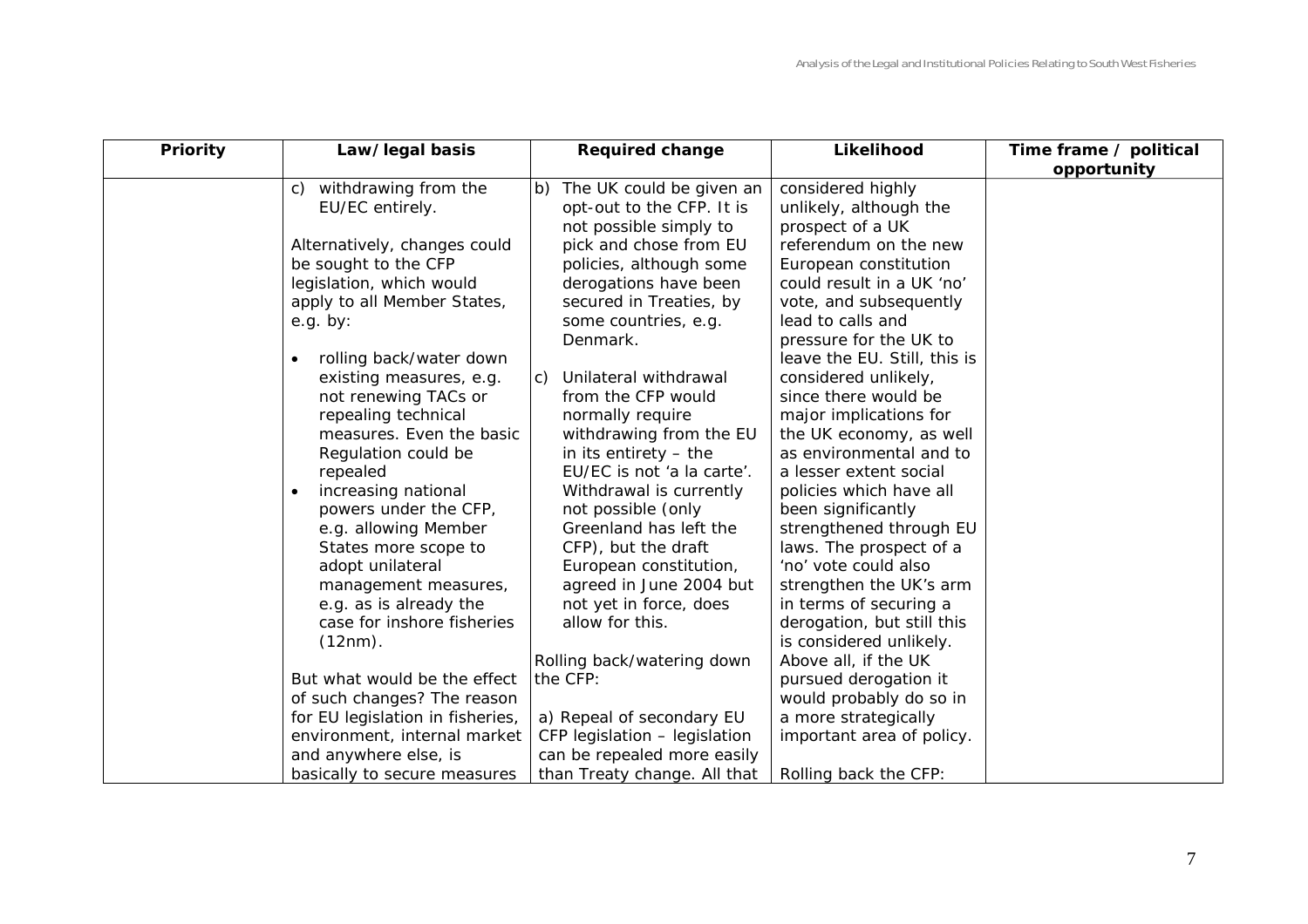| Priority | Law/legal basis | Required change | Likelihood | Time frame / political opportunity |
|---|---|---|---|---|
| | c) withdrawing from the EU/EC entirely.<br><br>Alternatively, changes could be sought to the CFP legislation, which would apply to all Member States, e.g. by:<br><br>• rolling back/water down existing measures, e.g. not renewing TACs or repealing technical measures. Even the basic Regulation could be repealed<br>• increasing national powers under the CFP, e.g. allowing Member States more scope to adopt unilateral management measures, e.g. as is already the case for inshore fisheries (12nm).<br><br>But what would be the effect of such changes? The reason for EU legislation in fisheries, environment, internal market and anywhere else, is basically to secure measures | b) The UK could be given an opt-out to the CFP. It is not possible simply to pick and chose from EU policies, although some derogations have been secured in Treaties, by some countries, e.g. Denmark.<br><br>c) Unilateral withdrawal from the CFP would normally require withdrawing from the EU in its entirety – the EU/EC is not 'a la carte'. Withdrawal is currently not possible (only Greenland has left the CFP), but the draft European constitution, agreed in June 2004 but not yet in force, does allow for this.<br><br>Rolling back/watering down the CFP:<br><br>a) Repeal of secondary EU CFP legislation – legislation can be repealed more easily than Treaty change. All that | considered highly unlikely, although the prospect of a UK referendum on the new European constitution could result in a UK 'no' vote, and subsequently lead to calls and pressure for the UK to leave the EU. Still, this is considered unlikely, since there would be major implications for the UK economy, as well as environmental and to a lesser extent social policies which have all been significantly strengthened through EU laws. The prospect of a 'no' vote could also strengthen the UK's arm in terms of securing a derogation, but still this is considered unlikely. Above all, if the UK pursued derogation it would probably do so in a more strategically important area of policy.<br><br>Rolling back the CFP: | |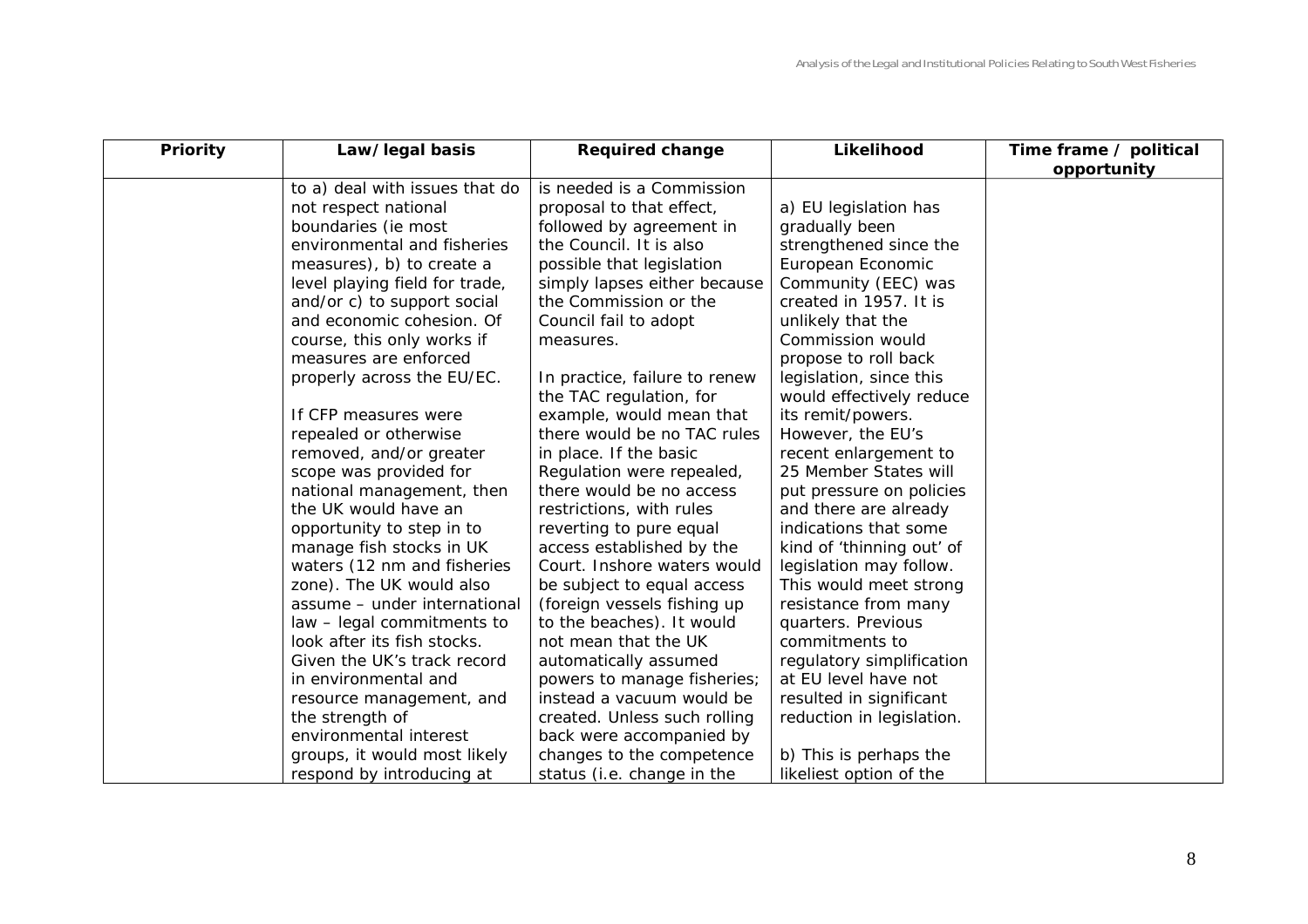| Priority | Law/ legal basis | Required change | Likelihood | Time frame / political opportunity |
|---|---|---|---|---|
| | to a) deal with issues that do not respect national boundaries (ie most environmental and fisheries measures), b) to create a level playing field for trade, and/or c) to support social and economic cohesion. Of course, this only works if measures are enforced properly across the EU/EC.<br><br>If CFP measures were repealed or otherwise removed, and/or greater scope was provided for national management, then the UK would have an opportunity to step in to manage fish stocks in UK waters (12 nm and fisheries zone). The UK would also assume – under international law – legal commitments to look after its fish stocks. Given the UK's track record in environmental and resource management, and the strength of environmental interest groups, it would most likely respond by introducing at | is needed is a Commission proposal to that effect, followed by agreement in the Council. It is also possible that legislation simply lapses either because the Commission or the Council fail to adopt measures.<br><br>In practice, failure to renew the TAC regulation, for example, would mean that there would be no TAC rules in place. If the basic Regulation were repealed, there would be no access restrictions, with rules reverting to pure equal access established by the Court. Inshore waters would be subject to equal access (foreign vessels fishing up to the beaches). It would not mean that the UK automatically assumed powers to manage fisheries; instead a vacuum would be created. Unless such rolling back were accompanied by changes to the competence status (i.e. change in the | a) EU legislation has gradually been strengthened since the European Economic Community (EEC) was created in 1957. It is unlikely that the Commission would propose to roll back legislation, since this would effectively reduce its remit/powers. However, the EU's recent enlargement to 25 Member States will put pressure on policies and there are already indications that some kind of 'thinning out' of legislation may follow. This would meet strong resistance from many quarters. Previous commitments to regulatory simplification at EU level have not resulted in significant reduction in legislation.<br><br>b) This is perhaps the likeliest option of the | |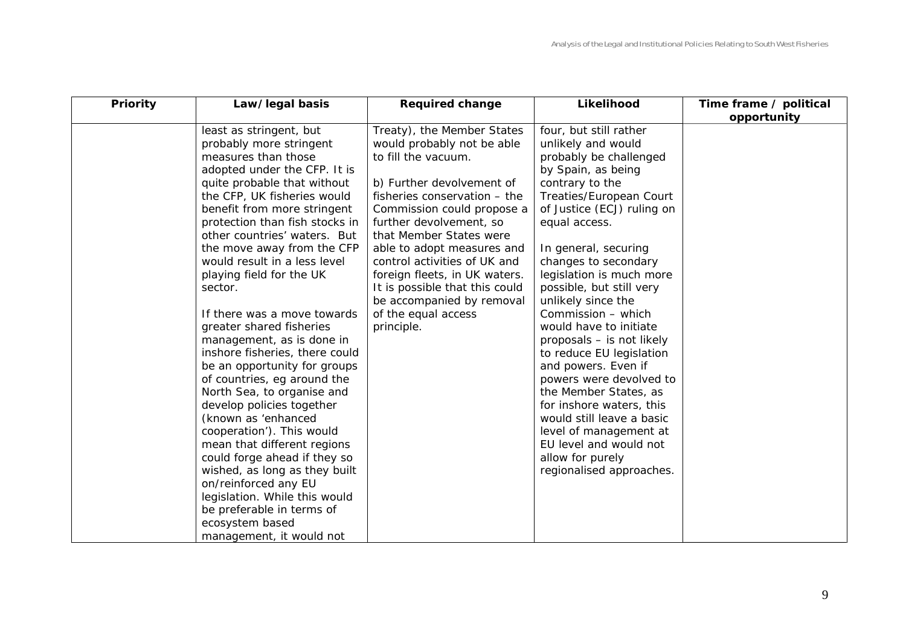| Priority | Law/ legal basis | Required change | Likelihood | Time frame / political opportunity |
|---|---|---|---|---|
| | least as stringent, but probably more stringent measures than those adopted under the CFP. It is quite probable that without the CFP, UK fisheries would benefit from more stringent protection than fish stocks in other countries' waters. But the move away from the CFP would result in a less level playing field for the UK sector.<br><br>If there was a move towards greater shared fisheries management, as is done in inshore fisheries, there could be an opportunity for groups of countries, eg around the North Sea, to organise and develop policies together (known as 'enhanced cooperation'). This would mean that different regions could forge ahead if they so wished, as long as they built on/reinforced any EU legislation. While this would be preferable in terms of ecosystem based management, it would not | Treaty), the Member States would probably not be able to fill the vacuum.<br><br>b) Further devolvement of fisheries conservation – the Commission could propose a further devolvement, so that Member States were able to adopt measures and control activities of UK and foreign fleets, in UK waters. It is possible that this could be accompanied by removal of the equal access principle. | four, but still rather unlikely and would probably be challenged by Spain, as being contrary to the Treaties/European Court of Justice (ECJ) ruling on equal access.<br><br>In general, securing changes to secondary legislation is much more possible, but still very unlikely since the Commission – which would have to initiate proposals – is not likely to reduce EU legislation and powers. Even if powers were devolved to the Member States, as for inshore waters, this would still leave a basic level of management at EU level and would not allow for purely regionalised approaches. | |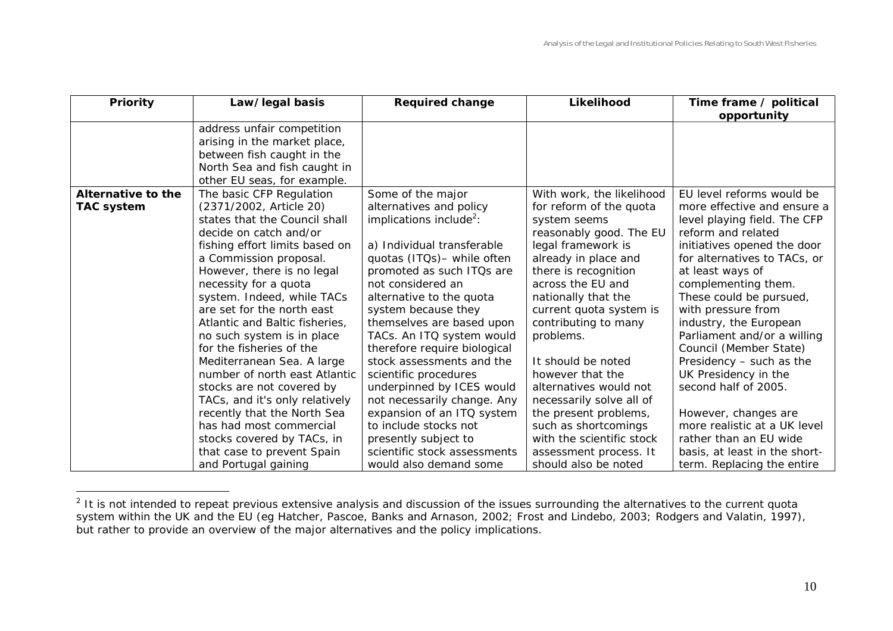| Priority | Law/ legal basis | Required change | Likelihood | Time frame / political opportunity |
|---|---|---|---|---|
| | address unfair competition arising in the market place, between fish caught in the North Sea and fish caught in other EU seas, for example. | | | |
| **Alternative to the TAC system** | The basic CFP Regulation (2371/2002, Article 20) states that the Council shall decide on catch and/or fishing effort limits based on a Commission proposal. However, there is no legal necessity for a quota system. Indeed, while TACs are set for the north east Atlantic and Baltic fisheries, no such system is in place for the fisheries of the Mediterranean Sea. A large number of north east Atlantic stocks are not covered by TACs, and it's only relatively recently that the North Sea has had most commercial stocks covered by TACs, in that case to prevent Spain and Portugal gaining | Some of the major alternatives and policy implications include[2]:<br><br>a) Individual transferable quotas (ITQs)– while often promoted as such ITQs are not considered an alternative to the quota system because they themselves are based upon TACs. An ITQ system would therefore require biological stock assessments and the scientific procedures underpinned by ICES would not necessarily change. Any expansion of an ITQ system to include stocks not presently subject to scientific stock assessments would also demand some | With work, the likelihood for reform of the quota system seems reasonably good. The EU legal framework is already in place and there is recognition across the EU and nationally that the current quota system is contributing to many problems.<br><br>It should be noted however that the alternatives would not necessarily solve all of the present problems, such as shortcomings with the scientific stock assessment process. It should also be noted | EU level reforms would be more effective and ensure a level playing field. The CFP reform and related initiatives opened the door for alternatives to TACs, or at least ways of complementing them. These could be pursued, with pressure from industry, the European Parliament and/or a willing Council (Member State) Presidency – such as the UK Presidency in the second half of 2005.<br><br>However, changes are more realistic at a UK level rather than an EU wide basis, at least in the short-term. Replacing the entire |

[2] It is not intended to repeat previous extensive analysis and discussion of the issues surrounding the alternatives to the current quota system within the UK and the EU (eg Hatcher, Pascoe, Banks and Arnason, 2002; Frost and Lindebo, 2003; Rodgers and Valatin, 1997), but rather to provide an overview of the major alternatives and the policy implications.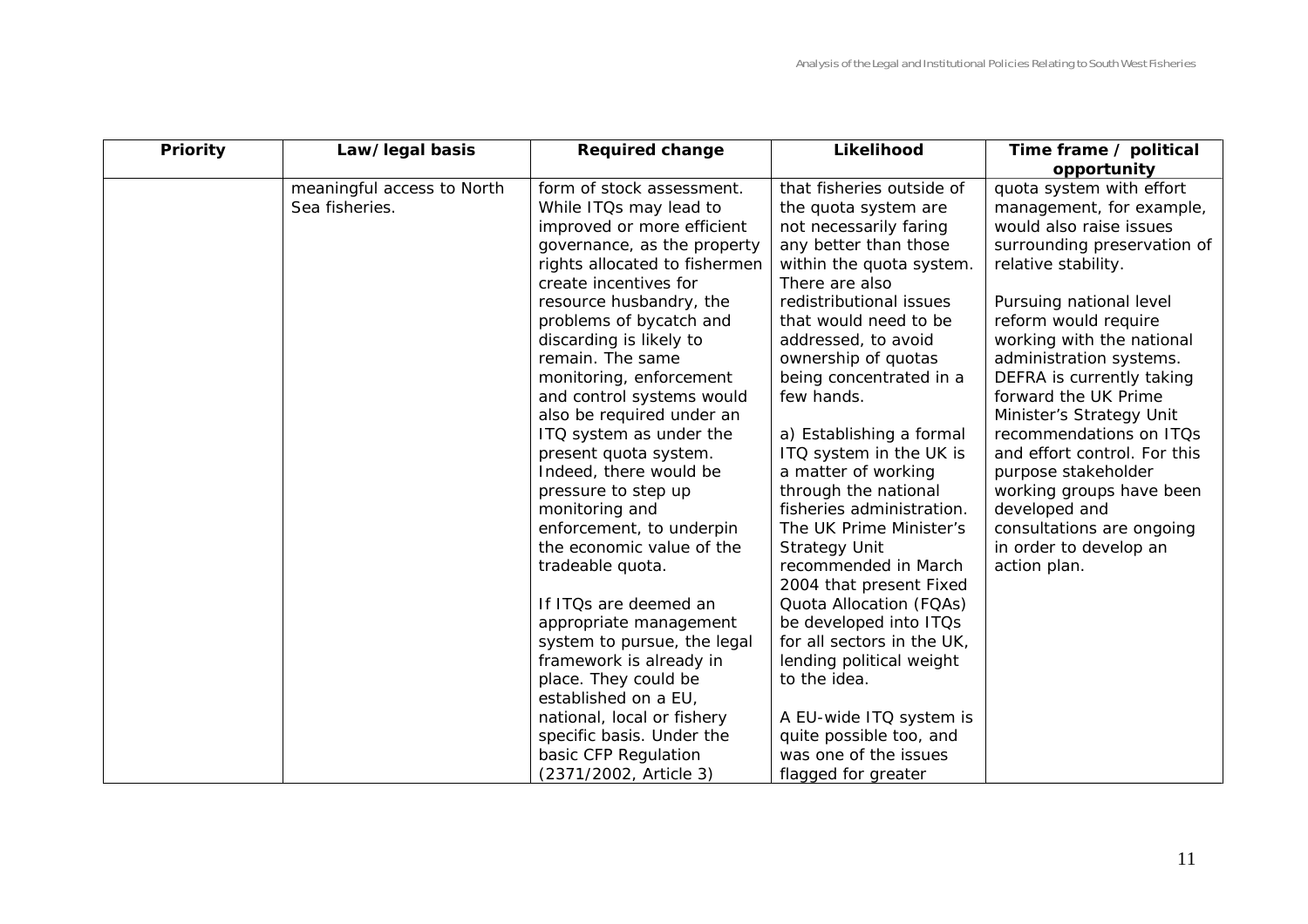| Priority | Law/legal basis | Required change | Likelihood | Time frame / political opportunity |
|---|---|---|---|---|
| | meaningful access to North Sea fisheries. | form of stock assessment. While ITQs may lead to improved or more efficient governance, as the property rights allocated to fishermen create incentives for resource husbandry, the problems of bycatch and discarding is likely to remain. The same monitoring, enforcement and control systems would also be required under an ITQ system as under the present quota system. Indeed, there would be pressure to step up monitoring and enforcement, to underpin the economic value of the tradeable quota.<br><br>If ITQs are deemed an appropriate management system to pursue, the legal framework is already in place. They could be established on a EU, national, local or fishery specific basis. Under the basic CFP Regulation (2371/2002, Article 3) | that fisheries outside of the quota system are not necessarily faring any better than those within the quota system. There are also redistributional issues that would need to be addressed, to avoid ownership of quotas being concentrated in a few hands.<br><br>a) Establishing a formal ITQ system in the UK is a matter of working through the national fisheries administration. The UK Prime Minister's Strategy Unit recommended in March 2004 that present Fixed Quota Allocation (FQAs) be developed into ITQs for all sectors in the UK, lending political weight to the idea.<br><br>A EU-wide ITQ system is quite possible too, and was one of the issues flagged for greater | quota system with effort management, for example, would also raise issues surrounding preservation of relative stability.<br><br>Pursuing national level reform would require working with the national administration systems. DEFRA is currently taking forward the UK Prime Minister's Strategy Unit recommendations on ITQs and effort control. For this purpose stakeholder working groups have been developed and consultations are ongoing in order to develop an action plan. |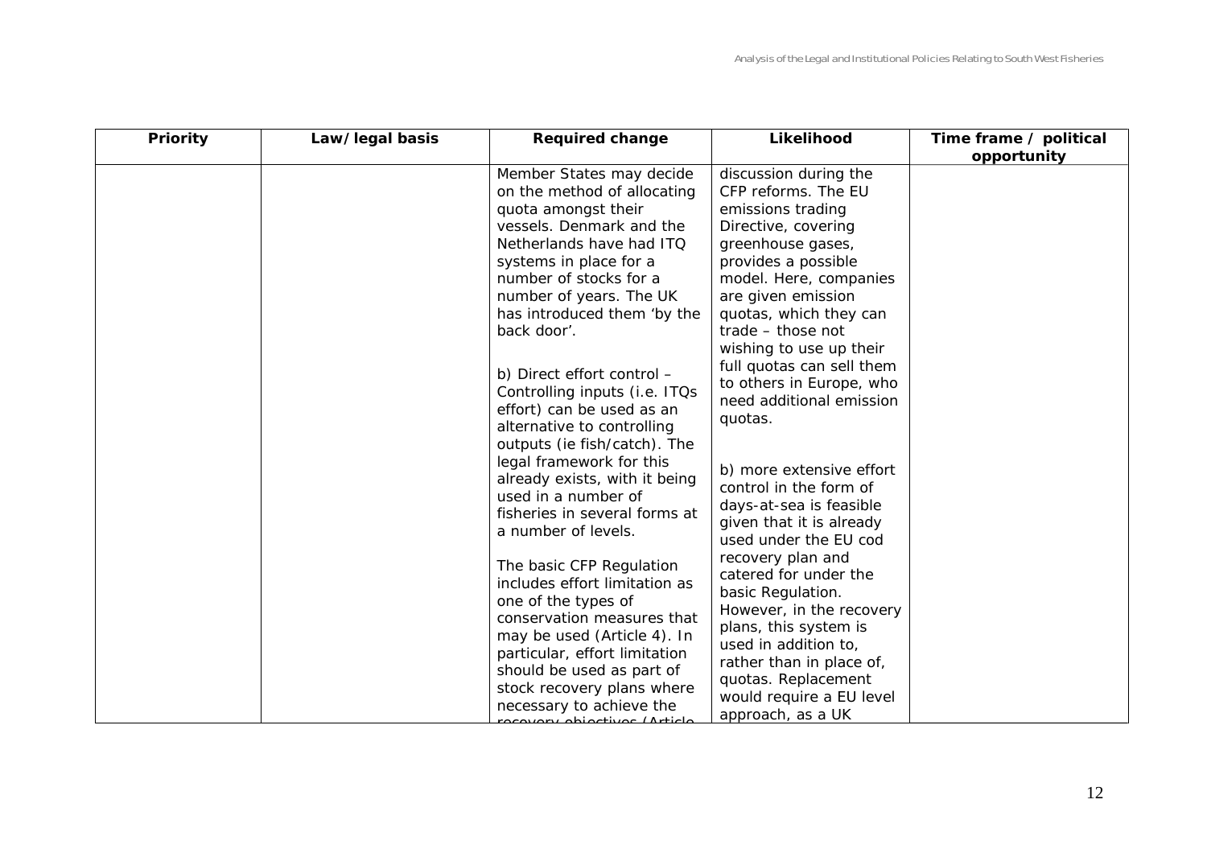| Priority | Law/legal basis | Required change | Likelihood | Time frame / political opportunity |
|---|---|---|---|---|
| | | Member States may decide on the method of allocating quota amongst their vessels. Denmark and the Netherlands have had ITQ systems in place for a number of stocks for a number of years. The UK has introduced them 'by the back door'.<br><br>b) Direct effort control – Controlling inputs (i.e. ITQs effort) can be used as an alternative to controlling outputs (ie fish/catch). The legal framework for this already exists, with it being used in a number of fisheries in several forms at a number of levels.<br><br>The basic CFP Regulation includes effort limitation as one of the types of conservation measures that may be used (Article 4). In particular, effort limitation should be used as part of stock recovery plans where necessary to achieve the recovery objectives (Article | discussion during the CFP reforms. The EU emissions trading Directive, covering greenhouse gases, provides a possible model. Here, companies are given emission quotas, which they can trade – those not wishing to use up their full quotas can sell them to others in Europe, who need additional emission quotas.<br><br>b) more extensive effort control in the form of days-at-sea is feasible given that it is already used under the EU cod recovery plan and catered for under the basic Regulation. However, in the recovery plans, this system is used in addition to, rather than in place of, quotas. Replacement would require a EU level approach, as a UK | |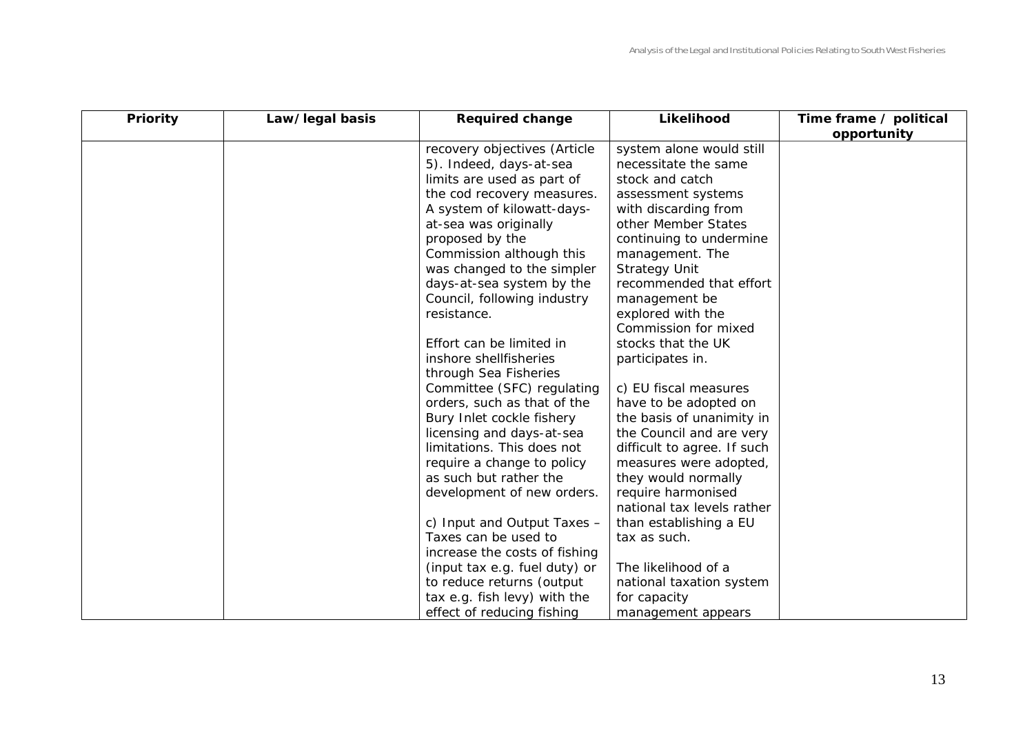| Priority | Law/legal basis | Required change | Likelihood | Time frame / political opportunity |
|---|---|---|---|---|
| | | recovery objectives (Article 5). Indeed, days-at-sea limits are used as part of the cod recovery measures. A system of kilowatt-days-at-sea was originally proposed by the Commission although this was changed to the simpler days-at-sea system by the Council, following industry resistance.<br><br>Effort can be limited in inshore shellfisheries through Sea Fisheries Committee (SFC) regulating orders, such as that of the Bury Inlet cockle fishery licensing and days-at-sea limitations. This does not require a change to policy as such but rather the development of new orders.<br><br>c) Input and Output Taxes – Taxes can be used to increase the costs of fishing (input tax e.g. fuel duty) or to reduce returns (output tax e.g. fish levy) with the effect of reducing fishing | system alone would still necessitate the same stock and catch assessment systems with discarding from other Member States continuing to undermine management. The Strategy Unit recommended that effort management be explored with the Commission for mixed stocks that the UK participates in.<br><br>c) EU fiscal measures have to be adopted on the basis of unanimity in the Council and are very difficult to agree. If such measures were adopted, they would normally require harmonised national tax levels rather than establishing a EU tax as such.<br><br>The likelihood of a national taxation system for capacity management appears | |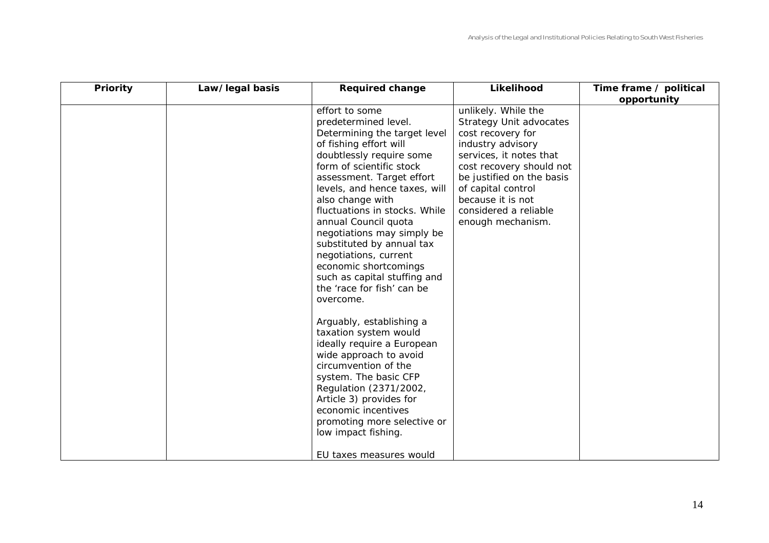| Priority | Law/ legal basis | Required change | Likelihood | Time frame / political opportunity |
|---|---|---|---|---|
| | | effort to some predetermined level. Determining the target level of fishing effort will doubtlessly require some form of scientific stock assessment. Target effort levels, and hence taxes, will also change with fluctuations in stocks. While annual Council quota negotiations may simply be substituted by annual tax negotiations, current economic shortcomings such as capital stuffing and the 'race for fish' can be overcome.<br><br>Arguably, establishing a taxation system would ideally require a European wide approach to avoid circumvention of the system. The basic CFP Regulation (2371/2002, Article 3) provides for economic incentives promoting more selective or low impact fishing.<br><br>EU taxes measures would | unlikely. While the Strategy Unit advocates cost recovery for industry advisory services, it notes that cost recovery should not be justified on the basis of capital control because it is not considered a reliable enough mechanism. | |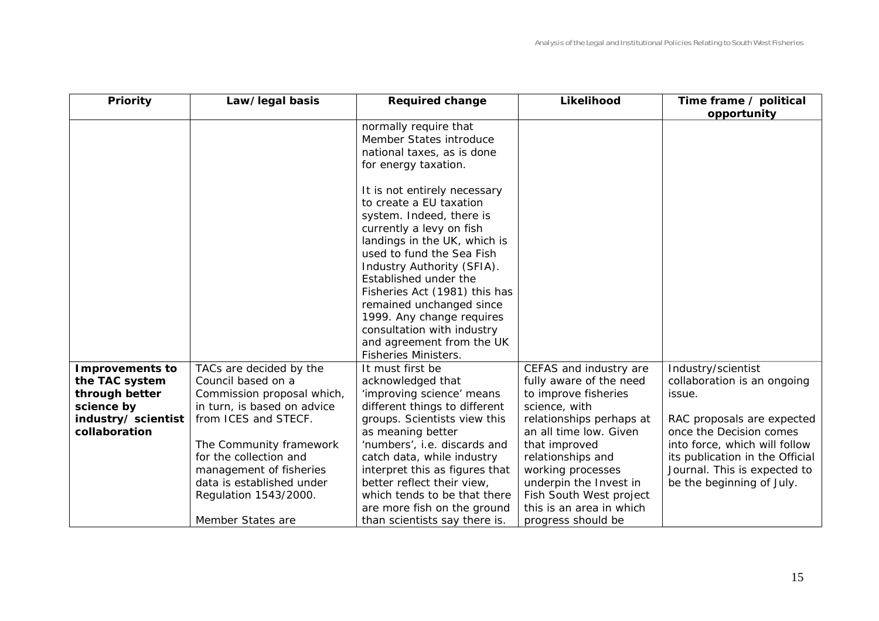| Priority | Law/ legal basis | Required change | Likelihood | Time frame / political opportunity |
|---|---|---|---|---|
| | | normally require that Member States introduce national taxes, as is done for energy taxation.<br><br>It is not entirely necessary to create a EU taxation system. Indeed, there is currently a levy on fish landings in the UK, which is used to fund the Sea Fish Industry Authority (SFIA). Established under the Fisheries Act (1981) this has remained unchanged since 1999. Any change requires consultation with industry and agreement from the UK Fisheries Ministers. | | |
| **Improvements to the TAC system through better science by industry/ scientist collaboration** | TACs are decided by the Council based on a Commission proposal which, in turn, is based on advice from ICES and STECF.<br><br>The Community framework for the collection and management of fisheries data is established under Regulation 1543/2000.<br><br>Member States are | It must first be acknowledged that 'improving science' means different things to different groups. Scientists view this as meaning better 'numbers', i.e. discards and catch data, while industry interpret this as figures that better reflect their view, which tends to be that there are more fish on the ground than scientists say there is. | CEFAS and industry are fully aware of the need to improve fisheries science, with relationships perhaps at an all time low. Given that improved relationships and working processes underpin the Invest in Fish South West project this is an area in which progress should be | Industry/scientist collaboration is an ongoing issue.<br><br>RAC proposals are expected once the Decision comes into force, which will follow its publication in the Official Journal. This is expected to be the beginning of July. |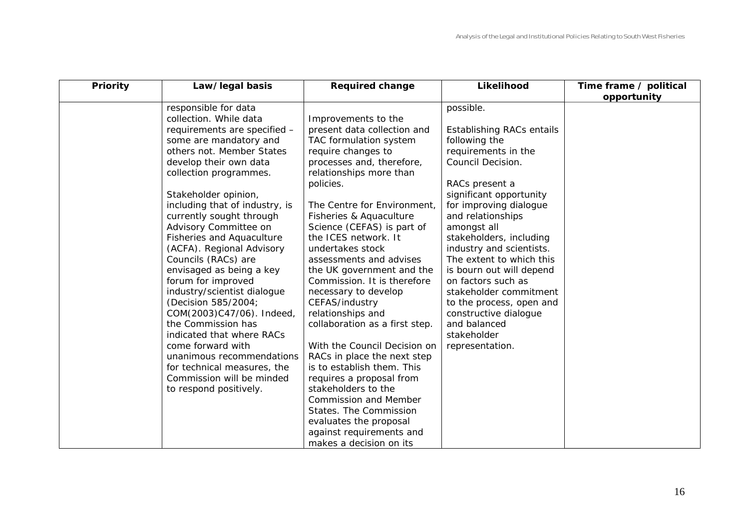| Priority | Law/ legal basis | Required change | Likelihood | Time frame / political opportunity |
|---|---|---|---|---|
| | responsible for data collection. While data requirements are specified – some are mandatory and others not. Member States develop their own data collection programmes.<br><br>Stakeholder opinion, including that of industry, is currently sought through Advisory Committee on Fisheries and Aquaculture (ACFA). Regional Advisory Councils (RACs) are envisaged as being a key forum for improved industry/scientist dialogue (Decision 585/2004; COM(2003)C47/06). Indeed, the Commission has indicated that where RACs come forward with unanimous recommendations for technical measures, the Commission will be minded to respond positively. | Improvements to the present data collection and TAC formulation system require changes to processes and, therefore, relationships more than policies.<br><br>The Centre for Environment, Fisheries & Aquaculture Science (CEFAS) is part of the ICES network. It undertakes stock assessments and advises the UK government and the Commission. It is therefore necessary to develop CEFAS/industry relationships and collaboration as a first step.<br><br>With the Council Decision on RACs in place the next step is to establish them. This requires a proposal from stakeholders to the Commission and Member States. The Commission evaluates the proposal against requirements and makes a decision on its | possible.<br><br>Establishing RACs entails following the requirements in the Council Decision.<br><br>RACs present a significant opportunity for improving dialogue and relationships amongst all stakeholders, including industry and scientists. The extent to which this is bourn out will depend on factors such as stakeholder commitment to the process, open and constructive dialogue and balanced stakeholder representation. | |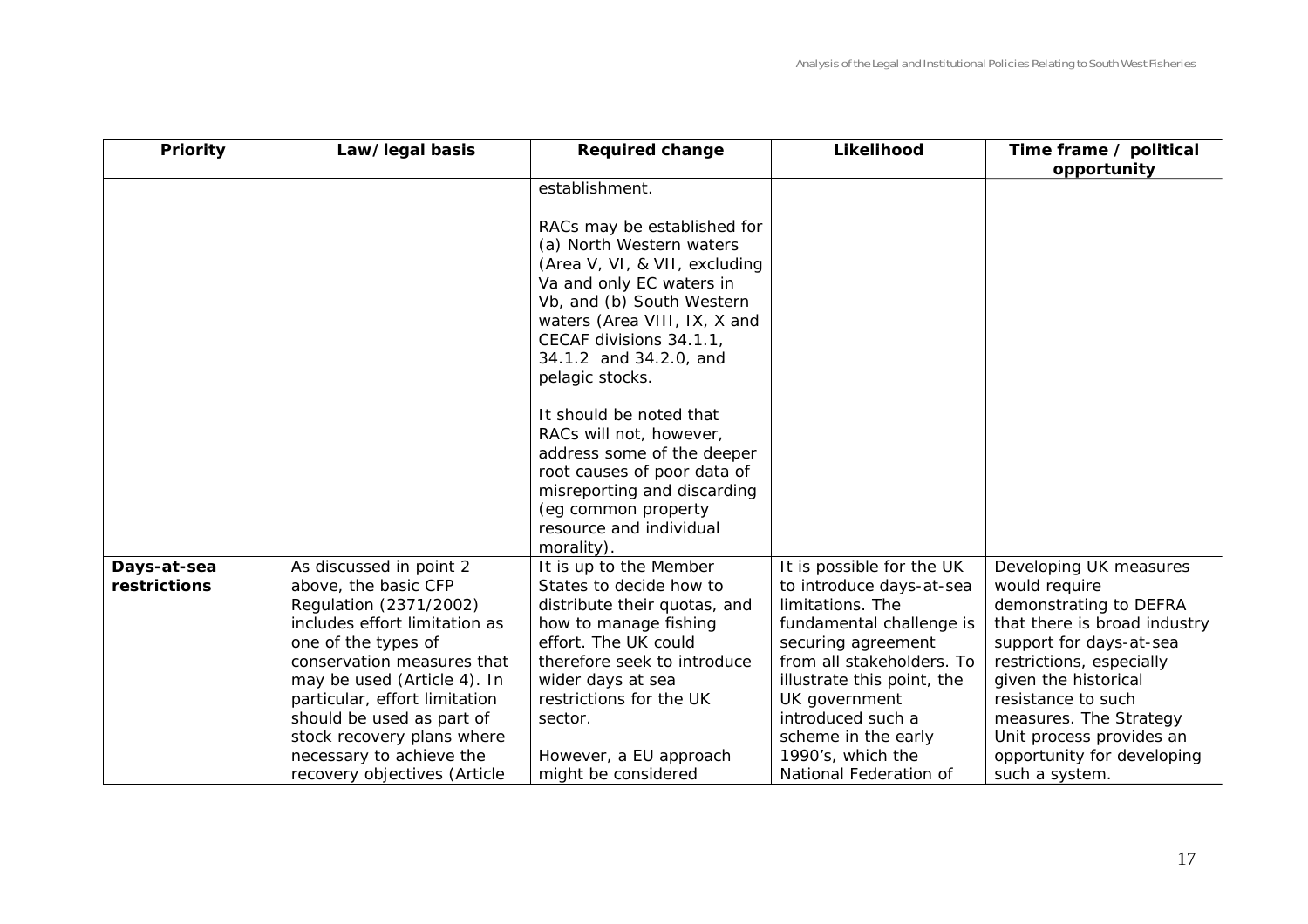| Priority | Law/ legal basis | Required change | Likelihood | Time frame / political opportunity |
|---|---|---|---|---|
| | | establishment.<br><br>RACs may be established for (a) North Western waters (Area V, VI, & VII, excluding Va and only EC waters in Vb, and (b) South Western waters (Area VIII, IX, X and CECAF divisions 34.1.1, 34.1.2 and 34.2.0, and pelagic stocks.<br><br>It should be noted that RACs will not, however, address some of the deeper root causes of poor data of misreporting and discarding (eg common property resource and individual morality). | | |
| **Days-at-sea restrictions** | As discussed in point 2 above, the basic CFP Regulation (2371/2002) includes effort limitation as one of the types of conservation measures that may be used (Article 4). In particular, effort limitation should be used as part of stock recovery plans where necessary to achieve the recovery objectives (Article | It is up to the Member States to decide how to distribute their quotas, and how to manage fishing effort. The UK could therefore seek to introduce wider days at sea restrictions for the UK sector.<br><br>However, a EU approach might be considered | It is possible for the UK to introduce days-at-sea limitations. The fundamental challenge is securing agreement from all stakeholders. To illustrate this point, the UK government introduced such a scheme in the early 1990's, which the National Federation of | Developing UK measures would require demonstrating to DEFRA that there is broad industry support for days-at-sea restrictions, especially given the historical resistance to such measures. The Strategy Unit process provides an opportunity for developing such a system. |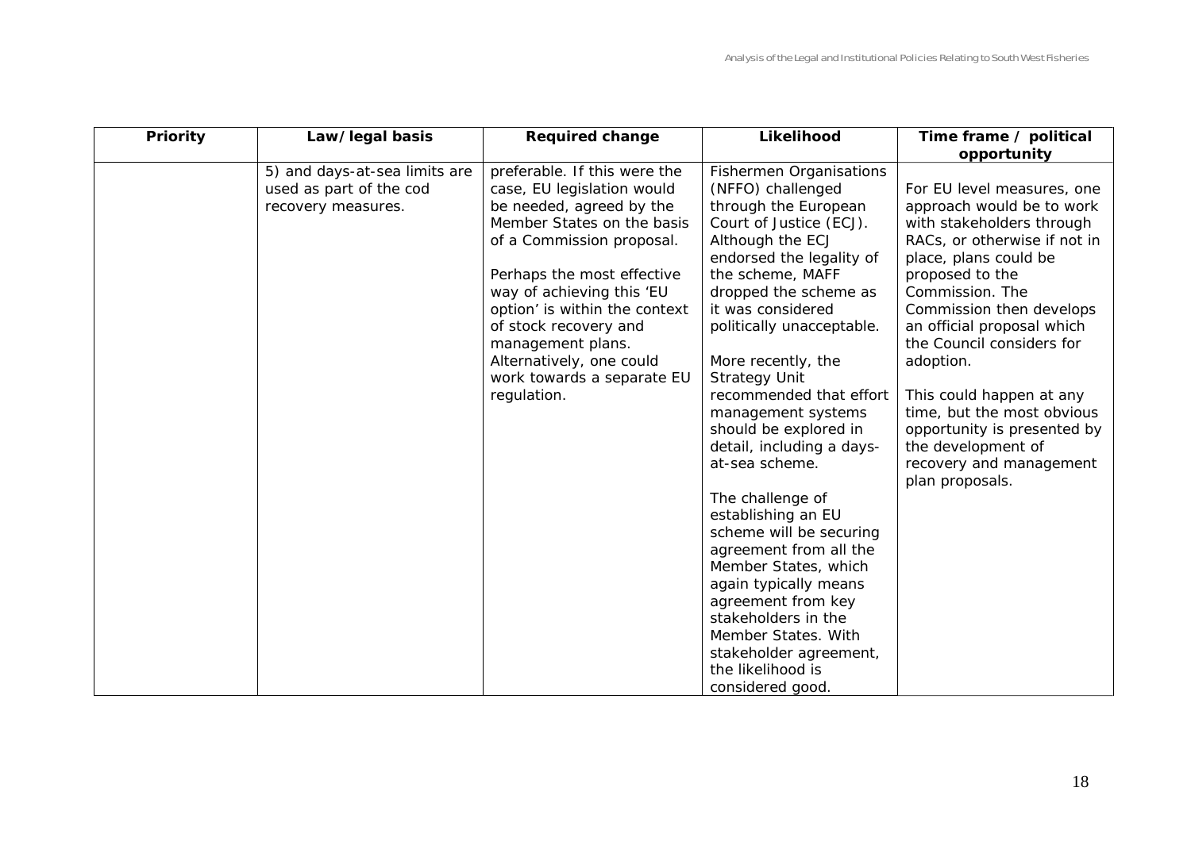| Priority | Law/ legal basis | Required change | Likelihood | Time frame / political opportunity |
|---|---|---|---|---|
| | 5) and days-at-sea limits are used as part of the cod recovery measures. | preferable. If this were the case, EU legislation would be needed, agreed by the Member States on the basis of a Commission proposal.<br><br>Perhaps the most effective way of achieving this 'EU option' is within the context of stock recovery and management plans. Alternatively, one could work towards a separate EU regulation. | Fishermen Organisations (NFFO) challenged through the European Court of Justice (ECJ). Although the ECJ endorsed the legality of the scheme, MAFF dropped the scheme as it was considered politically unacceptable.<br><br>More recently, the Strategy Unit recommended that effort management systems should be explored in detail, including a days-at-sea scheme.<br><br>The challenge of establishing an EU scheme will be securing agreement from all the Member States, which again typically means agreement from key stakeholders in the Member States. With stakeholder agreement, the likelihood is considered good. | For EU level measures, one approach would be to work with stakeholders through RACs, or otherwise if not in place, plans could be proposed to the Commission. The Commission then develops an official proposal which the Council considers for adoption.<br><br>This could happen at any time, but the most obvious opportunity is presented by the development of recovery and management plan proposals. |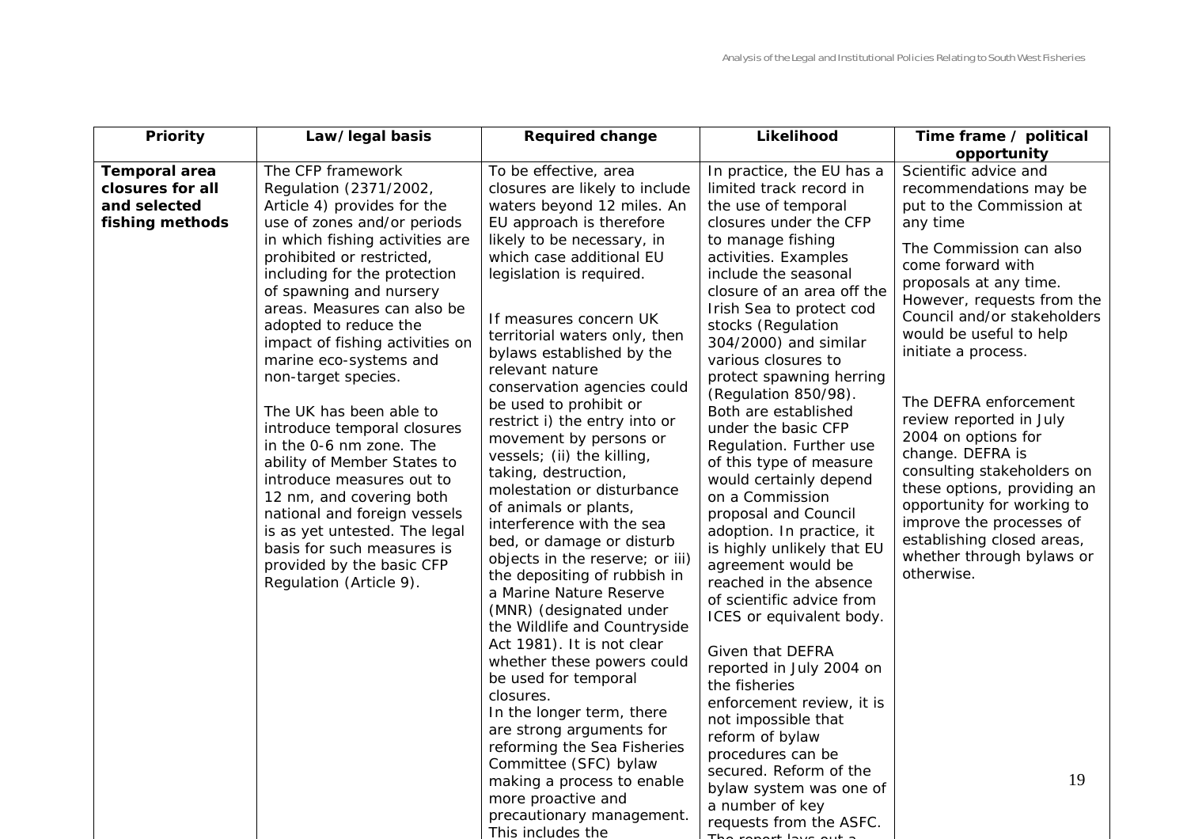| Priority | Law/ legal basis | Required change | Likelihood | Time frame / political opportunity |
|---|---|---|---|---|
| **Temporal area closures for all and selected fishing methods** | The CFP framework Regulation (2371/2002, Article 4) provides for the use of zones and/or periods in which fishing activities are prohibited or restricted, including for the protection of spawning and nursery areas. Measures can also be adopted to reduce the impact of fishing activities on marine eco-systems and non-target species.<br><br>The UK has been able to introduce temporal closures in the 0-6 nm zone. The ability of Member States to introduce measures out to 12 nm, and covering both national and foreign vessels is as yet untested. The legal basis for such measures is provided by the basic CFP Regulation (Article 9). | To be effective, area closures are likely to include waters beyond 12 miles. An EU approach is therefore likely to be necessary, in which case additional EU legislation is required.<br><br>If measures concern UK territorial waters only, then bylaws established by the relevant nature conservation agencies could be used to prohibit or restrict i) the entry into or movement by persons or vessels; (ii) the killing, taking, destruction, molestation or disturbance of animals or plants, interference with the sea bed, or damage or disturb objects in the reserve; or iii) the depositing of rubbish in a Marine Nature Reserve (MNR) (designated under the Wildlife and Countryside Act 1981). It is not clear whether these powers could be used for temporal closures.<br>In the longer term, there are strong arguments for reforming the Sea Fisheries Committee (SFC) bylaw making a process to enable more proactive and precautionary management. This includes the | In practice, the EU has a limited track record in the use of temporal closures under the CFP to manage fishing activities. Examples include the seasonal closure of an area off the Irish Sea to protect cod stocks (Regulation 304/2000) and similar various closures to protect spawning herring (Regulation 850/98). Both are established under the basic CFP Regulation. Further use of this type of measure would certainly depend on a Commission proposal and Council adoption. In practice, it is highly unlikely that EU agreement would be reached in the absence of scientific advice from ICES or equivalent body.<br><br>Given that DEFRA reported in July 2004 on the fisheries enforcement review, it is not impossible that reform of bylaw procedures can be secured. Reform of the bylaw system was one of a number of key requests from the ASFC. | Scientific advice and recommendations may be put to the Commission at any time<br><br>The Commission can also come forward with proposals at any time. However, requests from the Council and/or stakeholders would be useful to help initiate a process.<br><br>The DEFRA enforcement review reported in July 2004 on options for change. DEFRA is consulting stakeholders on these options, providing an opportunity for working to improve the processes of establishing closed areas, whether through bylaws or otherwise. |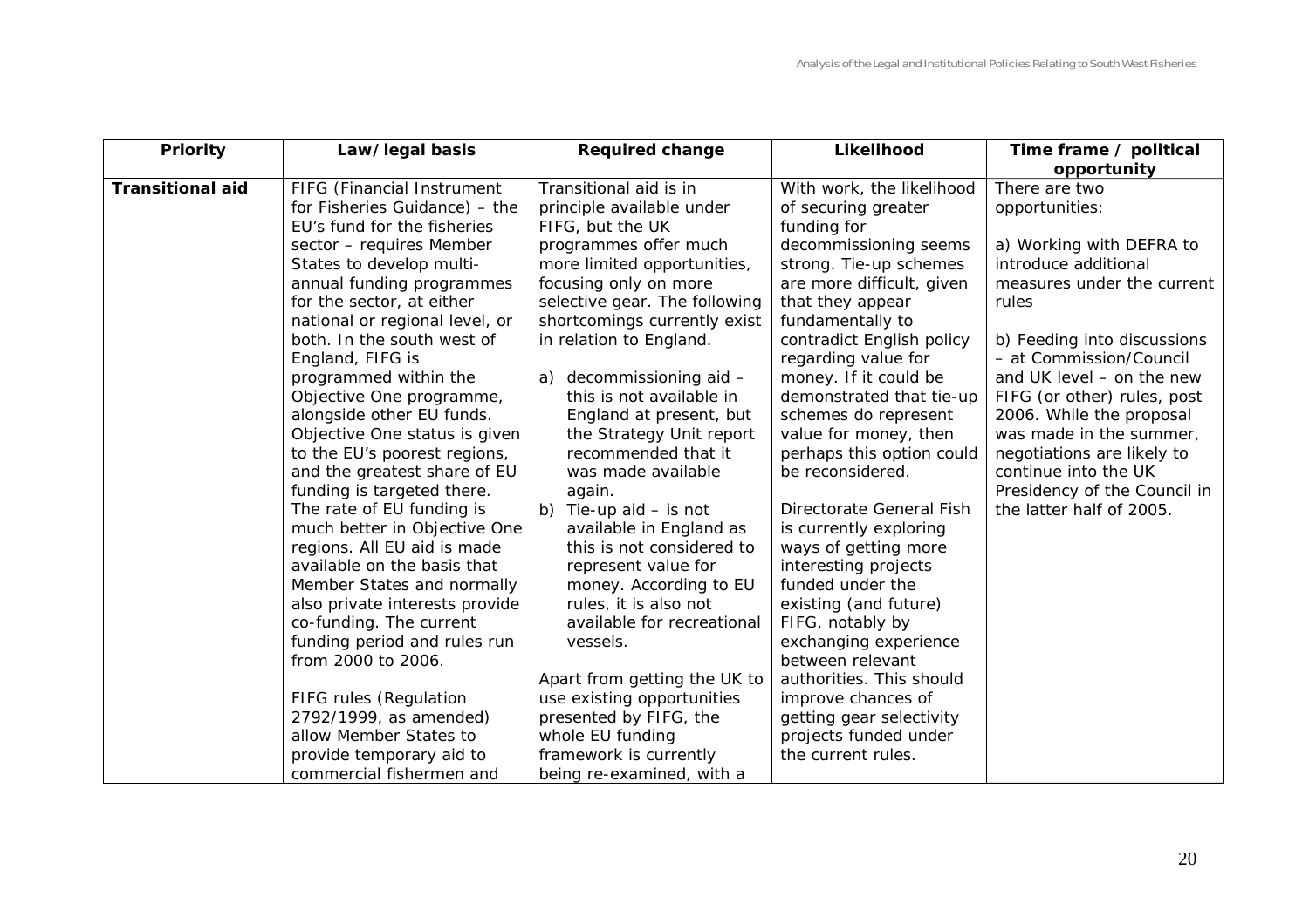| Priority | Law/ legal basis | Required change | Likelihood | Time frame / political opportunity |
|---|---|---|---|---|
| **Transitional aid** | FIFG (Financial Instrument for Fisheries Guidance) – the EU's fund for the fisheries sector – requires Member States to develop multi-annual funding programmes for the sector, at either national or regional level, or both. In the south west of England, FIFG is programmed within the Objective One programme, alongside other EU funds. Objective One status is given to the EU's poorest regions, and the greatest share of EU funding is targeted there. The rate of EU funding is much better in Objective One regions. All EU aid is made available on the basis that Member States and normally also private interests provide co-funding. The current funding period and rules run from 2000 to 2006.<br><br>FIFG rules (Regulation 2792/1999, as amended) allow Member States to provide temporary aid to commercial fishermen and | Transitional aid is in principle available under FIFG, but the UK programmes offer much more limited opportunities, focusing only on more selective gear. The following shortcomings currently exist in relation to England.<br><br>a) decommissioning aid – this is not available in England at present, but the Strategy Unit report recommended that it was made available again.<br>b) Tie-up aid – is not available in England as this is not considered to represent value for money. According to EU rules, it is also not available for recreational vessels.<br><br>Apart from getting the UK to use existing opportunities presented by FIFG, the whole EU funding framework is currently being re-examined, with a | With work, the likelihood of securing greater funding for decommissioning seems strong. Tie-up schemes are more difficult, given that they appear fundamentally to contradict English policy regarding value for money. If it could be demonstrated that tie-up schemes do represent value for money, then perhaps this option could be reconsidered.<br><br>Directorate General Fish is currently exploring ways of getting more interesting projects funded under the existing (and future) FIFG, notably by exchanging experience between relevant authorities. This should improve chances of getting gear selectivity projects funded under the current rules. | There are two opportunities:<br><br>a) Working with DEFRA to introduce additional measures under the current rules<br><br>b) Feeding into discussions – at Commission/Council and UK level – on the new FIFG (or other) rules, post 2006. While the proposal was made in the summer, negotiations are likely to continue into the UK Presidency of the Council in the latter half of 2005. |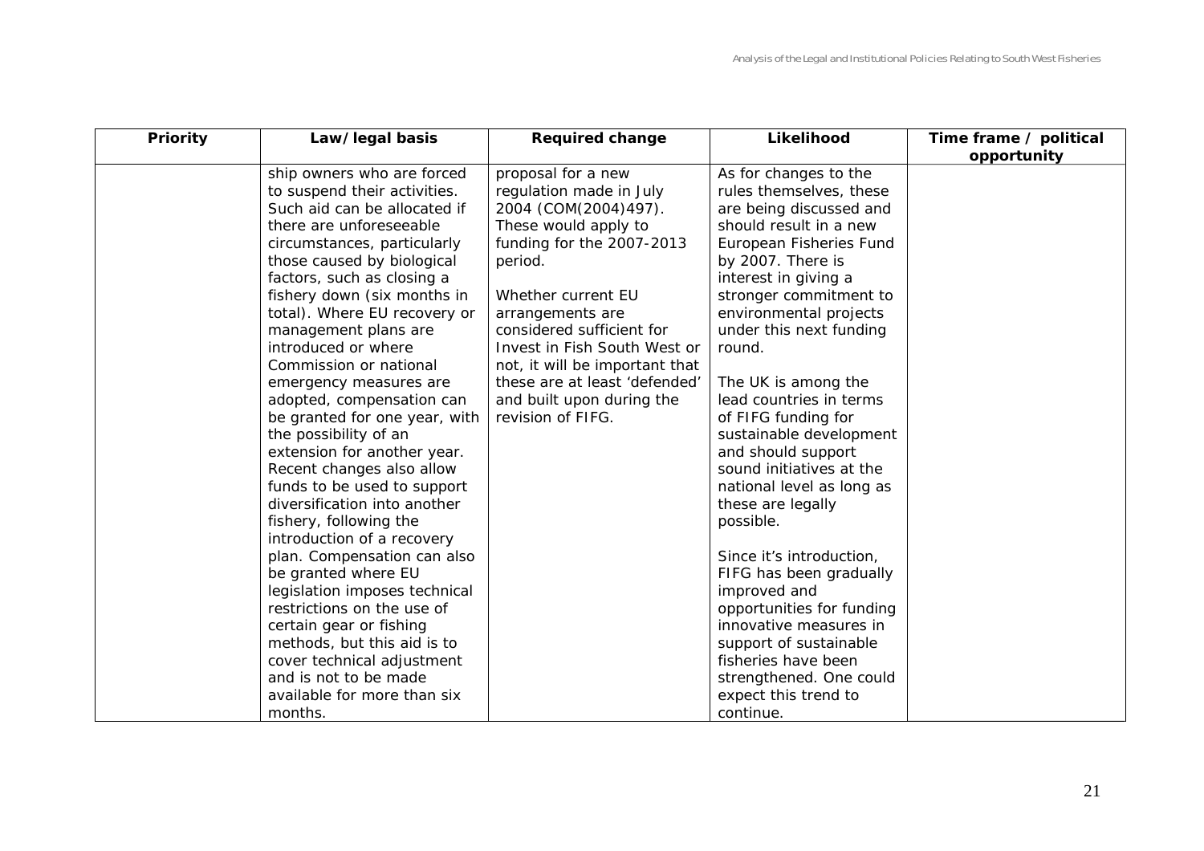| Priority | Law/legal basis | Required change | Likelihood | Time frame / political opportunity |
|---|---|---|---|---|
| | ship owners who are forced to suspend their activities. Such aid can be allocated if there are unforeseeable circumstances, particularly those caused by biological factors, such as closing a fishery down (six months in total). Where EU recovery or management plans are introduced or where Commission or national emergency measures are adopted, compensation can be granted for one year, with the possibility of an extension for another year. Recent changes also allow funds to be used to support diversification into another fishery, following the introduction of a recovery plan. Compensation can also be granted where EU legislation imposes technical restrictions on the use of certain gear or fishing methods, but this aid is to cover technical adjustment and is not to be made available for more than six months. | proposal for a new regulation made in July 2004 (COM(2004)497). These would apply to funding for the 2007-2013 period.<br><br>Whether current EU arrangements are considered sufficient for Invest in Fish South West or not, it will be important that these are at least 'defended' and built upon during the revision of FIFG. | As for changes to the rules themselves, these are being discussed and should result in a new European Fisheries Fund by 2007. There is interest in giving a stronger commitment to environmental projects under this next funding round.<br><br>The UK is among the lead countries in terms of FIFG funding for sustainable development and should support sound initiatives at the national level as long as these are legally possible.<br><br>Since it's introduction, FIFG has been gradually improved and opportunities for funding innovative measures in support of sustainable fisheries have been strengthened. One could expect this trend to continue. | |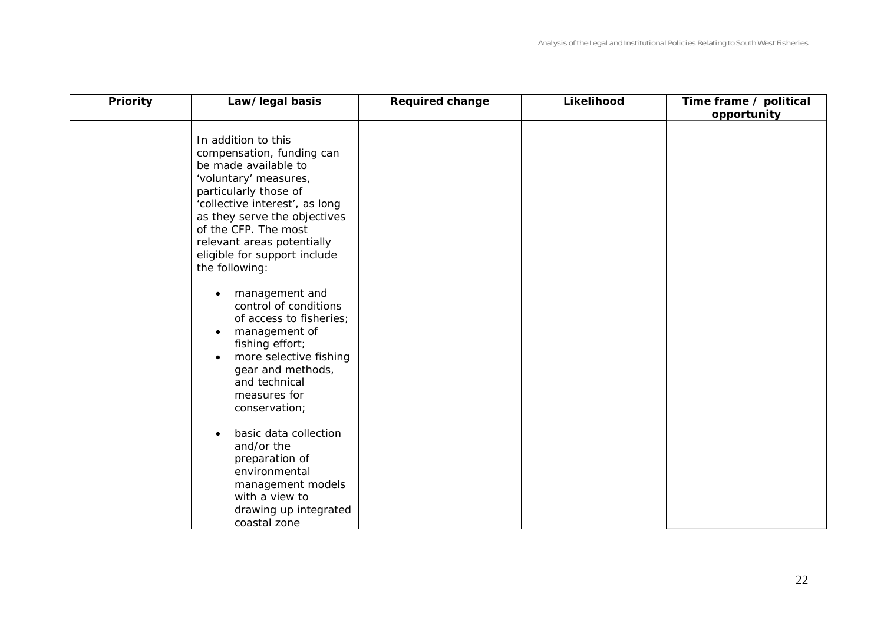| Priority | Law/ legal basis | Required change | Likelihood | Time frame / political opportunity |
|---|---|---|---|---|
| | In addition to this compensation, funding can be made available to 'voluntary' measures, particularly those of 'collective interest', as long as they serve the objectives of the CFP. The most relevant areas potentially eligible for support include the following:<br><br>• management and control of conditions of access to fisheries;<br>• management of fishing effort;<br>• more selective fishing gear and methods, and technical measures for conservation;<br><br>• basic data collection and/or the preparation of environmental management models with a view to drawing up integrated coastal zone | | | |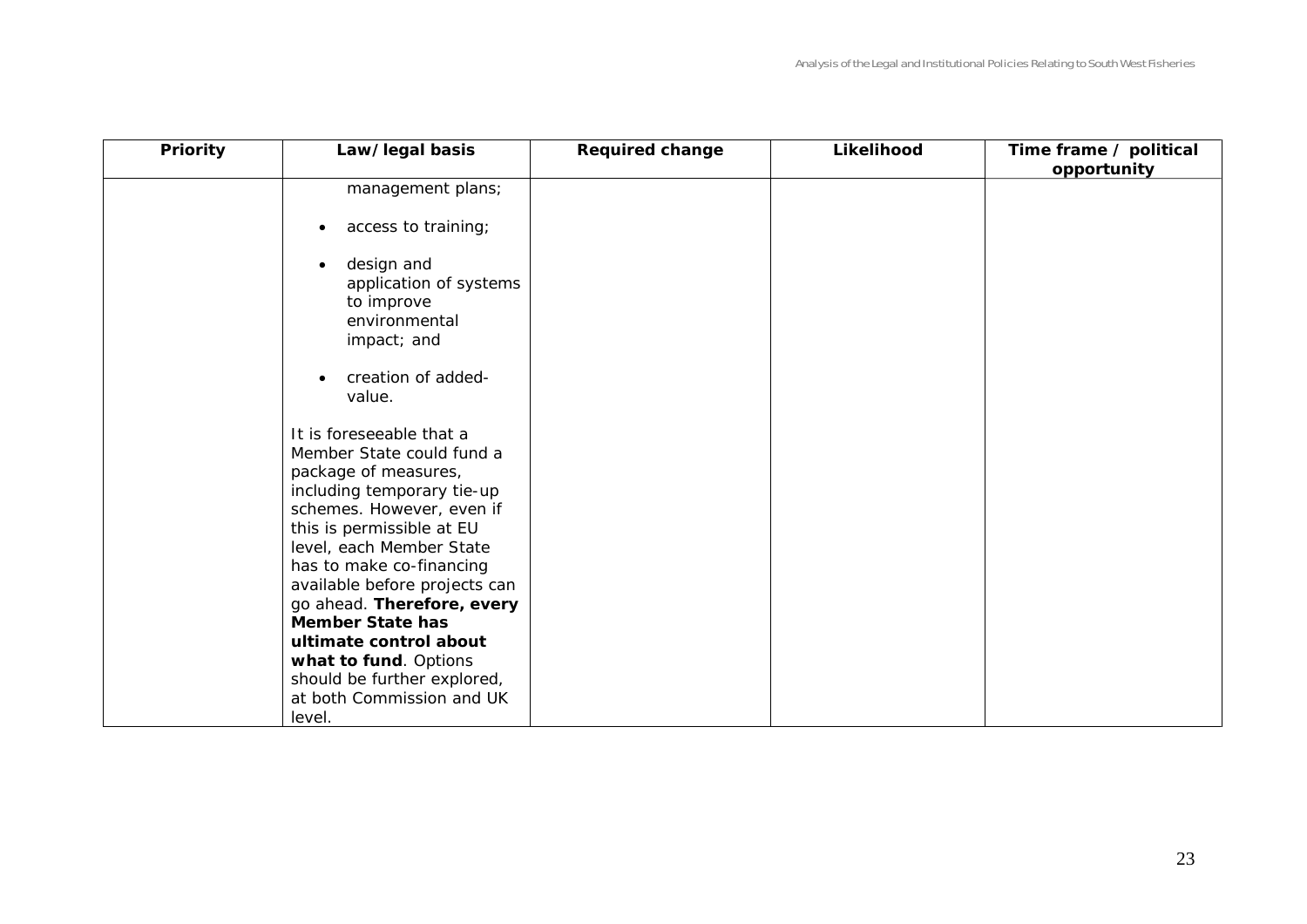| Priority | Law/ legal basis | Required change | Likelihood | Time frame / political opportunity |
| --- | --- | --- | --- | --- |
| | management plans;<br><br>• access to training;<br><br>• design and application of systems to improve environmental impact; and<br><br>• creation of added-value.<br><br>It is foreseeable that a Member State could fund a package of measures, including temporary tie-up schemes. However, even if this is permissible at EU level, each Member State has to make co-financing available before projects can go ahead. **Therefore, every Member State has ultimate control about what to fund**. Options should be further explored, at both Commission and UK level. | | | |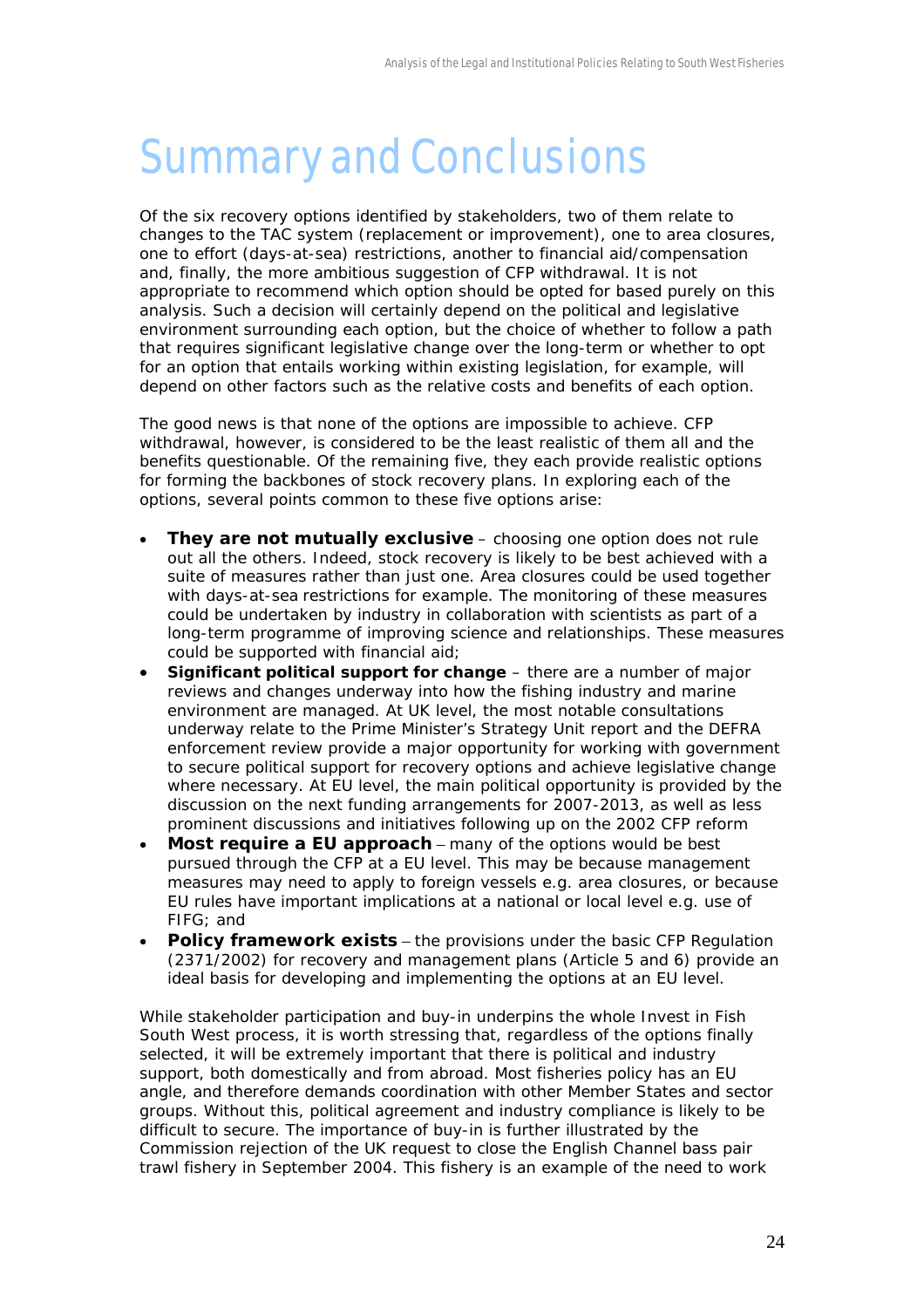# Summary and Conclusions

Of the six recovery options identified by stakeholders, two of them relate to changes to the TAC system (replacement or improvement), one to area closures, one to effort (days-at-sea) restrictions, another to financial aid/compensation and, finally, the more ambitious suggestion of CFP withdrawal. It is not appropriate to recommend which option should be opted for based purely on this analysis. Such a decision will certainly depend on the political and legislative environment surrounding each option, but the choice of whether to follow a path that requires significant legislative change over the long-term or whether to opt for an option that entails working within existing legislation, for example, will depend on other factors such as the relative costs and benefits of each option.

The good news is that none of the options are impossible to achieve. CFP withdrawal, however, is considered to be the least realistic of them all and the benefits questionable. Of the remaining five, they each provide realistic options for forming the backbones of stock recovery plans. In exploring each of the options, several points common to these five options arise:

- **They are not mutually exclusive** – choosing one option does not rule out all the others. Indeed, stock recovery is likely to be best achieved with a suite of measures rather than just one. Area closures could be used together with days-at-sea restrictions for example. The monitoring of these measures could be undertaken by industry in collaboration with scientists as part of a long-term programme of improving science and relationships. These measures could be supported with financial aid;
- **Significant political support for change** – there are a number of major reviews and changes underway into how the fishing industry and marine environment are managed. At UK level, the most notable consultations underway relate to the Prime Minister's Strategy Unit report and the DEFRA enforcement review provide a major opportunity for working with government to secure political support for recovery options and achieve legislative change where necessary. At EU level, the main political opportunity is provided by the discussion on the next funding arrangements for 2007-2013, as well as less prominent discussions and initiatives following up on the 2002 CFP reform
- **Most require a EU approach** – many of the options would be best pursued through the CFP at a EU level. This may be because management measures may need to apply to foreign vessels e.g. area closures, or because EU rules have important implications at a national or local level e.g. use of FIFG; and
- **Policy framework exists** – the provisions under the basic CFP Regulation (2371/2002) for recovery and management plans (Article 5 and 6) provide an ideal basis for developing and implementing the options at an EU level.

While stakeholder participation and buy-in underpins the whole Invest in Fish South West process, it is worth stressing that, regardless of the options finally selected, it will be extremely important that there is political and industry support, both domestically and from abroad. Most fisheries policy has an EU angle, and therefore demands coordination with other Member States and sector groups. Without this, political agreement and industry compliance is likely to be difficult to secure. The importance of buy-in is further illustrated by the Commission rejection of the UK request to close the English Channel bass pair trawl fishery in September 2004. This fishery is an example of the need to work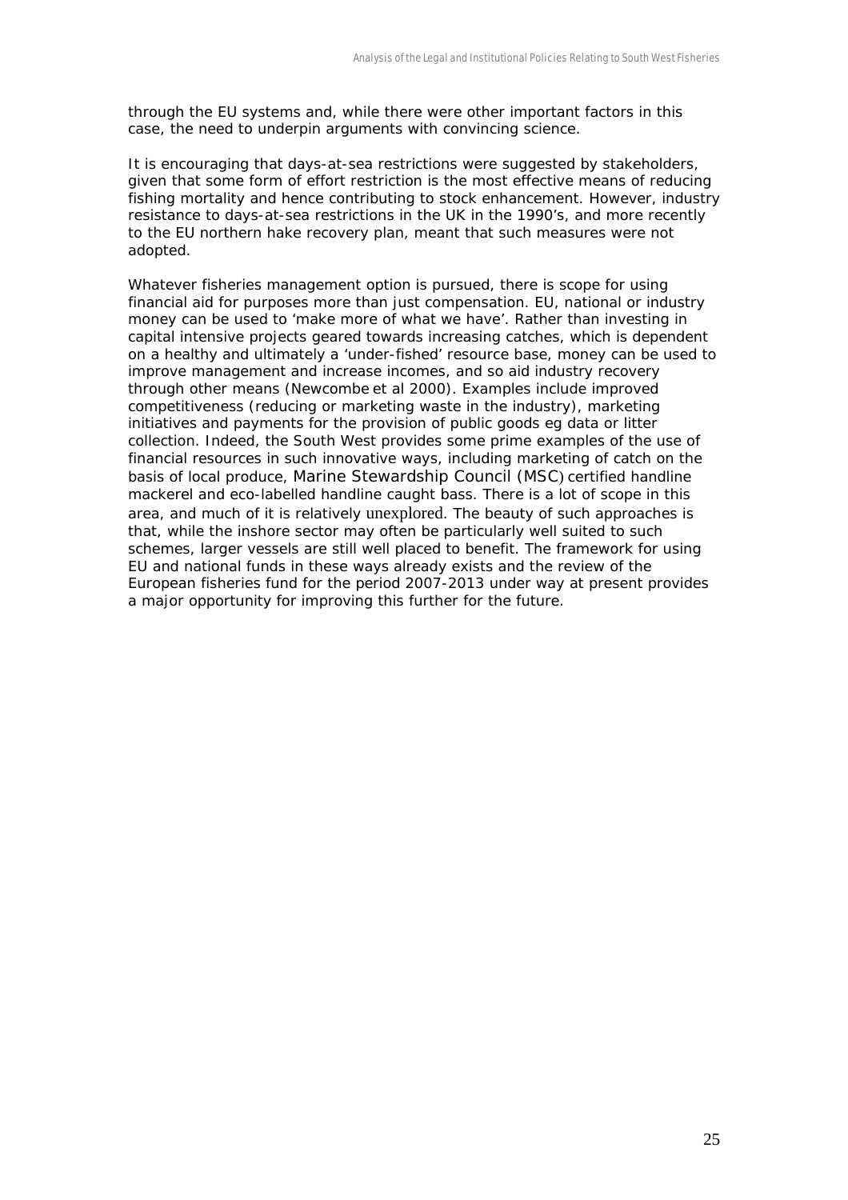through the EU systems and, while there were other important factors in this case, the need to underpin arguments with convincing science.

It is encouraging that days-at-sea restrictions were suggested by stakeholders, given that some form of effort restriction is the most effective means of reducing fishing mortality and hence contributing to stock enhancement. However, industry resistance to days-at-sea restrictions in the UK in the 1990's, and more recently to the EU northern hake recovery plan, meant that such measures were not adopted.

Whatever fisheries management option is pursued, there is scope for using financial aid for purposes more than just compensation. EU, national or industry money can be used to 'make more of what we have'. Rather than investing in capital intensive projects geared towards increasing catches, which is dependent on a healthy and ultimately a 'under-fished' resource base, money can be used to improve management and increase incomes, and so aid industry recovery through other means (Newcombe et al 2000). Examples include improved competitiveness (reducing or marketing waste in the industry), marketing initiatives and payments for the provision of public goods eg data or litter collection. Indeed, the South West provides some prime examples of the use of financial resources in such innovative ways, including marketing of catch on the basis of local produce, Marine Stewardship Council (MSC) certified handline mackerel and eco-labelled handline caught bass. There is a lot of scope in this area, and much of it is relatively unexplored. The beauty of such approaches is that, while the inshore sector may often be particularly well suited to such schemes, larger vessels are still well placed to benefit. The framework for using EU and national funds in these ways already exists and the review of the European fisheries fund for the period 2007-2013 under way at present provides a major opportunity for improving this further for the future.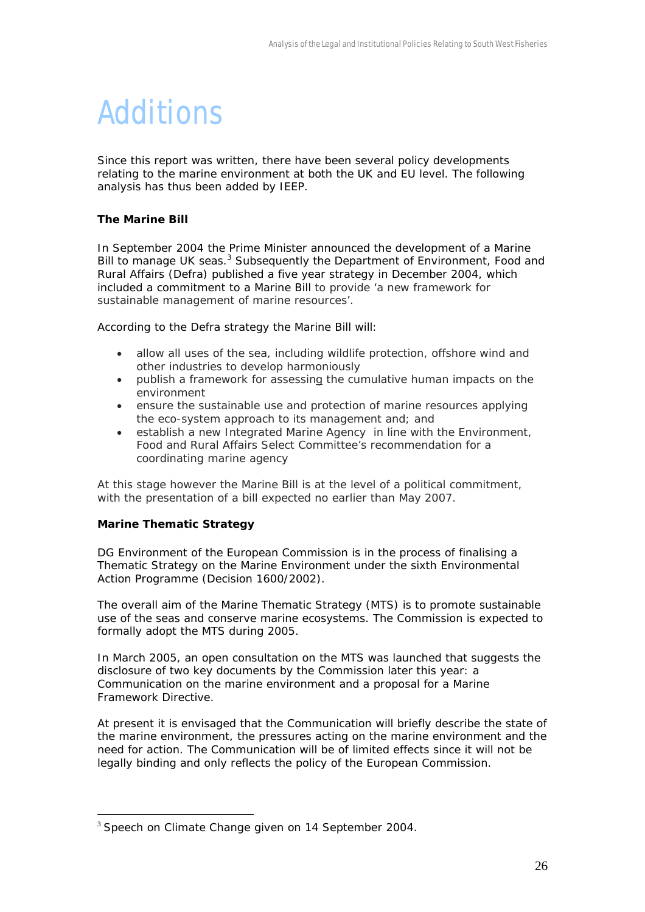# Additions

Since this report was written, there have been several policy developments relating to the marine environment at both the UK and EU level. The following analysis has thus been added by IEEP.

**The Marine Bill**

In September 2004 the Prime Minister announced the development of a Marine Bill to manage UK seas.[3] Subsequently the Department of Environment, Food and Rural Affairs (Defra) published a five year strategy in December 2004, which included a commitment to a Marine Bill to provide 'a new framework for sustainable management of marine resources'.

According to the Defra strategy the Marine Bill will:

- allow all uses of the sea, including wildlife protection, offshore wind and other industries to develop harmoniously
- publish a framework for assessing the cumulative human impacts on the environment
- ensure the sustainable use and protection of marine resources applying the eco-system approach to its management and; and
- establish a new Integrated Marine Agency in line with the Environment, Food and Rural Affairs Select Committee's recommendation for a coordinating marine agency

At this stage however the Marine Bill is at the level of a political commitment, with the presentation of a bill expected no earlier than May 2007.

**Marine Thematic Strategy**

DG Environment of the European Commission is in the process of finalising a Thematic Strategy on the Marine Environment under the sixth Environmental Action Programme (Decision 1600/2002).

The overall aim of the Marine Thematic Strategy (MTS) is to promote sustainable use of the seas and conserve marine ecosystems. The Commission is expected to formally adopt the MTS during 2005.

In March 2005, an open consultation on the MTS was launched that suggests the disclosure of two key documents by the Commission later this year: a Communication on the marine environment and a proposal for a Marine Framework Directive.

At present it is envisaged that the Communication will briefly describe the state of the marine environment, the pressures acting on the marine environment and the need for action. The Communication will be of limited effects since it will not be legally binding and only reflects the policy of the European Commission.

---

[3] Speech on Climate Change given on 14 September 2004.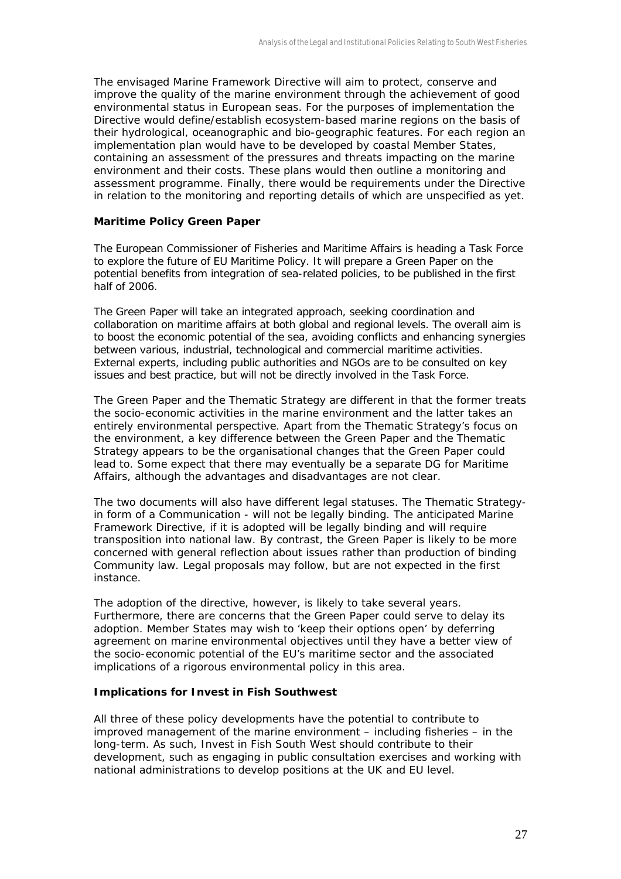The envisaged Marine Framework Directive will aim to protect, conserve and improve the quality of the marine environment through the achievement of good environmental status in European seas. For the purposes of implementation the Directive would define/establish ecosystem-based marine regions on the basis of their hydrological, oceanographic and bio-geographic features. For each region an implementation plan would have to be developed by coastal Member States, containing an assessment of the pressures and threats impacting on the marine environment and their costs. These plans would then outline a monitoring and assessment programme. Finally, there would be requirements under the Directive in relation to the monitoring and reporting details of which are unspecified as yet.

**Maritime Policy Green Paper**

The European Commissioner of Fisheries and Maritime Affairs is heading a Task Force to explore the future of EU Maritime Policy. It will prepare a Green Paper on the potential benefits from integration of sea-related policies, to be published in the first half of 2006.

The Green Paper will take an integrated approach, seeking coordination and collaboration on maritime affairs at both global and regional levels. The overall aim is to boost the economic potential of the sea, avoiding conflicts and enhancing synergies between various, industrial, technological and commercial maritime activities. External experts, including public authorities and NGOs are to be consulted on key issues and best practice, but will not be directly involved in the Task Force.

The Green Paper and the Thematic Strategy are different in that the former treats the socio-economic activities in the marine environment and the latter takes an entirely environmental perspective. Apart from the Thematic Strategy's focus on the environment, a key difference between the Green Paper and the Thematic Strategy appears to be the organisational changes that the Green Paper could lead to. Some expect that there may eventually be a separate DG for Maritime Affairs, although the advantages and disadvantages are not clear.

The two documents will also have different legal statuses. The Thematic Strategy- in form of a Communication - will not be legally binding. The anticipated Marine Framework Directive, if it is adopted will be legally binding and will require transposition into national law. By contrast, the Green Paper is likely to be more concerned with general reflection about issues rather than production of binding Community law. Legal proposals may follow, but are not expected in the first instance.

The adoption of the directive, however, is likely to take several years. Furthermore, there are concerns that the Green Paper could serve to delay its adoption. Member States may wish to 'keep their options open' by deferring agreement on marine environmental objectives until they have a better view of the socio-economic potential of the EU's maritime sector and the associated implications of a rigorous environmental policy in this area.

**Implications for Invest in Fish Southwest**

All three of these policy developments have the potential to contribute to improved management of the marine environment – including fisheries – in the long-term. As such, Invest in Fish South West should contribute to their development, such as engaging in public consultation exercises and working with national administrations to develop positions at the UK and EU level.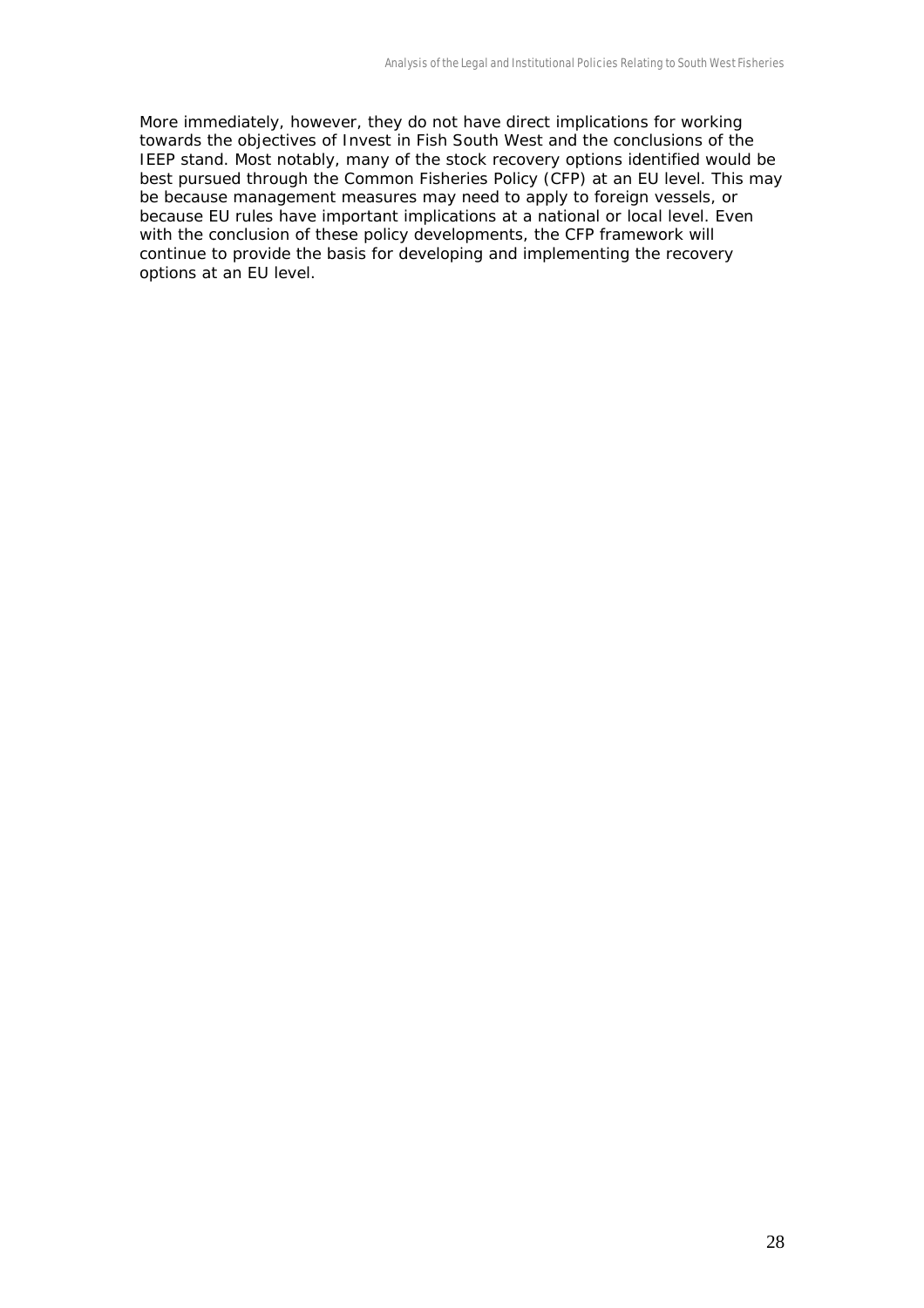More immediately, however, they do not have direct implications for working towards the objectives of Invest in Fish South West and the conclusions of the IEEP stand. Most notably, many of the stock recovery options identified would be best pursued through the Common Fisheries Policy (CFP) at an EU level. This may be because management measures may need to apply to foreign vessels, or because EU rules have important implications at a national or local level. Even with the conclusion of these policy developments, the CFP framework will continue to provide the basis for developing and implementing the recovery options at an EU level.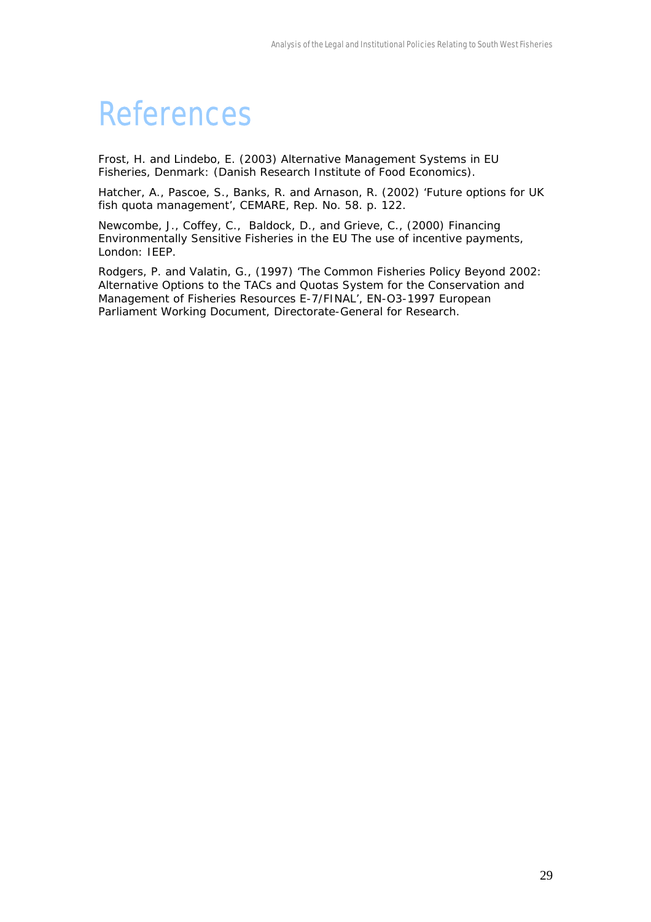# References

Frost, H. and Lindebo, E. (2003) Alternative Management Systems in EU Fisheries, Denmark: (Danish Research Institute of Food Economics).

Hatcher, A., Pascoe, S., Banks, R. and Arnason, R. (2002) 'Future options for UK fish quota management', CEMARE, Rep. No. 58. p. 122.

Newcombe, J., Coffey, C., Baldock, D., and Grieve, C., (2000) Financing Environmentally Sensitive Fisheries in the EU The use of incentive payments, London: IEEP.

Rodgers, P. and Valatin, G., (1997) 'The Common Fisheries Policy Beyond 2002: Alternative Options to the TACs and Quotas System for the Conservation and Management of Fisheries Resources E-7/FINAL', EN-O3-1997 European Parliament Working Document, Directorate-General for Research.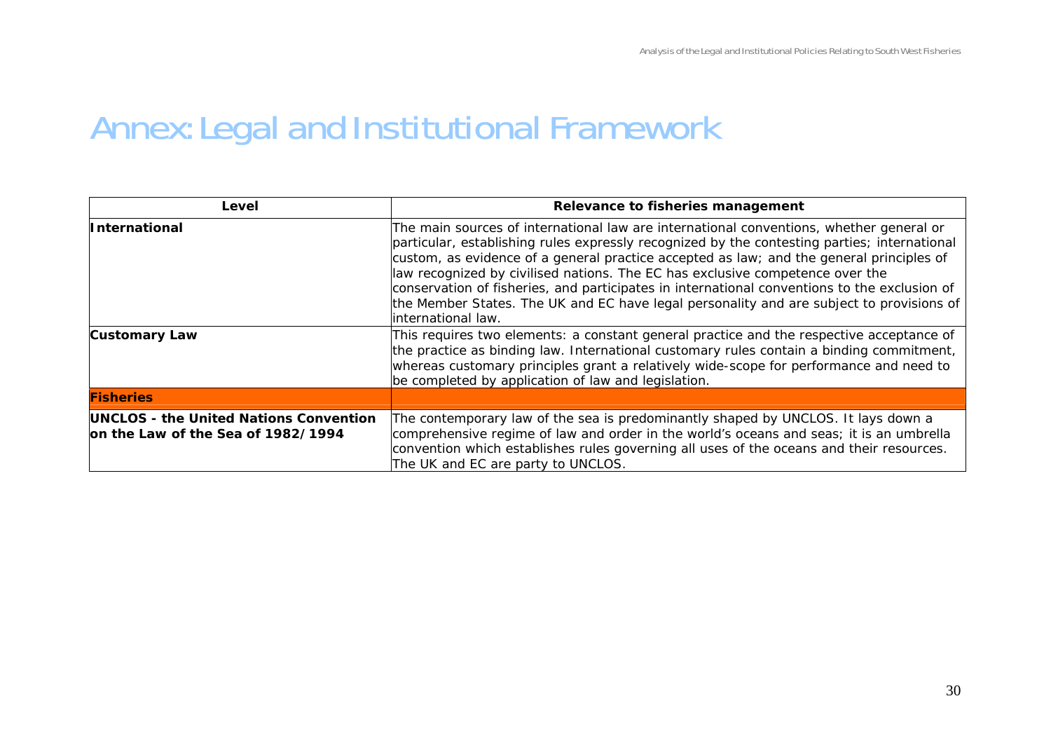# Annex: Legal and Institutional Framework

| Level | Relevance to fisheries management |
|---|---|
| **International** | The main sources of international law are international conventions, whether general or particular, establishing rules expressly recognized by the contesting parties; international custom, as evidence of a general practice accepted as law; and the general principles of law recognized by civilised nations. The EC has exclusive competence over the conservation of fisheries, and participates in international conventions to the exclusion of the Member States. The UK and EC have legal personality and are subject to provisions of international law. |
| **Customary Law** | This requires two elements: a constant general practice and the respective acceptance of the practice as binding law. International customary rules contain a binding commitment, whereas customary principles grant a relatively wide-scope for performance and need to be completed by application of law and legislation. |
| **Fisheries** | |
| **UNCLOS - the United Nations Convention on the Law of the Sea of 1982/1994** | The contemporary law of the sea is predominantly shaped by UNCLOS. It lays down a comprehensive regime of law and order in the world's oceans and seas; it is an umbrella convention which establishes rules governing all uses of the oceans and their resources. The UK and EC are party to UNCLOS. |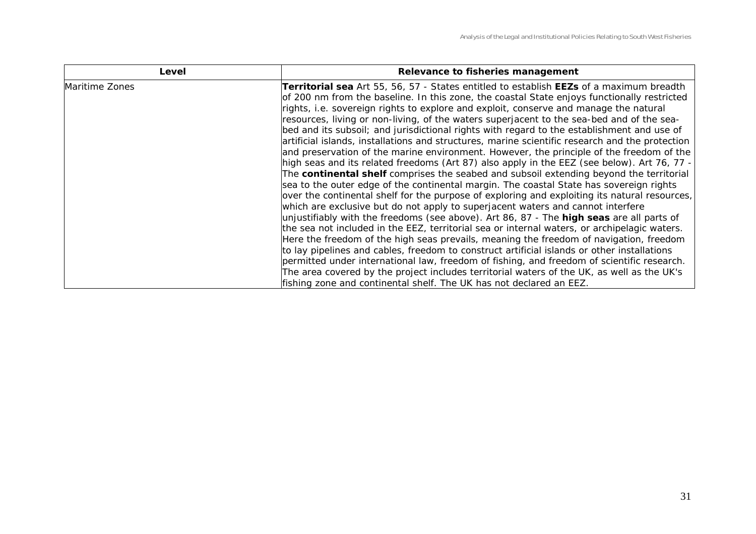| Level | Relevance to fisheries management |
|---|---|
| Maritime Zones | **Territorial sea** Art 55, 56, 57 - States entitled to establish **EEZs** of a maximum breadth of 200 nm from the baseline. In this zone, the coastal State enjoys functionally restricted rights, i.e. sovereign rights to explore and exploit, conserve and manage the natural resources, living or non-living, of the waters superjacent to the sea-bed and of the sea-bed and its subsoil; and jurisdictional rights with regard to the establishment and use of artificial islands, installations and structures, marine scientific research and the protection and preservation of the marine environment. However, the principle of the freedom of the high seas and its related freedoms (Art 87) also apply in the EEZ (see below). Art 76, 77 - The **continental shelf** comprises the seabed and subsoil extending beyond the territorial sea to the outer edge of the continental margin. The coastal State has sovereign rights over the continental shelf for the purpose of exploring and exploiting its natural resources, which are exclusive but do not apply to superjacent waters and cannot interfere unjustifiably with the freedoms (see above). Art 86, 87 - The **high seas** are all parts of the sea not included in the EEZ, territorial sea or internal waters, or archipelagic waters. Here the freedom of the high seas prevails, meaning the freedom of navigation, freedom to lay pipelines and cables, freedom to construct artificial islands or other installations permitted under international law, freedom of fishing, and freedom of scientific research. The area covered by the project includes territorial waters of the UK, as well as the UK's fishing zone and continental shelf. The UK has not declared an EEZ. |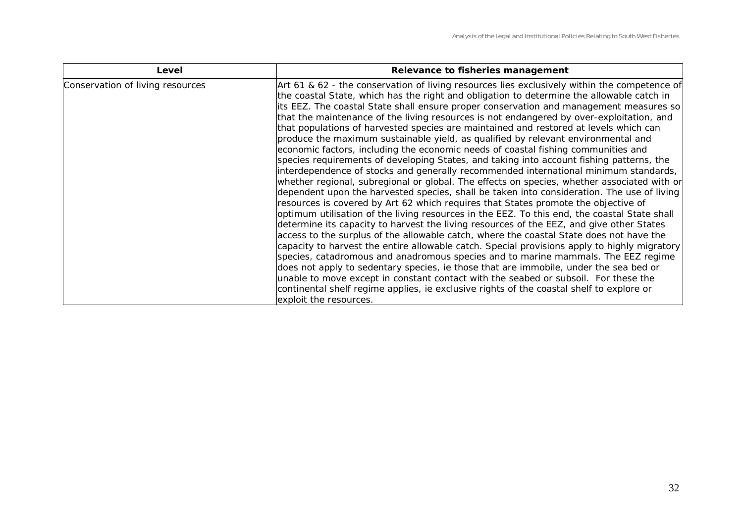| Level | Relevance to fisheries management |
| --- | --- |
| Conservation of living resources | Art 61 & 62 - the conservation of living resources lies exclusively within the competence of the coastal State, which has the right and obligation to determine the allowable catch in its EEZ. The coastal State shall ensure proper conservation and management measures so that the maintenance of the living resources is not endangered by over-exploitation, and that populations of harvested species are maintained and restored at levels which can produce the maximum sustainable yield, as qualified by relevant environmental and economic factors, including the economic needs of coastal fishing communities and species requirements of developing States, and taking into account fishing patterns, the interdependence of stocks and generally recommended international minimum standards, whether regional, subregional or global. The effects on species, whether associated with or dependent upon the harvested species, shall be taken into consideration. The use of living resources is covered by Art 62 which requires that States promote the objective of optimum utilisation of the living resources in the EEZ. To this end, the coastal State shall determine its capacity to harvest the living resources of the EEZ, and give other States access to the surplus of the allowable catch, where the coastal State does not have the capacity to harvest the entire allowable catch. Special provisions apply to highly migratory species, catadromous and anadromous species and to marine mammals. The EEZ regime does not apply to sedentary species, ie those that are immobile, under the sea bed or unable to move except in constant contact with the seabed or subsoil. For these the continental shelf regime applies, ie exclusive rights of the coastal shelf to explore or exploit the resources. |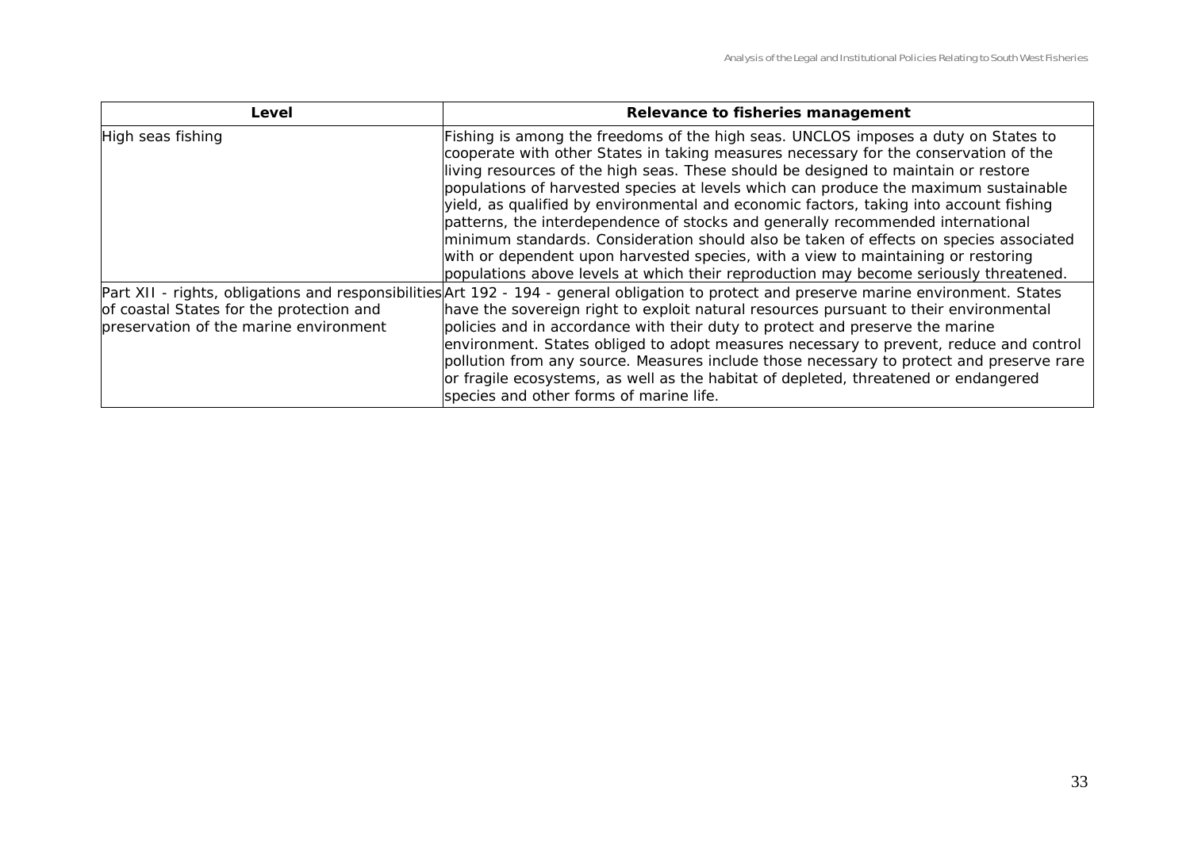| Level | Relevance to fisheries management |
|---|---|
| High seas fishing | Fishing is among the freedoms of the high seas. UNCLOS imposes a duty on States to cooperate with other States in taking measures necessary for the conservation of the living resources of the high seas. These should be designed to maintain or restore populations of harvested species at levels which can produce the maximum sustainable yield, as qualified by environmental and economic factors, taking into account fishing patterns, the interdependence of stocks and generally recommended international minimum standards. Consideration should also be taken of effects on species associated with or dependent upon harvested species, with a view to maintaining or restoring populations above levels at which their reproduction may become seriously threatened. |
| Part XII - rights, obligations and responsibilities of coastal States for the protection and preservation of the marine environment | Art 192 - 194 - general obligation to protect and preserve marine environment. States have the sovereign right to exploit natural resources pursuant to their environmental policies and in accordance with their duty to protect and preserve the marine environment. States obliged to adopt measures necessary to prevent, reduce and control pollution from any source. Measures include those necessary to protect and preserve rare or fragile ecosystems, as well as the habitat of depleted, threatened or endangered species and other forms of marine life. |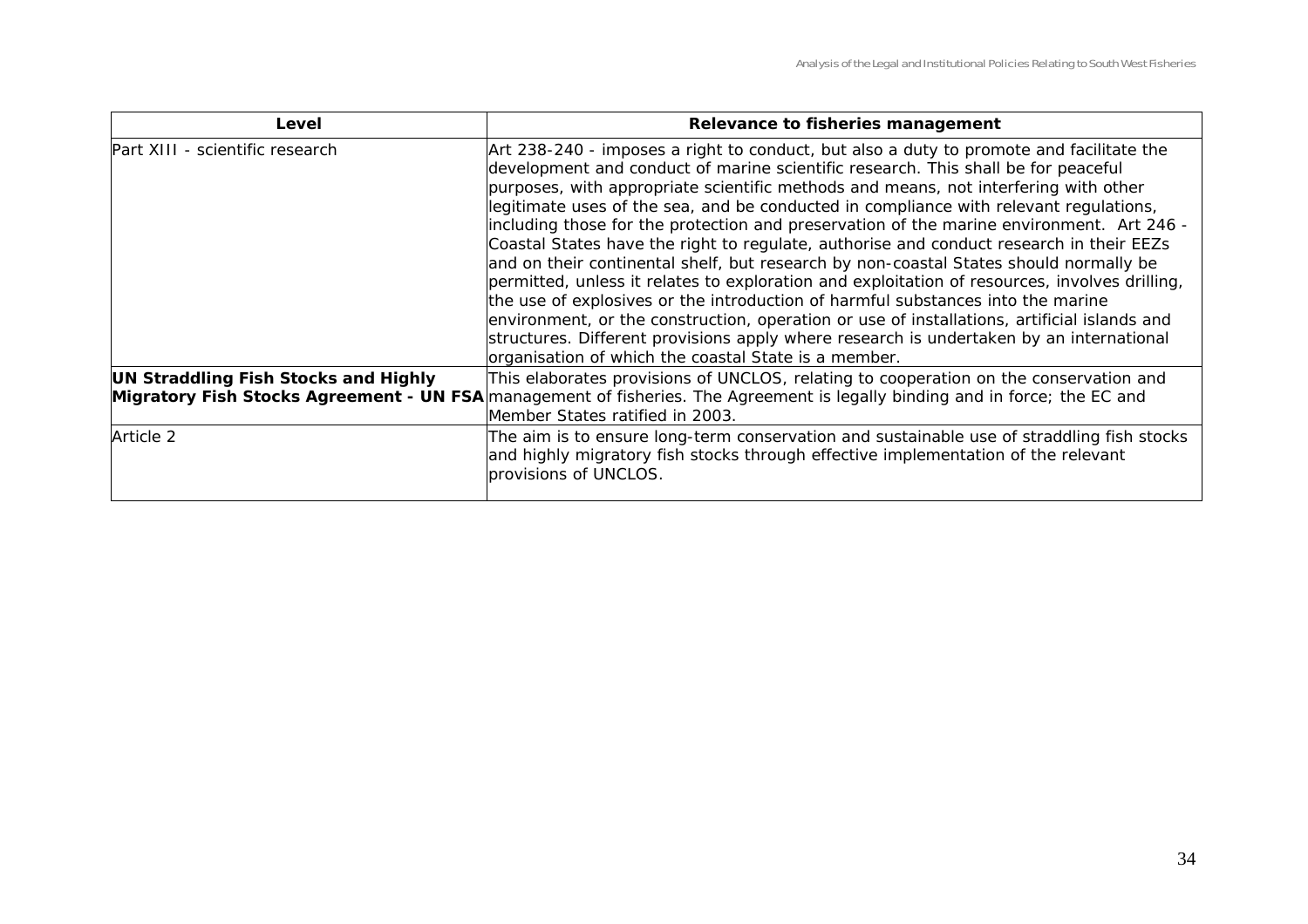| Level | Relevance to fisheries management |
|---|---|
| Part XIII - scientific research | Art 238-240 - imposes a right to conduct, but also a duty to promote and facilitate the development and conduct of marine scientific research. This shall be for peaceful purposes, with appropriate scientific methods and means, not interfering with other legitimate uses of the sea, and be conducted in compliance with relevant regulations, including those for the protection and preservation of the marine environment. Art 246 - Coastal States have the right to regulate, authorise and conduct research in their EEZs and on their continental shelf, but research by non-coastal States should normally be permitted, unless it relates to exploration and exploitation of resources, involves drilling, the use of explosives or the introduction of harmful substances into the marine environment, or the construction, operation or use of installations, artificial islands and structures. Different provisions apply where research is undertaken by an international organisation of which the coastal State is a member. |
| **UN Straddling Fish Stocks and Highly Migratory Fish Stocks Agreement - UN FSA** | This elaborates provisions of UNCLOS, relating to cooperation on the conservation and management of fisheries. The Agreement is legally binding and in force; the EC and Member States ratified in 2003. |
| Article 2 | The aim is to ensure long-term conservation and sustainable use of straddling fish stocks and highly migratory fish stocks through effective implementation of the relevant provisions of UNCLOS. |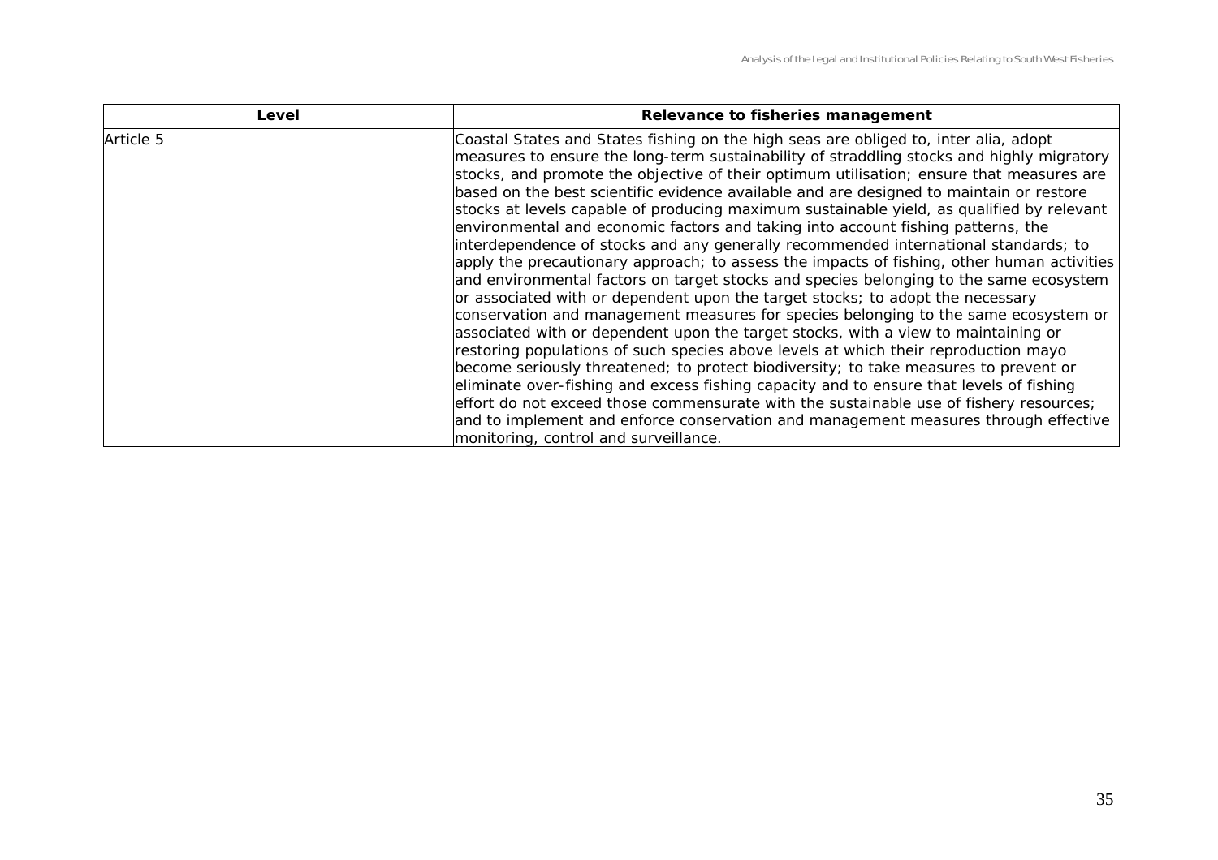| Level | Relevance to fisheries management |
| --- | --- |
| Article 5 | Coastal States and States fishing on the high seas are obliged to, inter alia, adopt measures to ensure the long-term sustainability of straddling stocks and highly migratory stocks, and promote the objective of their optimum utilisation; ensure that measures are based on the best scientific evidence available and are designed to maintain or restore stocks at levels capable of producing maximum sustainable yield, as qualified by relevant environmental and economic factors and taking into account fishing patterns, the interdependence of stocks and any generally recommended international standards; to apply the precautionary approach; to assess the impacts of fishing, other human activities and environmental factors on target stocks and species belonging to the same ecosystem or associated with or dependent upon the target stocks; to adopt the necessary conservation and management measures for species belonging to the same ecosystem or associated with or dependent upon the target stocks, with a view to maintaining or restoring populations of such species above levels at which their reproduction mayo become seriously threatened; to protect biodiversity; to take measures to prevent or eliminate over-fishing and excess fishing capacity and to ensure that levels of fishing effort do not exceed those commensurate with the sustainable use of fishery resources; and to implement and enforce conservation and management measures through effective monitoring, control and surveillance. |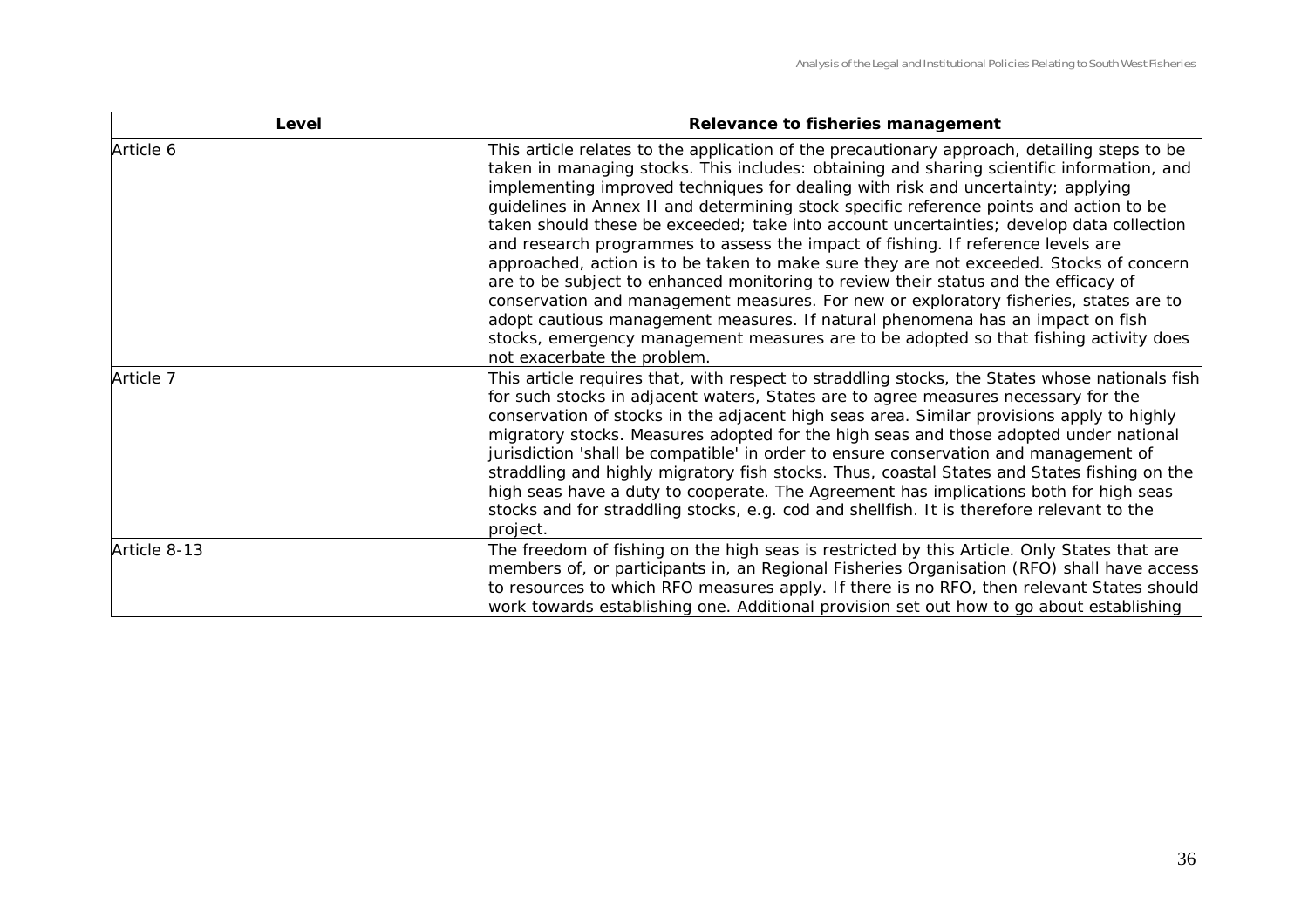| Level | Relevance to fisheries management |
| --- | --- |
| Article 6 | This article relates to the application of the precautionary approach, detailing steps to be taken in managing stocks. This includes: obtaining and sharing scientific information, and implementing improved techniques for dealing with risk and uncertainty; applying guidelines in Annex II and determining stock specific reference points and action to be taken should these be exceeded; take into account uncertainties; develop data collection and research programmes to assess the impact of fishing. If reference levels are approached, action is to be taken to make sure they are not exceeded. Stocks of concern are to be subject to enhanced monitoring to review their status and the efficacy of conservation and management measures. For new or exploratory fisheries, states are to adopt cautious management measures. If natural phenomena has an impact on fish stocks, emergency management measures are to be adopted so that fishing activity does not exacerbate the problem. |
| Article 7 | This article requires that, with respect to straddling stocks, the States whose nationals fish for such stocks in adjacent waters, States are to agree measures necessary for the conservation of stocks in the adjacent high seas area. Similar provisions apply to highly migratory stocks. Measures adopted for the high seas and those adopted under national jurisdiction 'shall be compatible' in order to ensure conservation and management of straddling and highly migratory fish stocks. Thus, coastal States and States fishing on the high seas have a duty to cooperate. The Agreement has implications both for high seas stocks and for straddling stocks, e.g. cod and shellfish. It is therefore relevant to the project. |
| Article 8-13 | The freedom of fishing on the high seas is restricted by this Article. Only States that are members of, or participants in, an Regional Fisheries Organisation (RFO) shall have access to resources to which RFO measures apply. If there is no RFO, then relevant States should work towards establishing one. Additional provision set out how to go about establishing |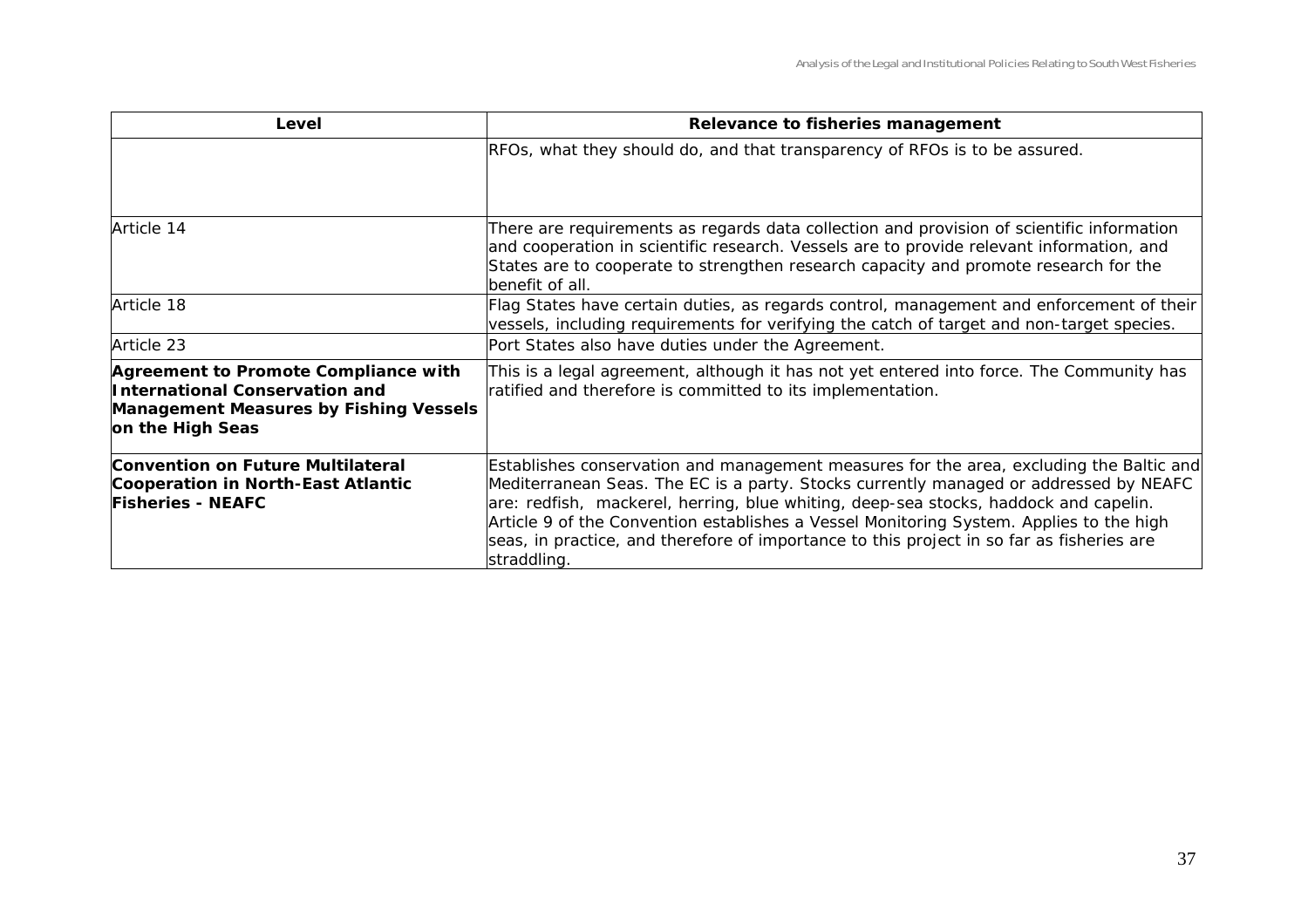| Level | Relevance to fisheries management |
| --- | --- |
| | RFOs, what they should do, and that transparency of RFOs is to be assured. |
| Article 14 | There are requirements as regards data collection and provision of scientific information and cooperation in scientific research. Vessels are to provide relevant information, and States are to cooperate to strengthen research capacity and promote research for the benefit of all. |
| Article 18 | Flag States have certain duties, as regards control, management and enforcement of their vessels, including requirements for verifying the catch of target and non-target species. |
| Article 23 | Port States also have duties under the Agreement. |
| **Agreement to Promote Compliance with International Conservation and Management Measures by Fishing Vessels on the High Seas** | This is a legal agreement, although it has not yet entered into force. The Community has ratified and therefore is committed to its implementation. |
| **Convention on Future Multilateral Cooperation in North-East Atlantic Fisheries - NEAFC** | Establishes conservation and management measures for the area, excluding the Baltic and Mediterranean Seas. The EC is a party. Stocks currently managed or addressed by NEAFC are: redfish, mackerel, herring, blue whiting, deep-sea stocks, haddock and capelin. Article 9 of the Convention establishes a Vessel Monitoring System. Applies to the high seas, in practice, and therefore of importance to this project in so far as fisheries are straddling. |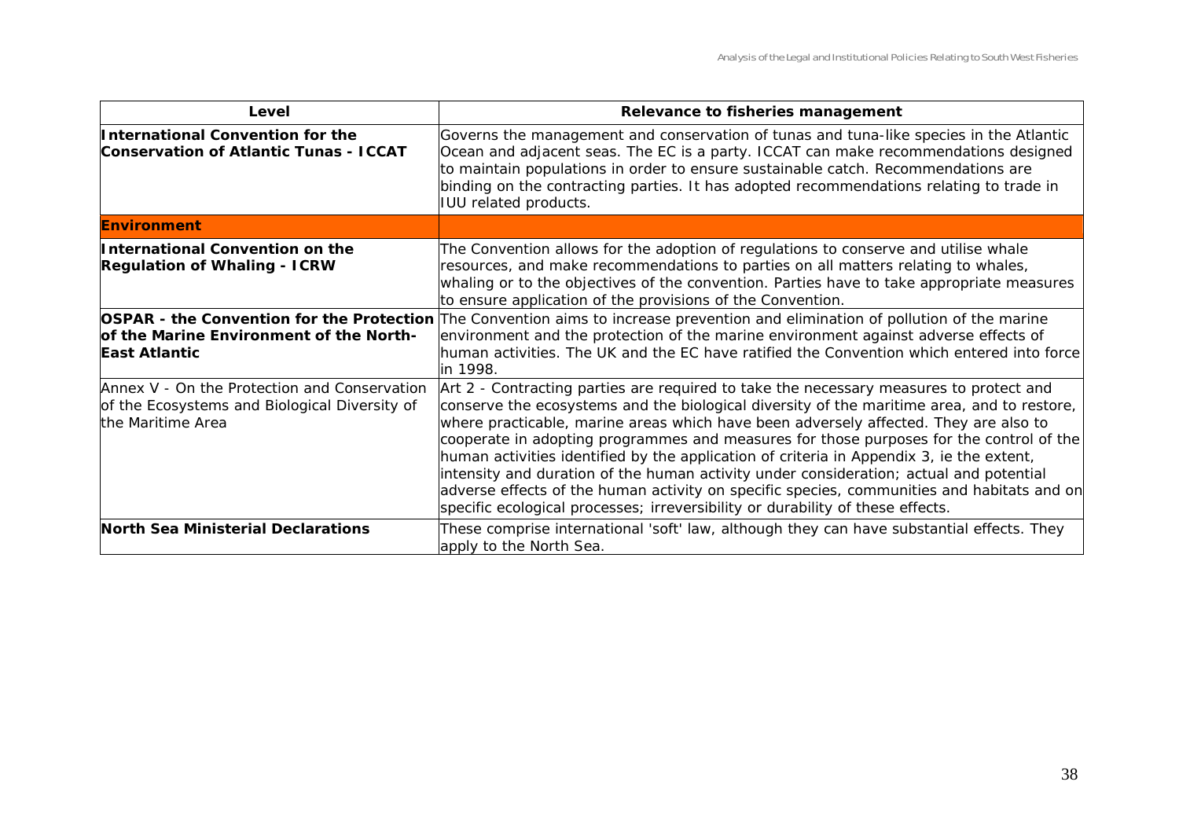| Level | Relevance to fisheries management |
|---|---|
| **International Convention for the Conservation of Atlantic Tunas - ICCAT** | Governs the management and conservation of tunas and tuna-like species in the Atlantic Ocean and adjacent seas. The EC is a party. ICCAT can make recommendations designed to maintain populations in order to ensure sustainable catch. Recommendations are binding on the contracting parties. It has adopted recommendations relating to trade in IUU related products. |
| **Environment** | |
| **International Convention on the Regulation of Whaling - ICRW** | The Convention allows for the adoption of regulations to conserve and utilise whale resources, and make recommendations to parties on all matters relating to whales, whaling or to the objectives of the convention. Parties have to take appropriate measures to ensure application of the provisions of the Convention. |
| **OSPAR - the Convention for the Protection of the Marine Environment of the North-East Atlantic** | The Convention aims to increase prevention and elimination of pollution of the marine environment and the protection of the marine environment against adverse effects of human activities. The UK and the EC have ratified the Convention which entered into force in 1998. |
| Annex V - On the Protection and Conservation of the Ecosystems and Biological Diversity of the Maritime Area | Art 2 - Contracting parties are required to take the necessary measures to protect and conserve the ecosystems and the biological diversity of the maritime area, and to restore, where practicable, marine areas which have been adversely affected. They are also to cooperate in adopting programmes and measures for those purposes for the control of the human activities identified by the application of criteria in Appendix 3, ie the extent, intensity and duration of the human activity under consideration; actual and potential adverse effects of the human activity on specific species, communities and habitats and on specific ecological processes; irreversibility or durability of these effects. |
| **North Sea Ministerial Declarations** | These comprise international 'soft' law, although they can have substantial effects. They apply to the North Sea. |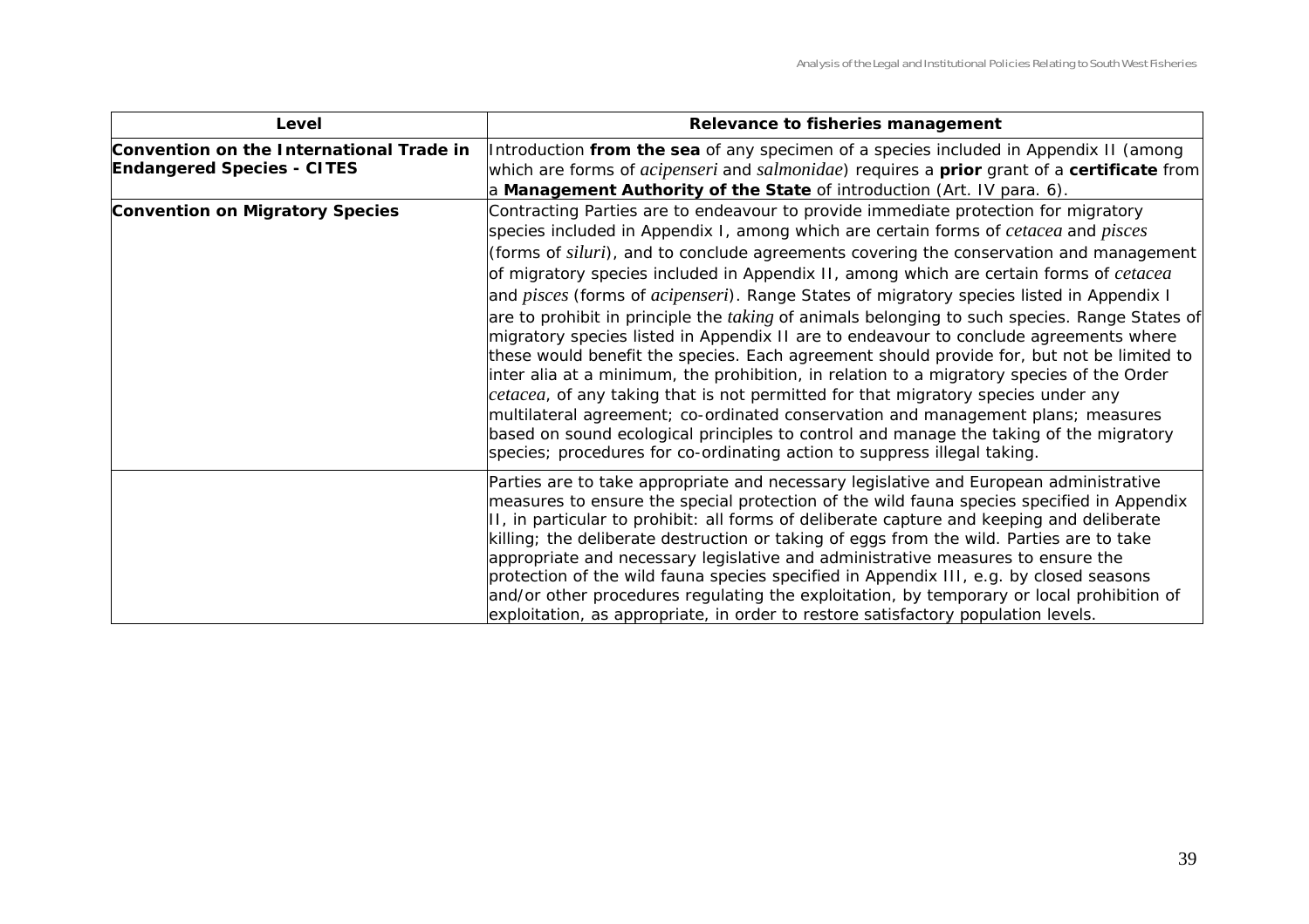| Level | Relevance to fisheries management |
|---|---|
| **Convention on the International Trade in Endangered Species - CITES** | Introduction **from the sea** of any specimen of a species included in Appendix II (among which are forms of *acipenseri* and *salmonidae*) requires a **prior** grant of a **certificate** from a **Management Authority of the State** of introduction (Art. IV para. 6). |
| **Convention on Migratory Species** | Contracting Parties are to endeavour to provide immediate protection for migratory species included in Appendix I, among which are certain forms of *cetacea* and *pisces* (forms of *siluri*), and to conclude agreements covering the conservation and management of migratory species included in Appendix II, among which are certain forms of *cetacea* and *pisces* (forms of *acipenseri*). Range States of migratory species listed in Appendix I are to prohibit in principle the *taking* of animals belonging to such species. Range States of migratory species listed in Appendix II are to endeavour to conclude agreements where these would benefit the species. Each agreement should provide for, but not be limited to inter alia at a minimum, the prohibition, in relation to a migratory species of the Order *cetacea*, of any taking that is not permitted for that migratory species under any multilateral agreement; co-ordinated conservation and management plans; measures based on sound ecological principles to control and manage the taking of the migratory species; procedures for co-ordinating action to suppress illegal taking. |
| | Parties are to take appropriate and necessary legislative and European administrative measures to ensure the special protection of the wild fauna species specified in Appendix II, in particular to prohibit: all forms of deliberate capture and keeping and deliberate killing; the deliberate destruction or taking of eggs from the wild. Parties are to take appropriate and necessary legislative and administrative measures to ensure the protection of the wild fauna species specified in Appendix III, e.g. by closed seasons and/or other procedures regulating the exploitation, by temporary or local prohibition of exploitation, as appropriate, in order to restore satisfactory population levels. |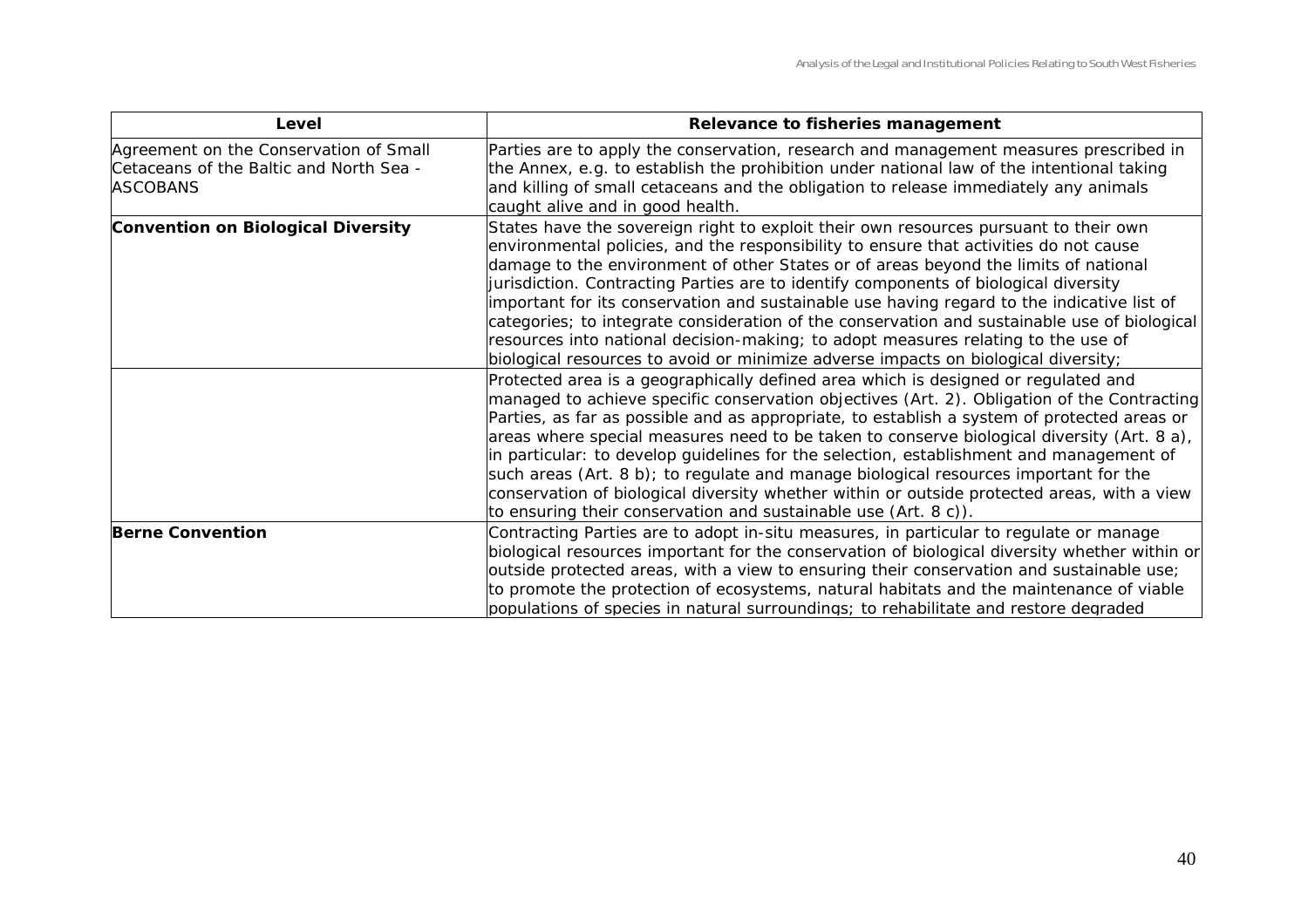| Level | Relevance to fisheries management |
|---|---|
| Agreement on the Conservation of Small Cetaceans of the Baltic and North Sea - ASCOBANS | Parties are to apply the conservation, research and management measures prescribed in the Annex, e.g. to establish the prohibition under national law of the intentional taking and killing of small cetaceans and the obligation to release immediately any animals caught alive and in good health. |
| **Convention on Biological Diversity** | States have the sovereign right to exploit their own resources pursuant to their own environmental policies, and the responsibility to ensure that activities do not cause damage to the environment of other States or of areas beyond the limits of national jurisdiction. Contracting Parties are to identify components of biological diversity important for its conservation and sustainable use having regard to the indicative list of categories; to integrate consideration of the conservation and sustainable use of biological resources into national decision-making; to adopt measures relating to the use of biological resources to avoid or minimize adverse impacts on biological diversity; |
| | Protected area is a geographically defined area which is designed or regulated and managed to achieve specific conservation objectives (Art. 2). Obligation of the Contracting Parties, as far as possible and as appropriate, to establish a system of protected areas or areas where special measures need to be taken to conserve biological diversity (Art. 8 a), in particular: to develop guidelines for the selection, establishment and management of such areas (Art. 8 b); to regulate and manage biological resources important for the conservation of biological diversity whether within or outside protected areas, with a view to ensuring their conservation and sustainable use (Art. 8 c)). |
| **Berne Convention** | Contracting Parties are to adopt in-situ measures, in particular to regulate or manage biological resources important for the conservation of biological diversity whether within or outside protected areas, with a view to ensuring their conservation and sustainable use; to promote the protection of ecosystems, natural habitats and the maintenance of viable populations of species in natural surroundings; to rehabilitate and restore degraded |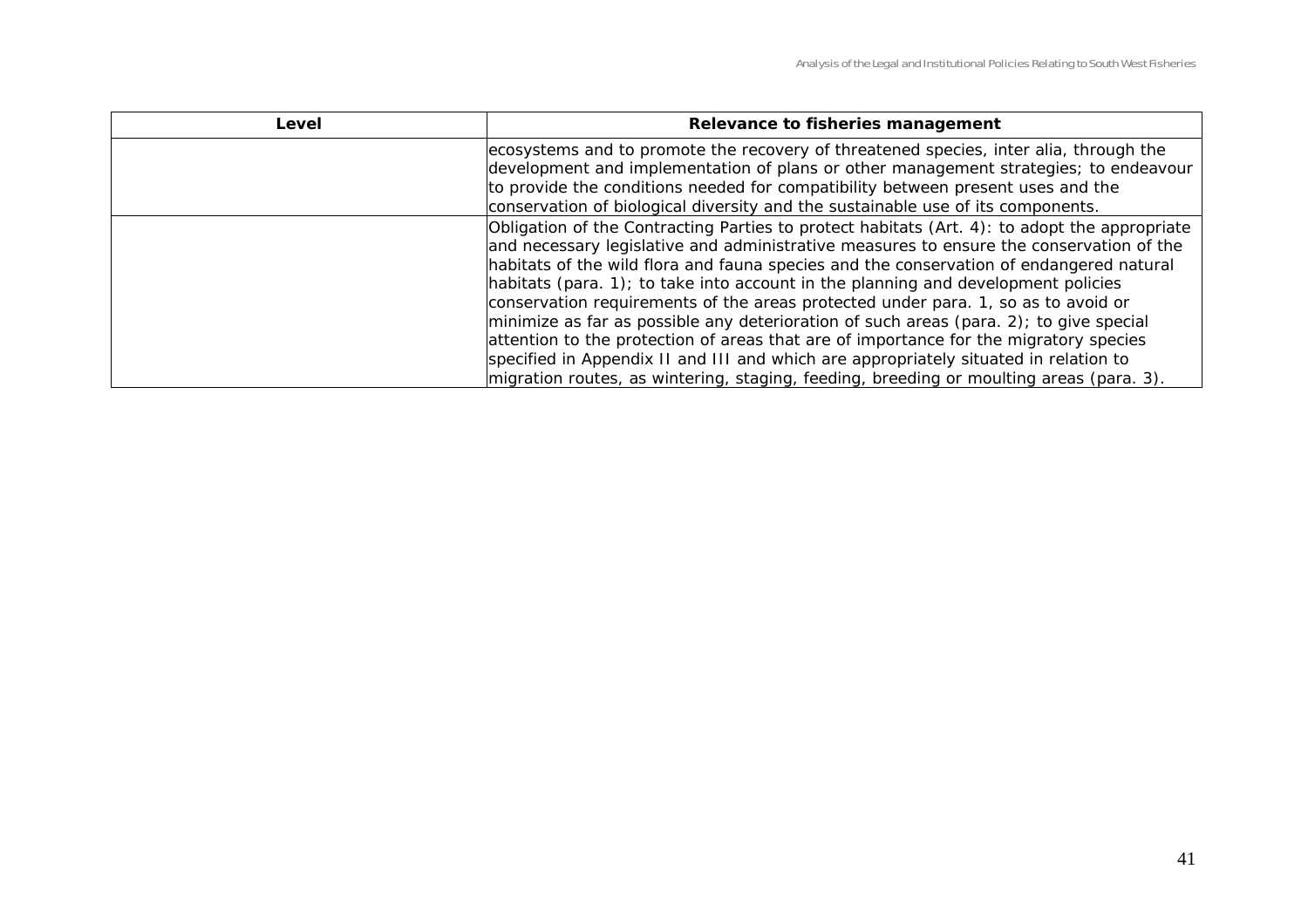| Level | Relevance to fisheries management |
| --- | --- |
| | ecosystems and to promote the recovery of threatened species, inter alia, through the development and implementation of plans or other management strategies; to endeavour to provide the conditions needed for compatibility between present uses and the conservation of biological diversity and the sustainable use of its components. |
| | Obligation of the Contracting Parties to protect habitats (Art. 4): to adopt the appropriate and necessary legislative and administrative measures to ensure the conservation of the habitats of the wild flora and fauna species and the conservation of endangered natural habitats (para. 1); to take into account in the planning and development policies conservation requirements of the areas protected under para. 1, so as to avoid or minimize as far as possible any deterioration of such areas (para. 2); to give special attention to the protection of areas that are of importance for the migratory species specified in Appendix II and III and which are appropriately situated in relation to migration routes, as wintering, staging, feeding, breeding or moulting areas (para. 3). |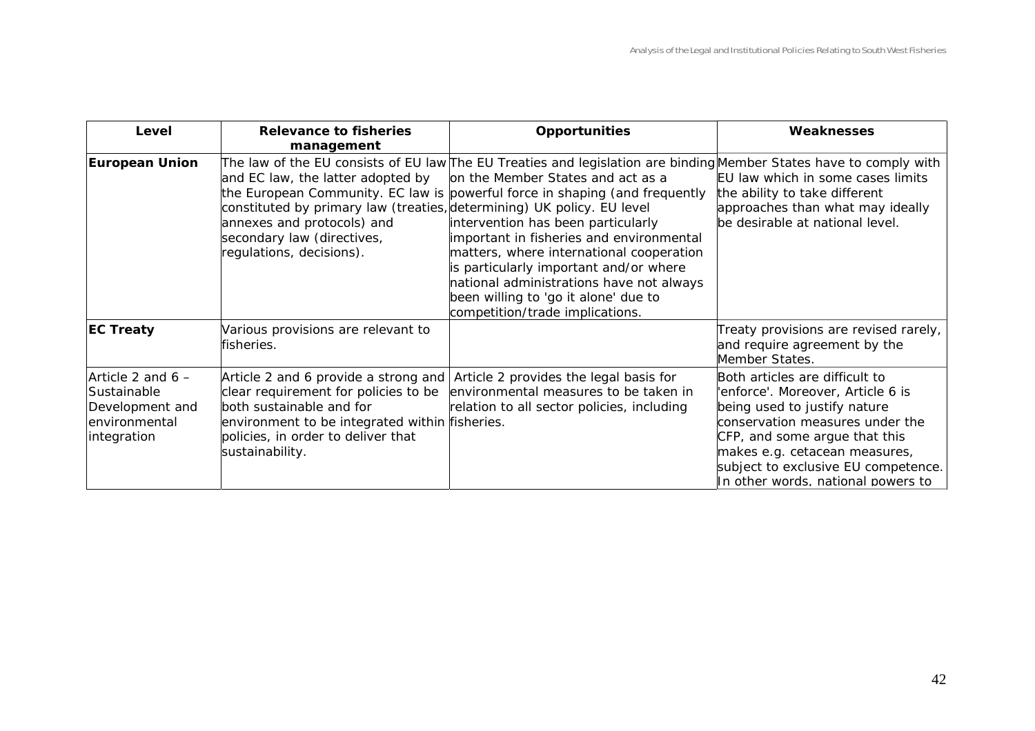| Level | Relevance to fisheries management | Opportunities | Weaknesses |
|---|---|---|---|
| **European Union** | The law of the EU consists of EU law and EC law, the latter adopted by the European Community. EC law is constituted by primary law (treaties, annexes and protocols) and secondary law (directives, regulations, decisions). | The EU Treaties and legislation are binding on the Member States and act as a powerful force in shaping (and frequently determining) UK policy. EU level intervention has been particularly important in fisheries and environmental matters, where international cooperation is particularly important and/or where national administrations have not always been willing to 'go it alone' due to competition/trade implications. | Member States have to comply with EU law which in some cases limits the ability to take different approaches than what may ideally be desirable at national level. |
| **EC Treaty** | Various provisions are relevant to fisheries. | | Treaty provisions are revised rarely, and require agreement by the Member States. |
| Article 2 and 6 – Sustainable Development and environmental integration | Article 2 and 6 provide a strong and clear requirement for policies to be both sustainable and for environment to be integrated within policies, in order to deliver that sustainability. | Article 2 provides the legal basis for environmental measures to be taken in relation to all sector policies, including fisheries. | Both articles are difficult to 'enforce'. Moreover, Article 6 is being used to justify nature conservation measures under the CFP, and some argue that this makes e.g. cetacean measures, subject to exclusive EU competence. In other words, national powers to |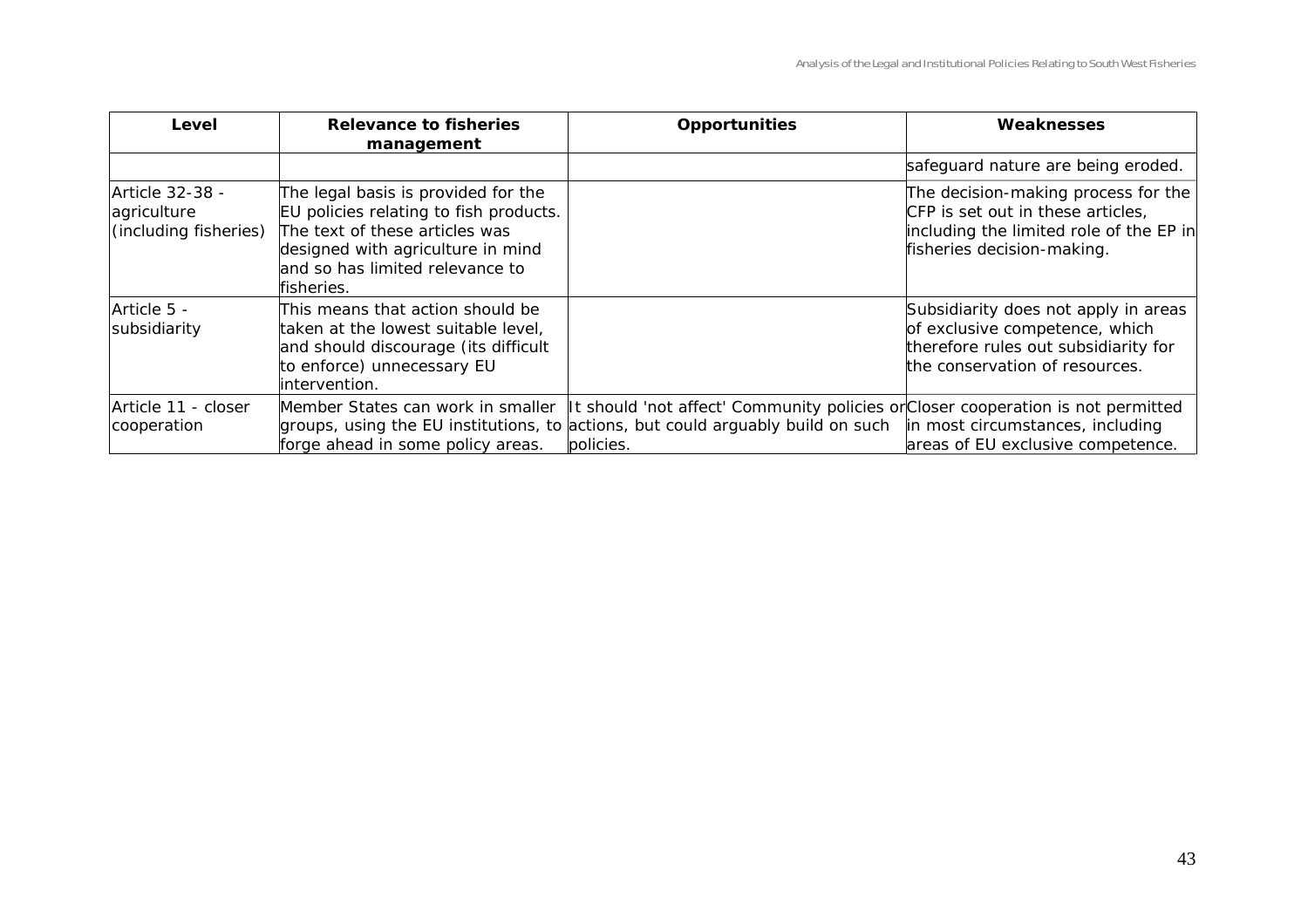| Level | Relevance to fisheries management | Opportunities | Weaknesses |
|---|---|---|---|
| | | | safeguard nature are being eroded. |
| Article 32-38 - agriculture (including fisheries) | The legal basis is provided for the EU policies relating to fish products. The text of these articles was designed with agriculture in mind and so has limited relevance to fisheries. | | The decision-making process for the CFP is set out in these articles, including the limited role of the EP in fisheries decision-making. |
| Article 5 - subsidiarity | This means that action should be taken at the lowest suitable level, and should discourage (its difficult to enforce) unnecessary EU intervention. | | Subsidiarity does not apply in areas of exclusive competence, which therefore rules out subsidiarity for the conservation of resources. |
| Article 11 - closer cooperation | Member States can work in smaller groups, using the EU institutions, to forge ahead in some policy areas. | It should 'not affect' Community policies or actions, but could arguably build on such policies. | Closer cooperation is not permitted in most circumstances, including areas of EU exclusive competence. |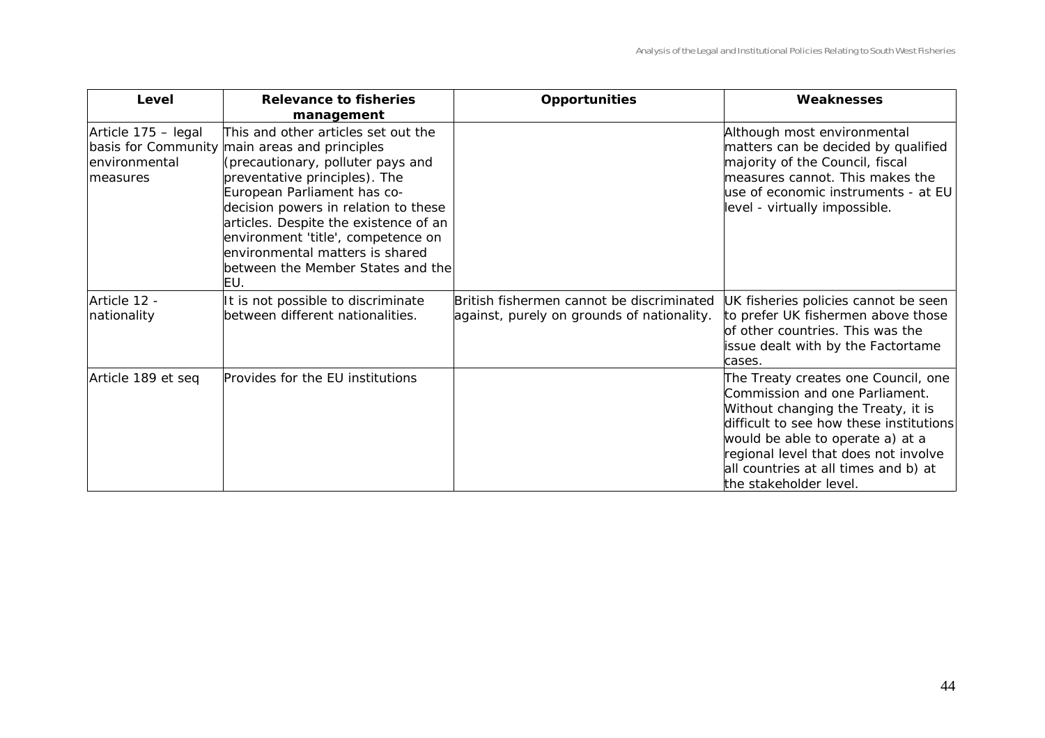| Level | Relevance to fisheries management | Opportunities | Weaknesses |
|---|---|---|---|
| Article 175 – legal basis for Community environmental measures | This and other articles set out the main areas and principles (precautionary, polluter pays and preventative principles). The European Parliament has co-decision powers in relation to these articles. Despite the existence of an environment 'title', competence on environmental matters is shared between the Member States and the EU. | | Although most environmental matters can be decided by qualified majority of the Council, fiscal measures cannot. This makes the use of economic instruments - at EU level - virtually impossible. |
| Article 12 - nationality | It is not possible to discriminate between different nationalities. | British fishermen cannot be discriminated against, purely on grounds of nationality. | UK fisheries policies cannot be seen to prefer UK fishermen above those of other countries. This was the issue dealt with by the Factortame cases. |
| Article 189 et seq | Provides for the EU institutions | | The Treaty creates one Council, one Commission and one Parliament. Without changing the Treaty, it is difficult to see how these institutions would be able to operate a) at a regional level that does not involve all countries at all times and b) at the stakeholder level. |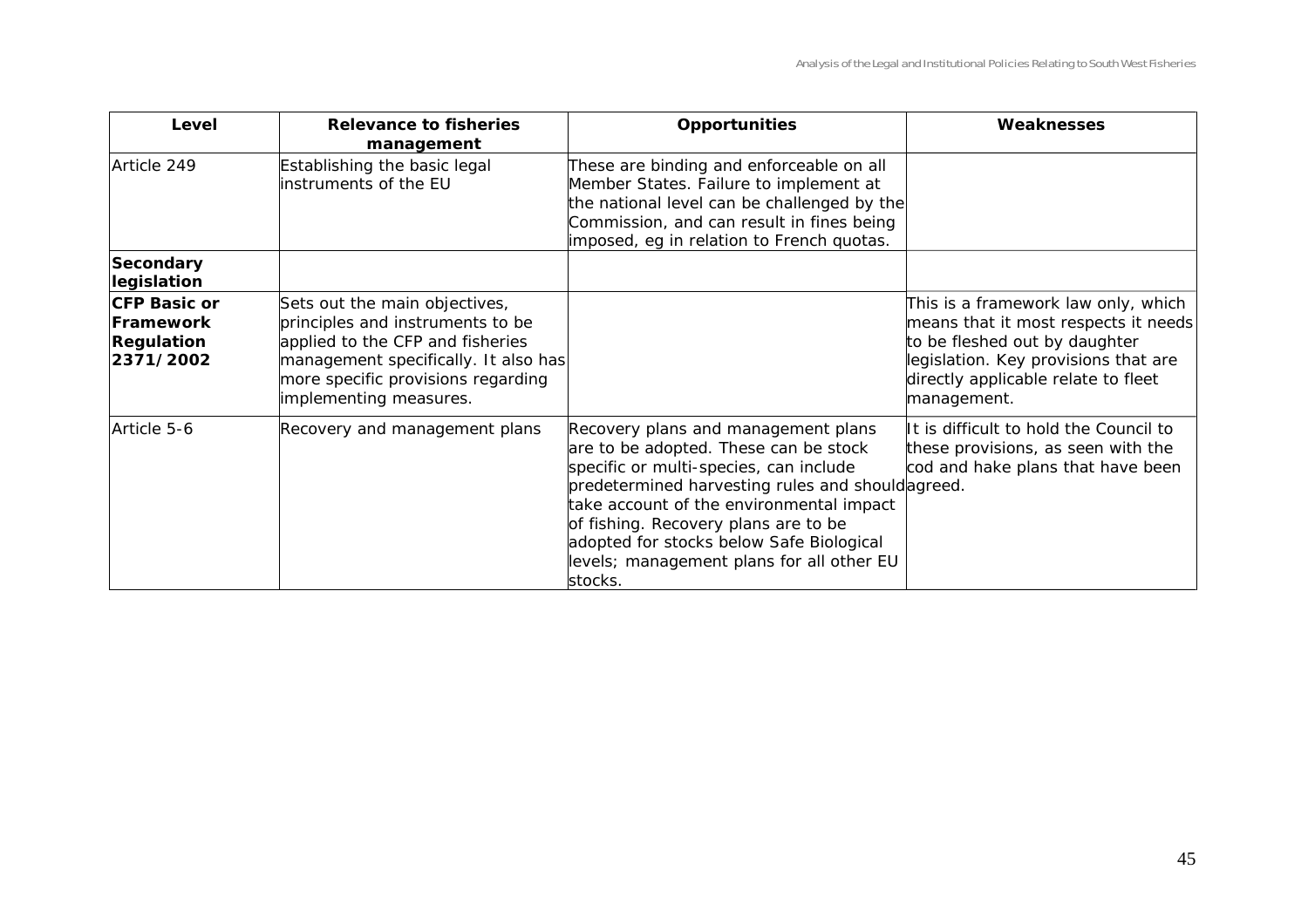| Level | Relevance to fisheries management | Opportunities | Weaknesses |
|---|---|---|---|
| Article 249 | Establishing the basic legal instruments of the EU | These are binding and enforceable on all Member States. Failure to implement at the national level can be challenged by the Commission, and can result in fines being imposed, eg in relation to French quotas. | |
| **Secondary legislation** | | | |
| **CFP Basic or Framework Regulation 2371/2002** | Sets out the main objectives, principles and instruments to be applied to the CFP and fisheries management specifically. It also has more specific provisions regarding implementing measures. | | This is a framework law only, which means that it most respects it needs to be fleshed out by daughter legislation. Key provisions that are directly applicable relate to fleet management. |
| Article 5-6 | Recovery and management plans | Recovery plans and management plans are to be adopted. These can be stock specific or multi-species, can include predetermined harvesting rules and should take account of the environmental impact of fishing. Recovery plans are to be adopted for stocks below Safe Biological levels; management plans for all other EU stocks. | It is difficult to hold the Council to these provisions, as seen with the cod and hake plans that have been agreed. |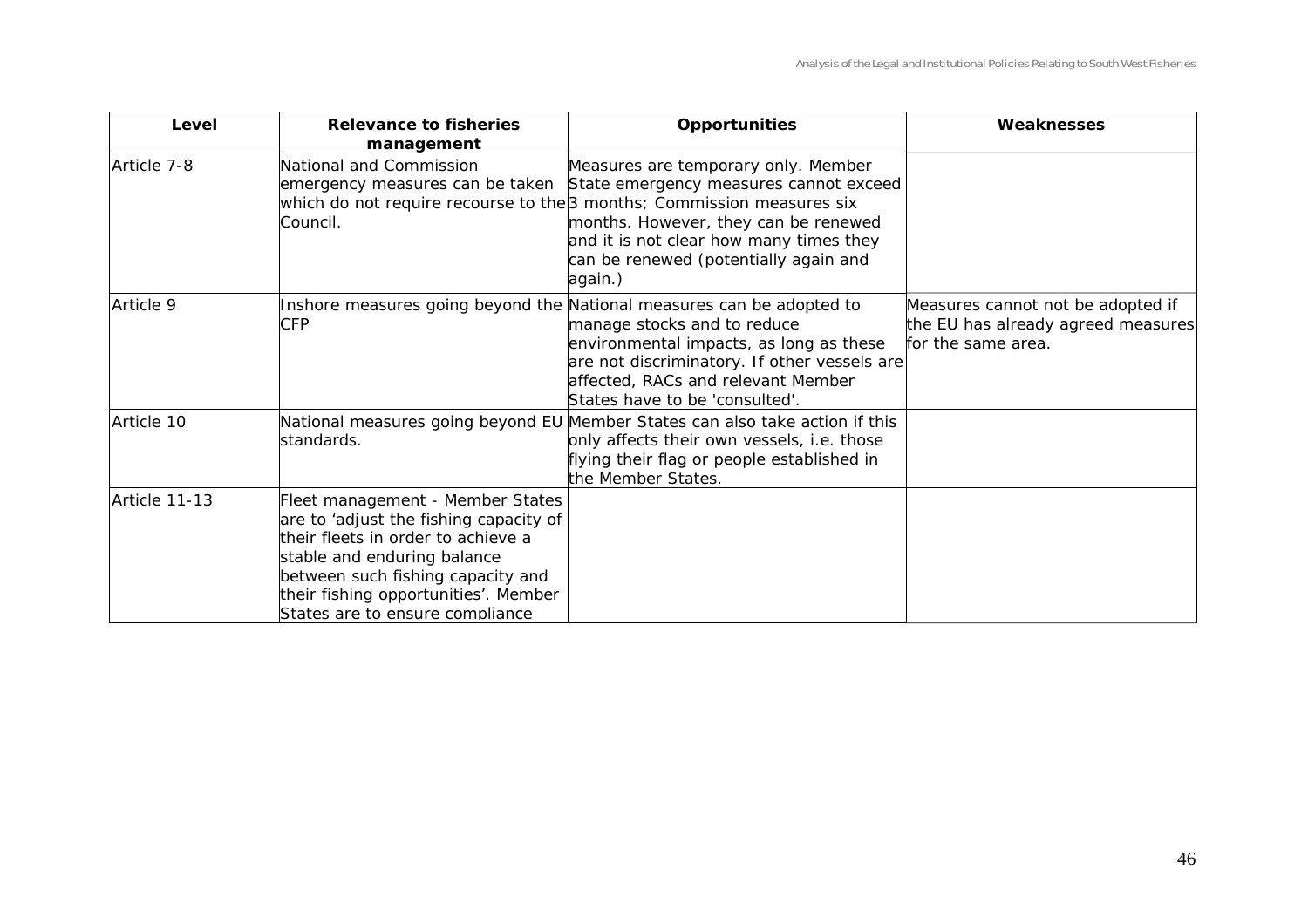| Level | Relevance to fisheries management | Opportunities | Weaknesses |
|---|---|---|---|
| Article 7-8 | National and Commission emergency measures can be taken which do not require recourse to the Council. | Measures are temporary only. Member State emergency measures cannot exceed 3 months; Commission measures six months. However, they can be renewed and it is not clear how many times they can be renewed (potentially again and again.) | |
| Article 9 | Inshore measures going beyond the CFP | National measures can be adopted to manage stocks and to reduce environmental impacts, as long as these are not discriminatory. If other vessels are affected, RACs and relevant Member States have to be 'consulted'. | Measures cannot not be adopted if the EU has already agreed measures for the same area. |
| Article 10 | National measures going beyond EU standards. | Member States can also take action if this only affects their own vessels, i.e. those flying their flag or people established in the Member States. | |
| Article 11-13 | Fleet management - Member States are to 'adjust the fishing capacity of their fleets in order to achieve a stable and enduring balance between such fishing capacity and their fishing opportunities'. Member States are to ensure compliance | | |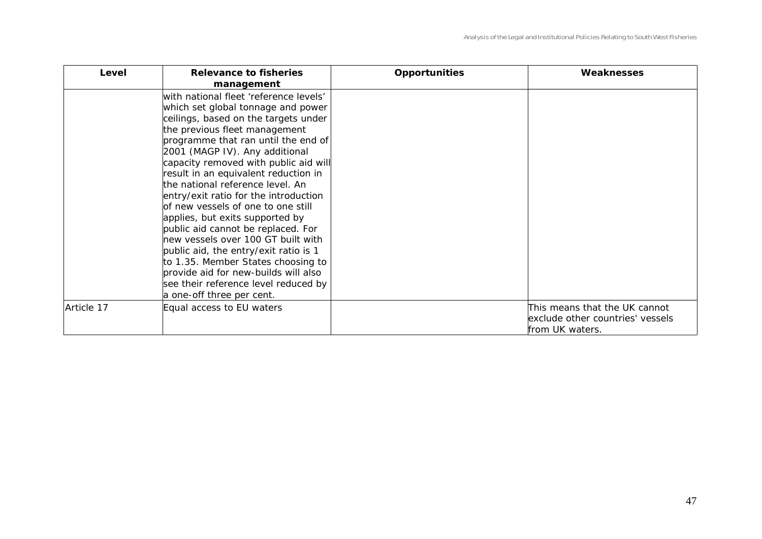| Level | Relevance to fisheries management | Opportunities | Weaknesses |
|---|---|---|---|
| | with national fleet 'reference levels' which set global tonnage and power ceilings, based on the targets under the previous fleet management programme that ran until the end of 2001 (MAGP IV). Any additional capacity removed with public aid will result in an equivalent reduction in the national reference level. An entry/exit ratio for the introduction of new vessels of one to one still applies, but exits supported by public aid cannot be replaced. For new vessels over 100 GT built with public aid, the entry/exit ratio is 1 to 1.35. Member States choosing to provide aid for new-builds will also see their reference level reduced by a one-off three per cent. | | |
| Article 17 | Equal access to EU waters | | This means that the UK cannot exclude other countries' vessels from UK waters. |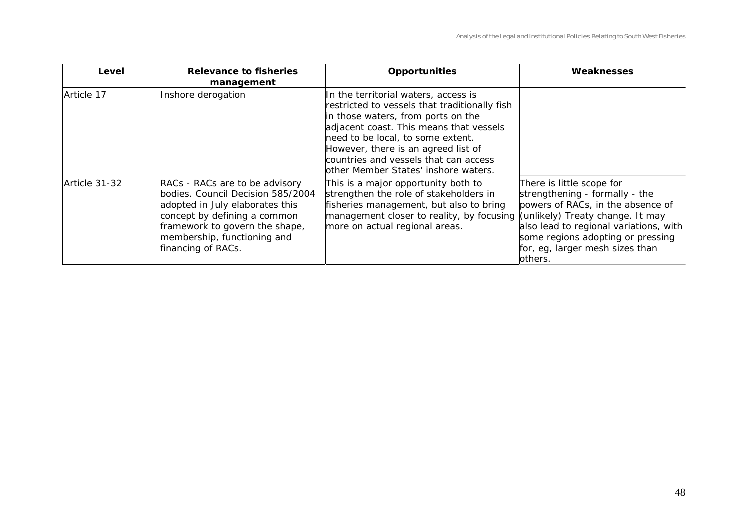| Level | Relevance to fisheries management | Opportunities | Weaknesses |
|---|---|---|---|
| Article 17 | Inshore derogation | In the territorial waters, access is restricted to vessels that traditionally fish in those waters, from ports on the adjacent coast. This means that vessels need to be local, to some extent. However, there is an agreed list of countries and vessels that can access other Member States' inshore waters. | |
| Article 31-32 | RACs - RACs are to be advisory bodies. Council Decision 585/2004 adopted in July elaborates this concept by defining a common framework to govern the shape, membership, functioning and financing of RACs. | This is a major opportunity both to strengthen the role of stakeholders in fisheries management, but also to bring management closer to reality, by focusing more on actual regional areas. | There is little scope for strengthening - formally - the powers of RACs, in the absence of (unlikely) Treaty change. It may also lead to regional variations, with some regions adopting or pressing for, eg, larger mesh sizes than others. |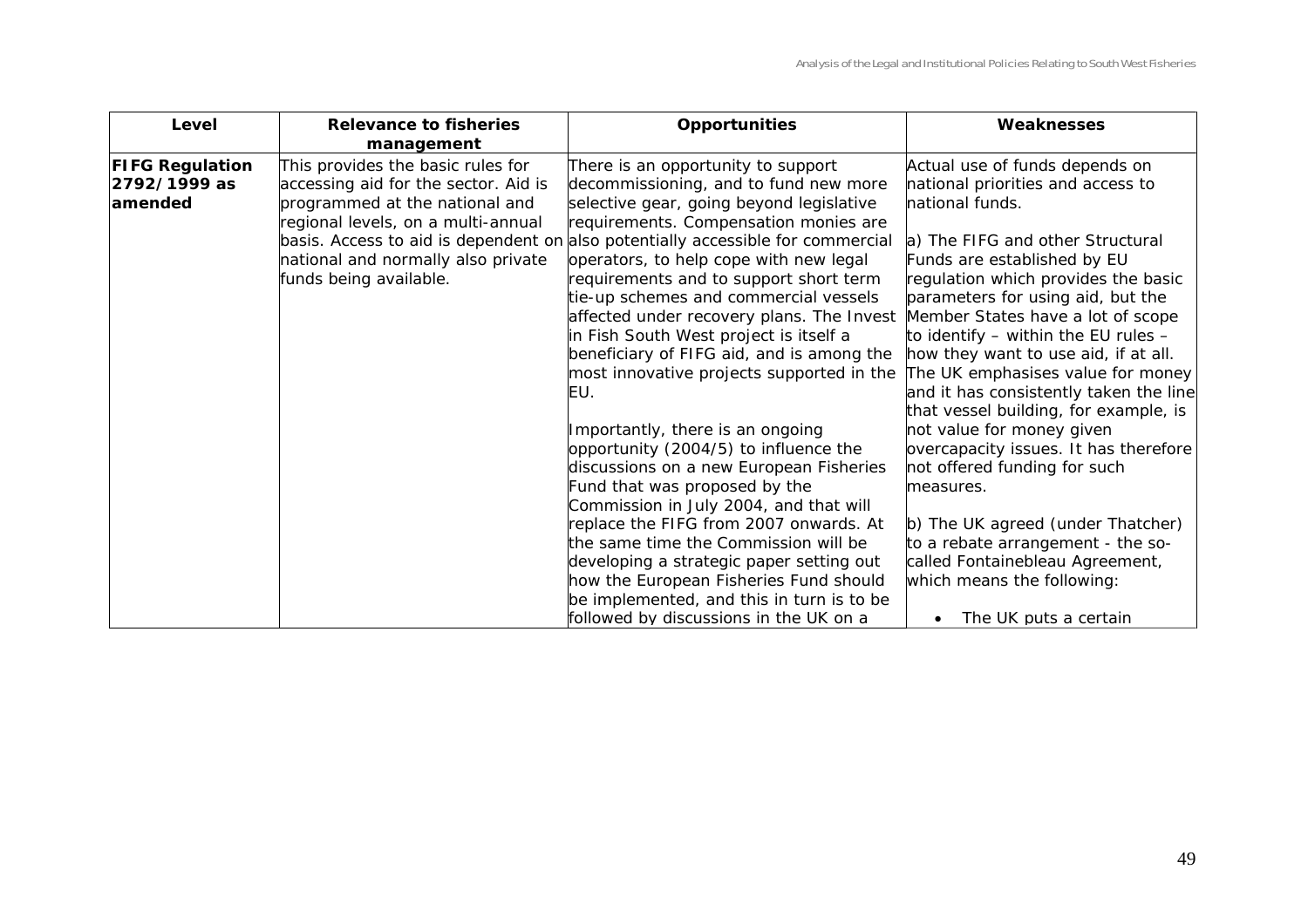| Level | Relevance to fisheries management | Opportunities | Weaknesses |
|---|---|---|---|
| **FIFG Regulation 2792/1999 as amended** | This provides the basic rules for accessing aid for the sector. Aid is programmed at the national and regional levels, on a multi-annual basis. Access to aid is dependent on national and normally also private funds being available. | There is an opportunity to support decommissioning, and to fund new more selective gear, going beyond legislative requirements. Compensation monies are also potentially accessible for commercial operators, to help cope with new legal requirements and to support short term tie-up schemes and commercial vessels affected under recovery plans. The Invest in Fish South West project is itself a beneficiary of FIFG aid, and is among the most innovative projects supported in the EU.<br><br>Importantly, there is an ongoing opportunity (2004/5) to influence the discussions on a new European Fisheries Fund that was proposed by the Commission in July 2004, and that will replace the FIFG from 2007 onwards. At the same time the Commission will be developing a strategic paper setting out how the European Fisheries Fund should be implemented, and this in turn is to be followed by discussions in the UK on a | Actual use of funds depends on national priorities and access to national funds.<br><br>a) The FIFG and other Structural Funds are established by EU regulation which provides the basic parameters for using aid, but the Member States have a lot of scope to identify – within the EU rules – how they want to use aid, if at all. The UK emphasises value for money and it has consistently taken the line that vessel building, for example, is not value for money given overcapacity issues. It has therefore not offered funding for such measures.<br><br>b) The UK agreed (under Thatcher) to a rebate arrangement - the so-called Fontainebleau Agreement, which means the following:<br><br>• The UK puts a certain |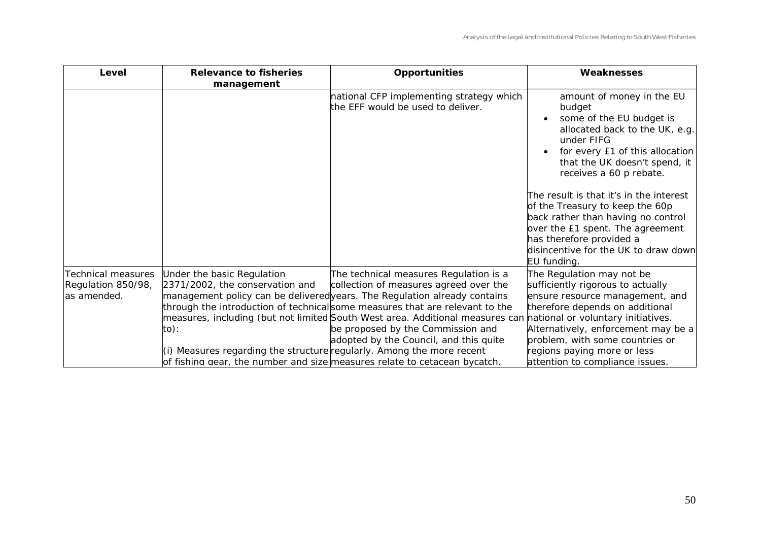| Level | Relevance to fisheries management | Opportunities | Weaknesses |
|---|---|---|---|
| | | national CFP implementing strategy which the EFF would be used to deliver. | amount of money in the EU budget<br>• some of the EU budget is allocated back to the UK, e.g. under FIFG<br>• for every £1 of this allocation that the UK doesn't spend, it receives a 60 p rebate.<br><br>The result is that it's in the interest of the Treasury to keep the 60p back rather than having no control over the £1 spent. The agreement has therefore provided a disincentive for the UK to draw down EU funding. |
| Technical measures Regulation 850/98, as amended. | Under the basic Regulation 2371/2002, the conservation and management policy can be delivered through the introduction of technical measures, including (but not limited to):<br><br>(i) Measures regarding the structure of fishing gear, the number and size | The technical measures Regulation is a collection of measures agreed over the years. The Regulation already contains some measures that are relevant to the South West area. Additional measures can be proposed by the Commission and adopted by the Council, and this quite regularly. Among the more recent measures relate to cetacean bycatch. | The Regulation may not be sufficiently rigorous to actually ensure resource management, and therefore depends on additional national or voluntary initiatives. Alternatively, enforcement may be a problem, with some countries or regions paying more or less attention to compliance issues. |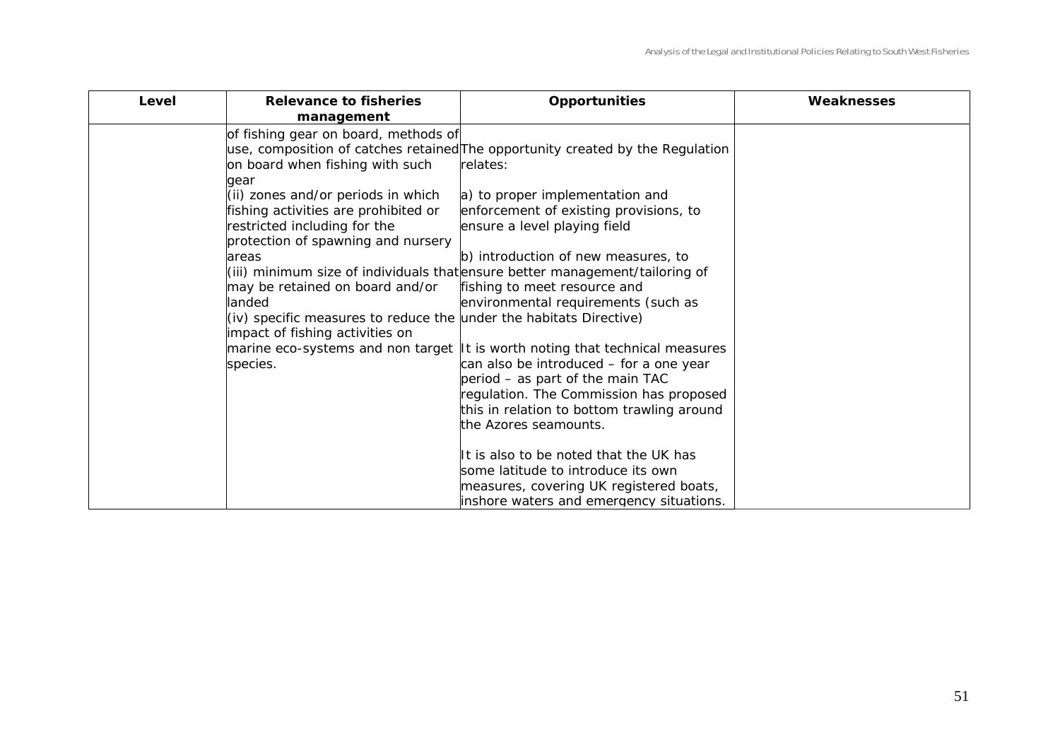| Level | Relevance to fisheries management | Opportunities | Weaknesses |
|---|---|---|---|
| | of fishing gear on board, methods of use, composition of catches retained on board when fishing with such gear<br>(ii) zones and/or periods in which fishing activities are prohibited or restricted including for the protection of spawning and nursery areas<br>(iii) minimum size of individuals that may be retained on board and/or landed<br>(iv) specific measures to reduce the impact of fishing activities on marine eco-systems and non target species. | The opportunity created by the Regulation relates:<br><br>a) to proper implementation and enforcement of existing provisions, to ensure a level playing field<br><br>b) introduction of new measures, to ensure better management/tailoring of fishing to meet resource and environmental requirements (such as under the habitats Directive)<br><br>It is worth noting that technical measures can also be introduced – for a one year period – as part of the main TAC regulation. The Commission has proposed this in relation to bottom trawling around the Azores seamounts.<br><br>It is also to be noted that the UK has some latitude to introduce its own measures, covering UK registered boats, inshore waters and emergency situations. | |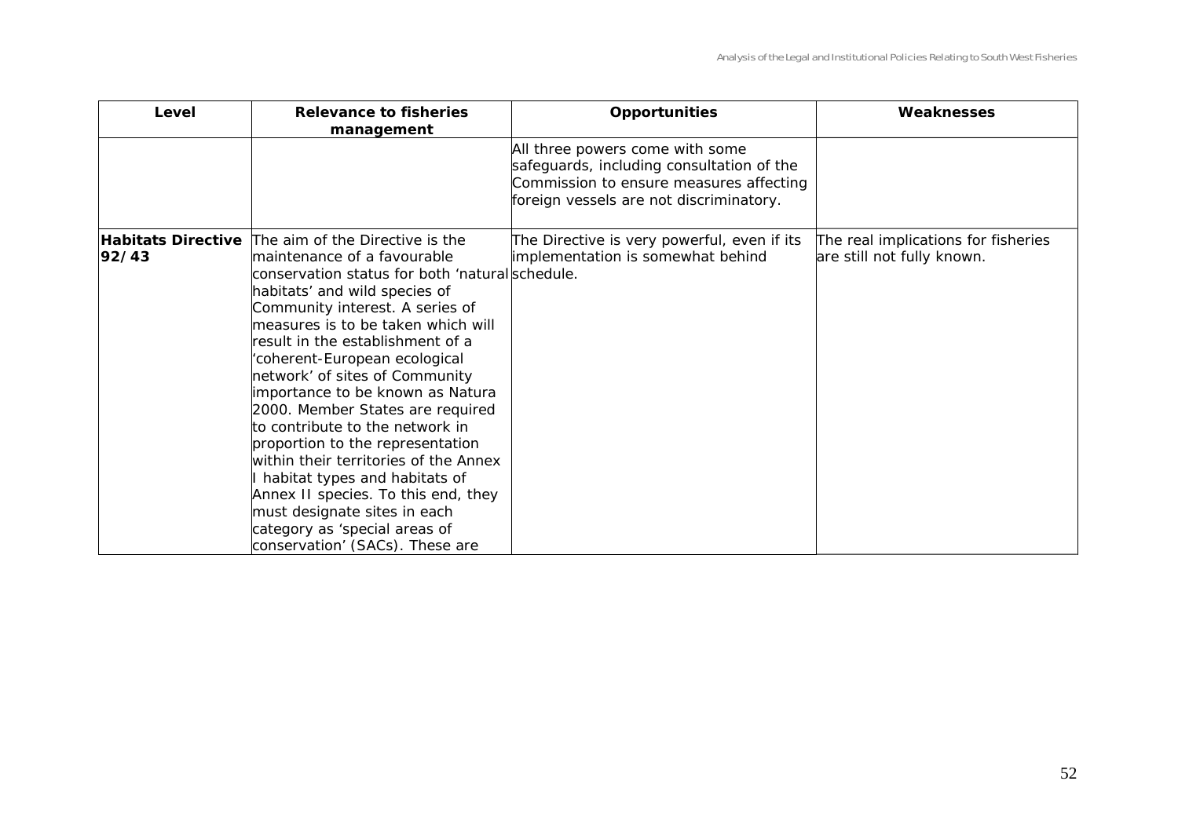| Level | Relevance to fisheries management | Opportunities | Weaknesses |
|---|---|---|---|
| | | All three powers come with some safeguards, including consultation of the Commission to ensure measures affecting foreign vessels are not discriminatory. | |
| **Habitats Directive 92/43** | The aim of the Directive is the maintenance of a favourable conservation status for both 'natural habitats' and wild species of Community interest. A series of measures is to be taken which will result in the establishment of a 'coherent-European ecological network' of sites of Community importance to be known as Natura 2000. Member States are required to contribute to the network in proportion to the representation within their territories of the Annex I habitat types and habitats of Annex II species. To this end, they must designate sites in each category as 'special areas of conservation' (SACs). These are | The Directive is very powerful, even if its implementation is somewhat behind schedule. | The real implications for fisheries are still not fully known. |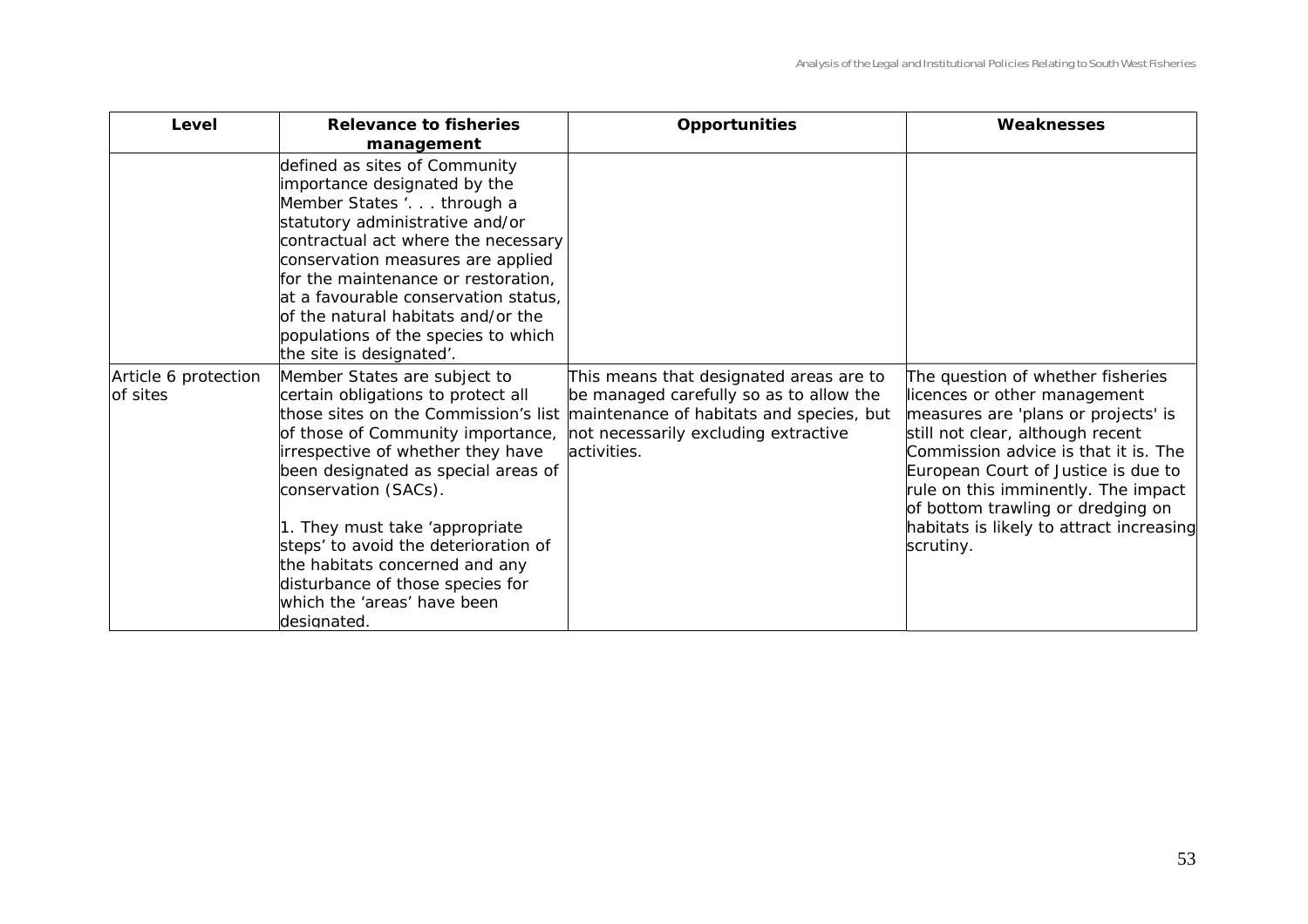| Level | Relevance to fisheries management | Opportunities | Weaknesses |
|---|---|---|---|
| | defined as sites of Community importance designated by the Member States '. . . through a statutory administrative and/or contractual act where the necessary conservation measures are applied for the maintenance or restoration, at a favourable conservation status, of the natural habitats and/or the populations of the species to which the site is designated'. | | |
| Article 6 protection of sites | Member States are subject to certain obligations to protect all those sites on the Commission's list of those of Community importance, irrespective of whether they have been designated as special areas of conservation (SACs).<br><br>1. They must take 'appropriate steps' to avoid the deterioration of the habitats concerned and any disturbance of those species for which the 'areas' have been designated. | This means that designated areas are to be managed carefully so as to allow the maintenance of habitats and species, but not necessarily excluding extractive activities. | The question of whether fisheries licences or other management measures are 'plans or projects' is still not clear, although recent Commission advice is that it is. The European Court of Justice is due to rule on this imminently. The impact of bottom trawling or dredging on habitats is likely to attract increasing scrutiny. |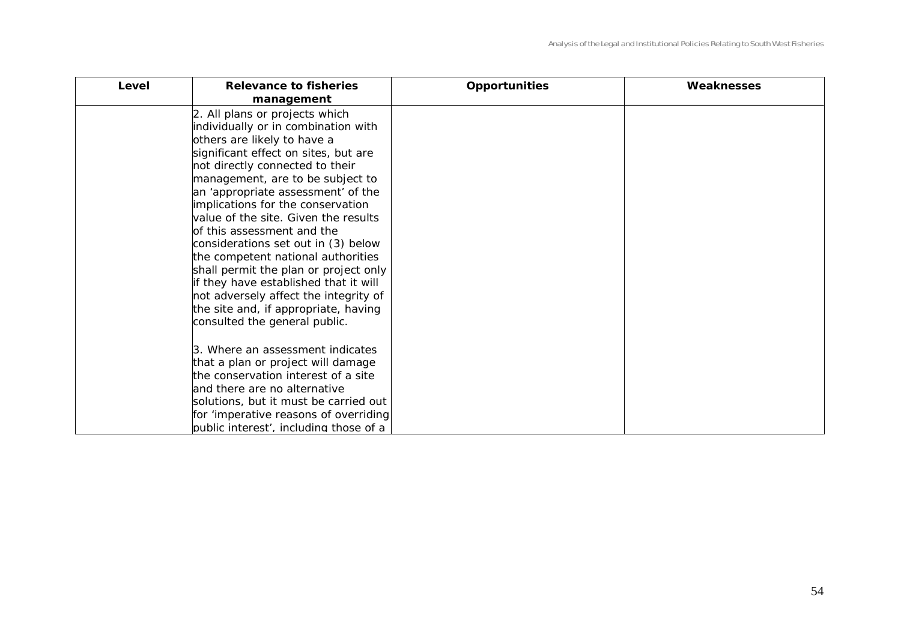| Level | Relevance to fisheries management | Opportunities | Weaknesses |
|---|---|---|---|
| | 2. All plans or projects which individually or in combination with others are likely to have a significant effect on sites, but are not directly connected to their management, are to be subject to an 'appropriate assessment' of the implications for the conservation value of the site. Given the results of this assessment and the considerations set out in (3) below the competent national authorities shall permit the plan or project only if they have established that it will not adversely affect the integrity of the site and, if appropriate, having consulted the general public.<br><br>3. Where an assessment indicates that a plan or project will damage the conservation interest of a site and there are no alternative solutions, but it must be carried out for 'imperative reasons of overriding public interest', including those of a | | |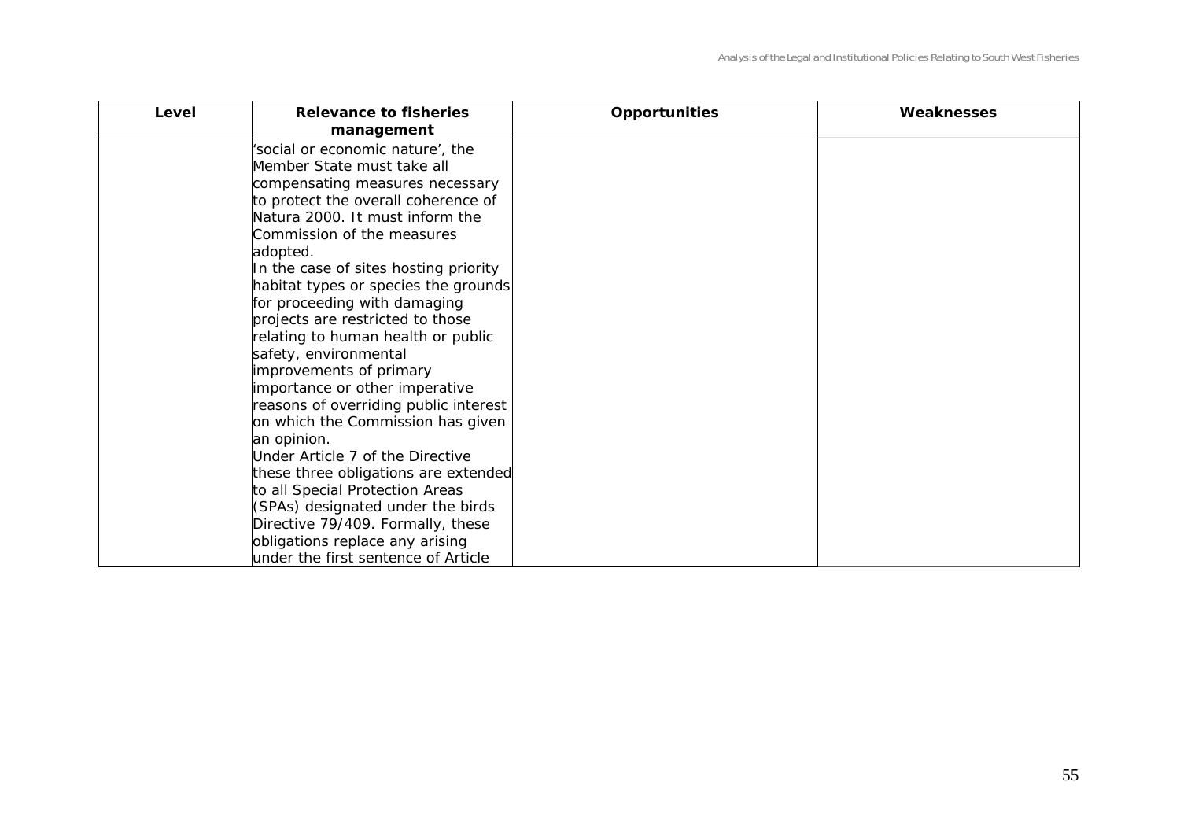| Level | Relevance to fisheries management | Opportunities | Weaknesses |
|---|---|---|---|
| | 'social or economic nature', the Member State must take all compensating measures necessary to protect the overall coherence of Natura 2000. It must inform the Commission of the measures adopted.<br>In the case of sites hosting priority habitat types or species the grounds for proceeding with damaging projects are restricted to those relating to human health or public safety, environmental improvements of primary importance or other imperative reasons of overriding public interest on which the Commission has given an opinion.<br>Under Article 7 of the Directive these three obligations are extended to all Special Protection Areas (SPAs) designated under the birds Directive 79/409. Formally, these obligations replace any arising under the first sentence of Article | | |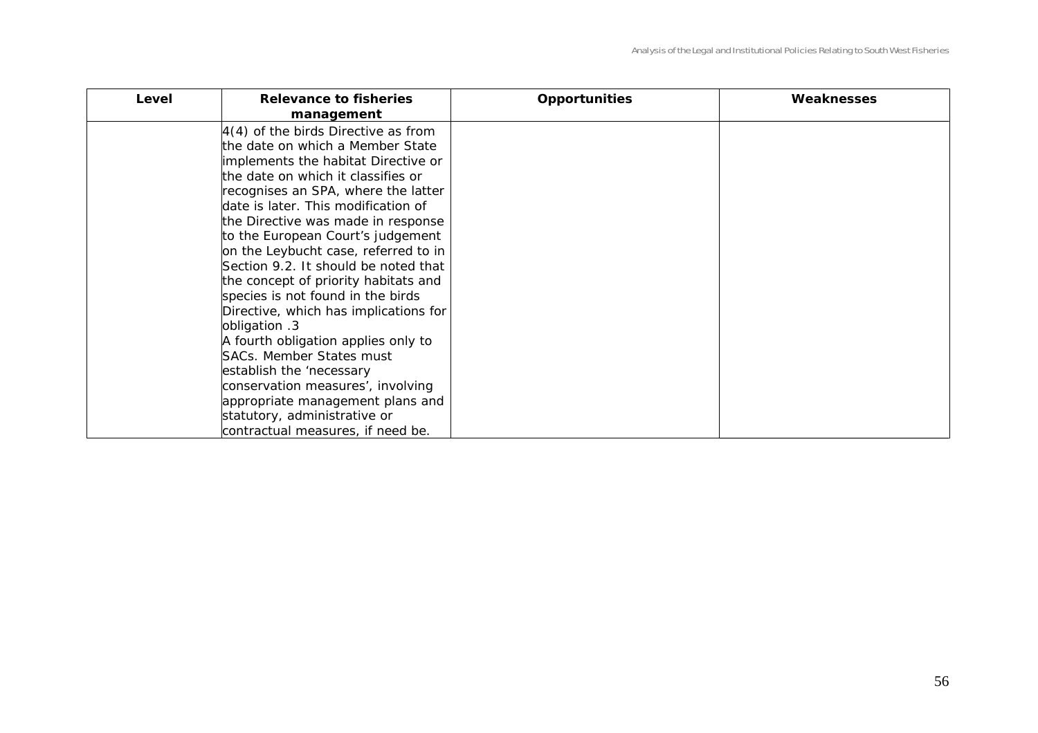| Level | Relevance to fisheries management | Opportunities | Weaknesses |
|---|---|---|---|
| | 4(4) of the birds Directive as from the date on which a Member State implements the habitat Directive or the date on which it classifies or recognises an SPA, where the latter date is later. This modification of the Directive was made in response to the European Court's judgement on the Leybucht case, referred to in Section 9.2. It should be noted that the concept of priority habitats and species is not found in the birds Directive, which has implications for obligation .3<br>A fourth obligation applies only to SACs. Member States must establish the 'necessary conservation measures', involving appropriate management plans and statutory, administrative or contractual measures, if need be. | | |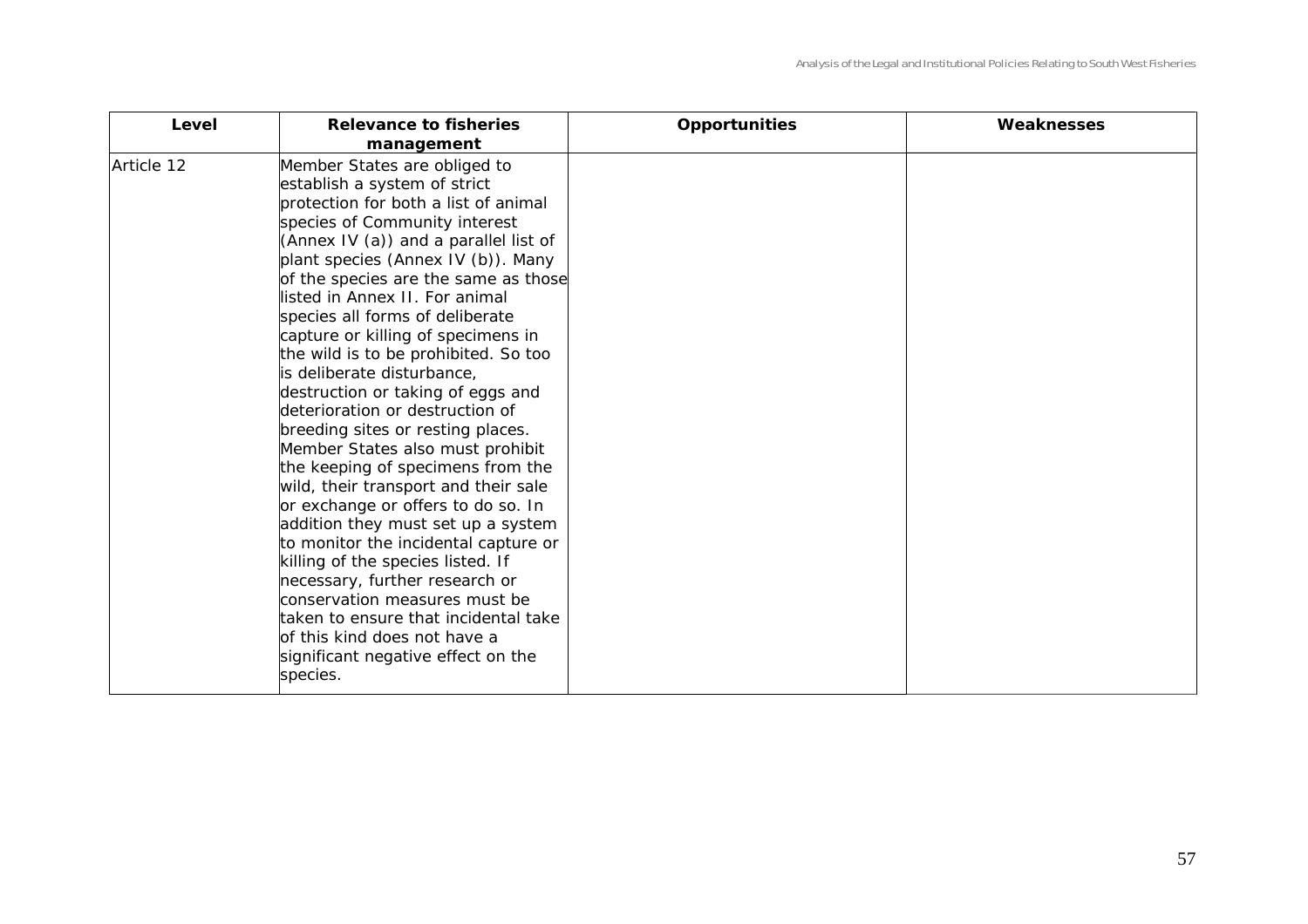| Level | Relevance to fisheries management | Opportunities | Weaknesses |
|---|---|---|---|
| Article 12 | Member States are obliged to establish a system of strict protection for both a list of animal species of Community interest (Annex IV (a)) and a parallel list of plant species (Annex IV (b)). Many of the species are the same as those listed in Annex II. For animal species all forms of deliberate capture or killing of specimens in the wild is to be prohibited. So too is deliberate disturbance, destruction or taking of eggs and deterioration or destruction of breeding sites or resting places. Member States also must prohibit the keeping of specimens from the wild, their transport and their sale or exchange or offers to do so. In addition they must set up a system to monitor the incidental capture or killing of the species listed. If necessary, further research or conservation measures must be taken to ensure that incidental take of this kind does not have a significant negative effect on the species. | | |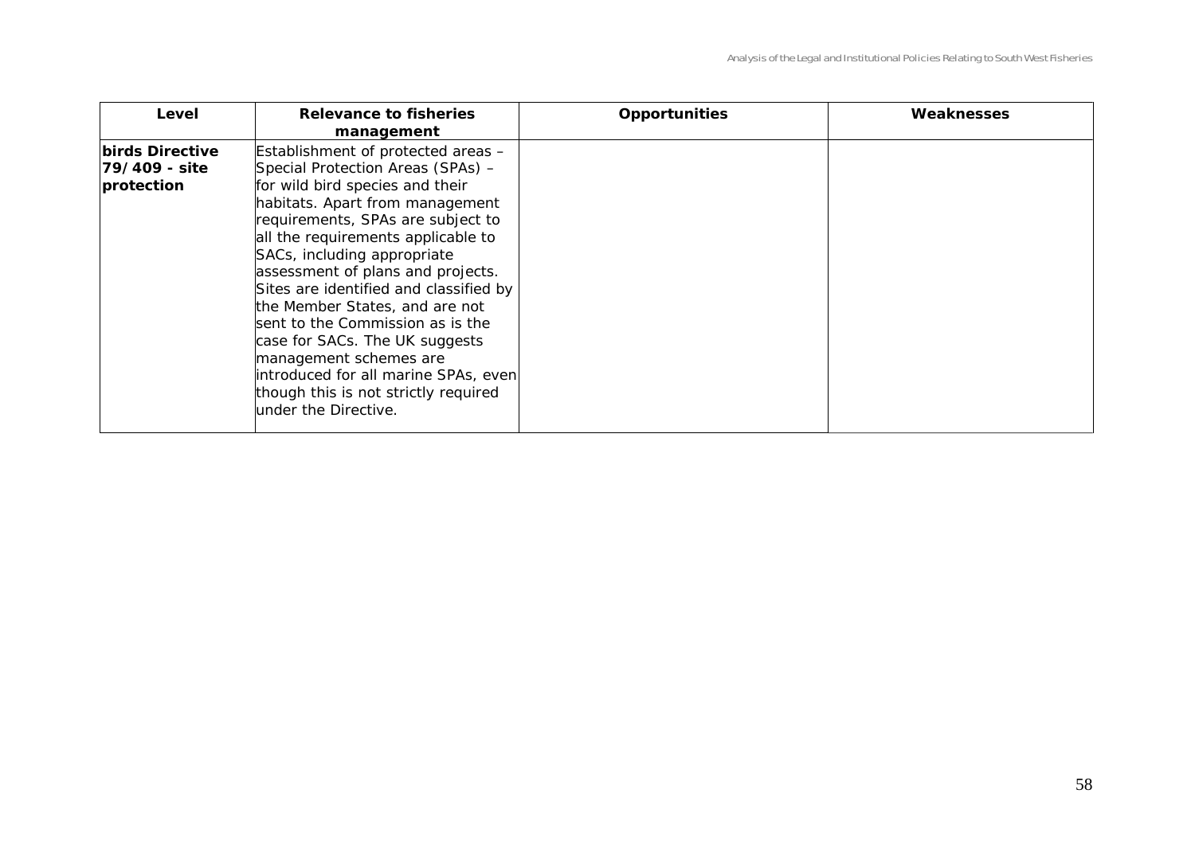| Level | Relevance to fisheries management | Opportunities | Weaknesses |
|---|---|---|---|
| **birds Directive 79/409 - site protection** | Establishment of protected areas – Special Protection Areas (SPAs) – for wild bird species and their habitats. Apart from management requirements, SPAs are subject to all the requirements applicable to SACs, including appropriate assessment of plans and projects. Sites are identified and classified by the Member States, and are not sent to the Commission as is the case for SACs. The UK suggests management schemes are introduced for all marine SPAs, even though this is not strictly required under the Directive. | | |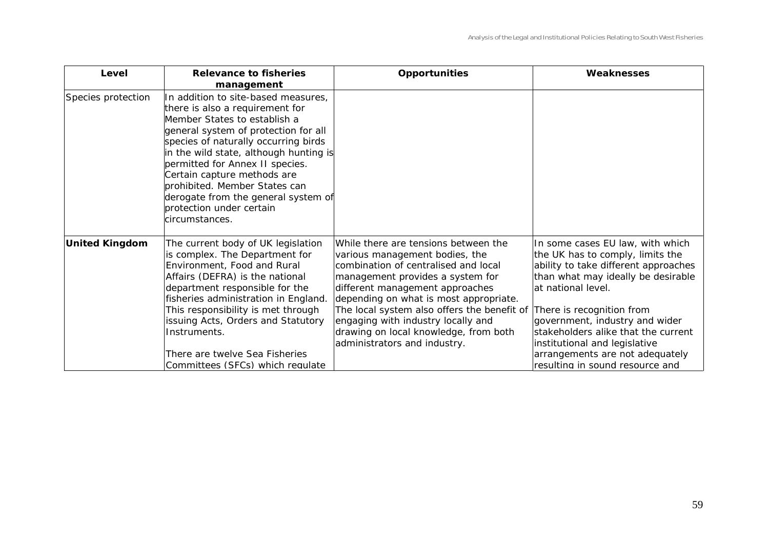| Level | Relevance to fisheries management | Opportunities | Weaknesses |
|---|---|---|---|
| Species protection | In addition to site-based measures, there is also a requirement for Member States to establish a general system of protection for all species of naturally occurring birds in the wild state, although hunting is permitted for Annex II species. Certain capture methods are prohibited. Member States can derogate from the general system of protection under certain circumstances. | | |
| **United Kingdom** | The current body of UK legislation is complex. The Department for Environment, Food and Rural Affairs (DEFRA) is the national department responsible for the fisheries administration in England. This responsibility is met through issuing Acts, Orders and Statutory Instruments.<br><br>There are twelve Sea Fisheries Committees (SFCs) which regulate | While there are tensions between the various management bodies, the combination of centralised and local management provides a system for different management approaches depending on what is most appropriate. The local system also offers the benefit of engaging with industry locally and drawing on local knowledge, from both administrators and industry. | In some cases EU law, with which the UK has to comply, limits the ability to take different approaches than what may ideally be desirable at national level.<br><br>There is recognition from government, industry and wider stakeholders alike that the current institutional and legislative arrangements are not adequately resulting in sound resource and |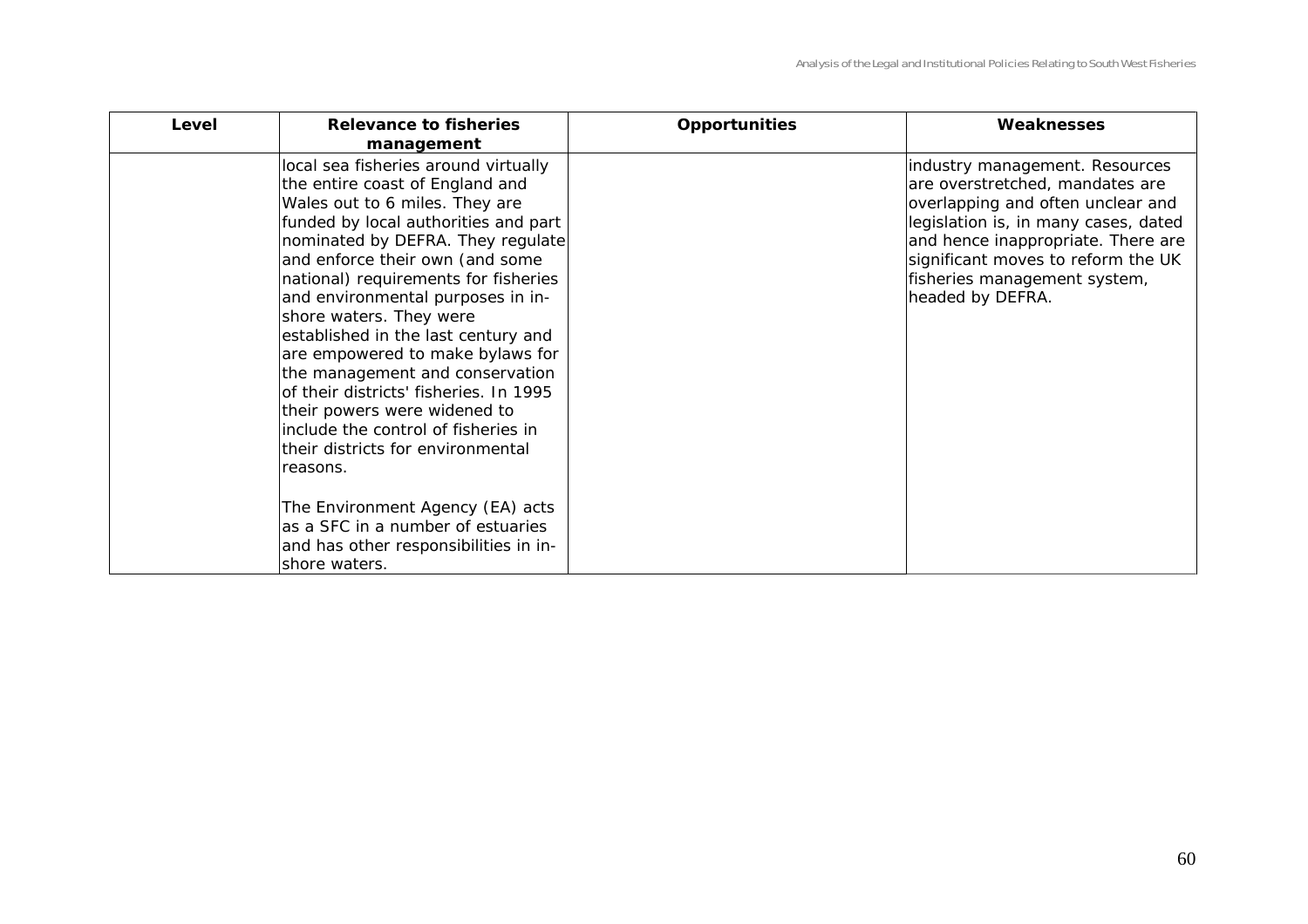| Level | Relevance to fisheries management | Opportunities | Weaknesses |
|---|---|---|---|
| | local sea fisheries around virtually the entire coast of England and Wales out to 6 miles. They are funded by local authorities and part nominated by DEFRA. They regulate and enforce their own (and some national) requirements for fisheries and environmental purposes in in-shore waters. They were established in the last century and are empowered to make bylaws for the management and conservation of their districts' fisheries. In 1995 their powers were widened to include the control of fisheries in their districts for environmental reasons.<br><br>The Environment Agency (EA) acts as a SFC in a number of estuaries and has other responsibilities in in-shore waters. | | industry management. Resources are overstretched, mandates are overlapping and often unclear and legislation is, in many cases, dated and hence inappropriate. There are significant moves to reform the UK fisheries management system, headed by DEFRA. |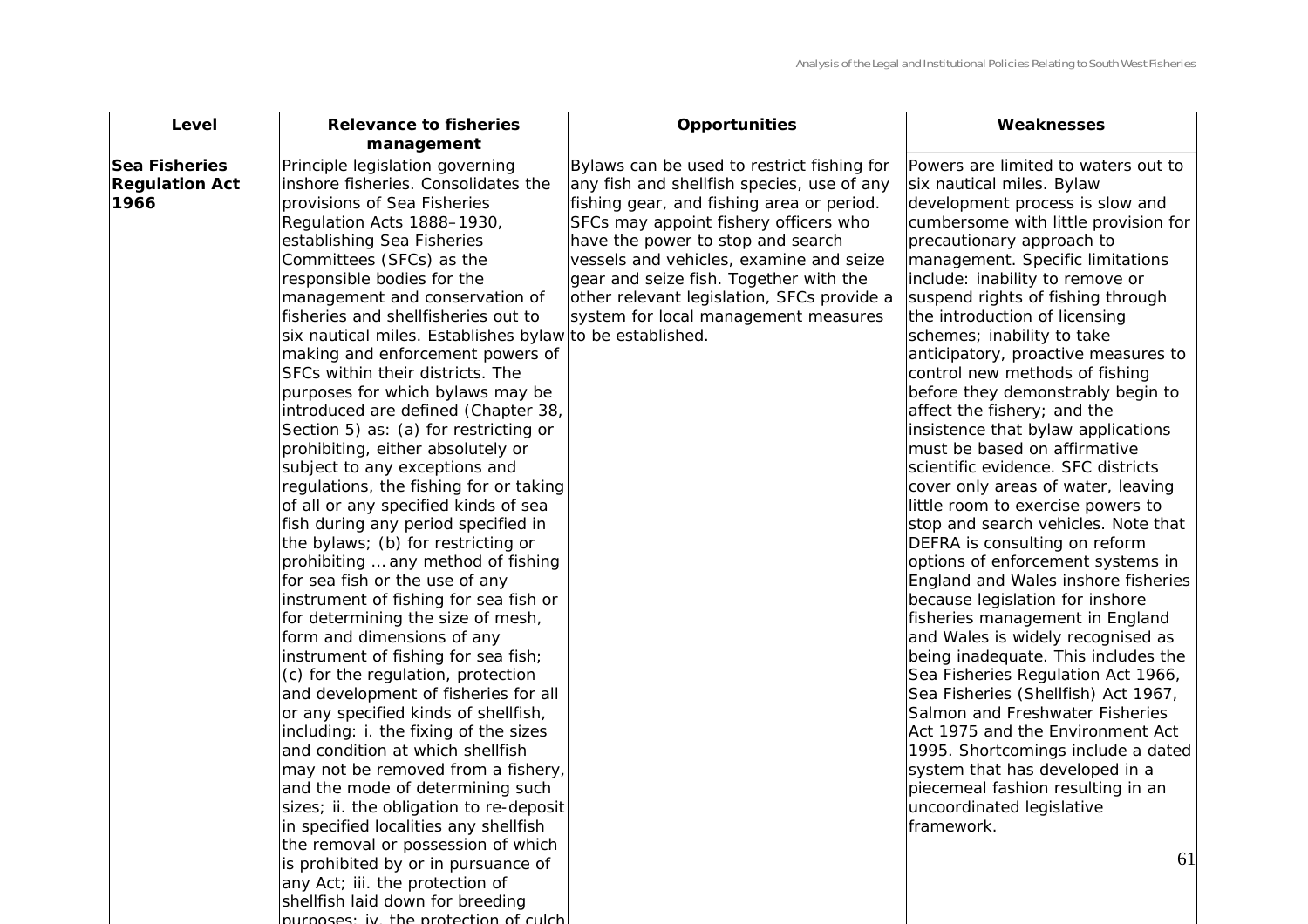| Level | Relevance to fisheries management | Opportunities | Weaknesses |
|---|---|---|---|
| **Sea Fisheries Regulation Act 1966** | Principle legislation governing inshore fisheries. Consolidates the provisions of Sea Fisheries Regulation Acts 1888–1930, establishing Sea Fisheries Committees (SFCs) as the responsible bodies for the management and conservation of fisheries and shellfisheries out to six nautical miles. Establishes bylaw making and enforcement powers of SFCs within their districts. The purposes for which bylaws may be introduced are defined (Chapter 38, Section 5) as: (a) for restricting or prohibiting, either absolutely or subject to any exceptions and regulations, the fishing for or taking of all or any specified kinds of sea fish during any period specified in the bylaws; (b) for restricting or prohibiting … any method of fishing for sea fish or the use of any instrument of fishing for sea fish or for determining the size of mesh, form and dimensions of any instrument of fishing for sea fish; (c) for the regulation, protection and development of fisheries for all or any specified kinds of shellfish, including: i. the fixing of the sizes and condition at which shellfish may not be removed from a fishery, and the mode of determining such sizes; ii. the obligation to re-deposit in specified localities any shellfish the removal or possession of which is prohibited by or in pursuance of any Act; iii. the protection of shellfish laid down for breeding purposes; iv. the protection of culch | Bylaws can be used to restrict fishing for any fish and shellfish species, use of any fishing gear, and fishing area or period. SFCs may appoint fishery officers who have the power to stop and search vessels and vehicles, examine and seize gear and seize fish. Together with the other relevant legislation, SFCs provide a system for local management measures to be established. | Powers are limited to waters out to six nautical miles. Bylaw development process is slow and cumbersome with little provision for precautionary approach to management. Specific limitations include: inability to remove or suspend rights of fishing through the introduction of licensing schemes; inability to take anticipatory, proactive measures to control new methods of fishing before they demonstrably begin to affect the fishery; and the insistence that bylaw applications must be based on affirmative scientific evidence. SFC districts cover only areas of water, leaving little room to exercise powers to stop and search vehicles. Note that DEFRA is consulting on reform options of enforcement systems in England and Wales inshore fisheries because legislation for inshore fisheries management in England and Wales is widely recognised as being inadequate. This includes the Sea Fisheries Regulation Act 1966, Sea Fisheries (Shellfish) Act 1967, Salmon and Freshwater Fisheries Act 1975 and the Environment Act 1995. Shortcomings include a dated system that has developed in a piecemeal fashion resulting in an uncoordinated legislative framework. |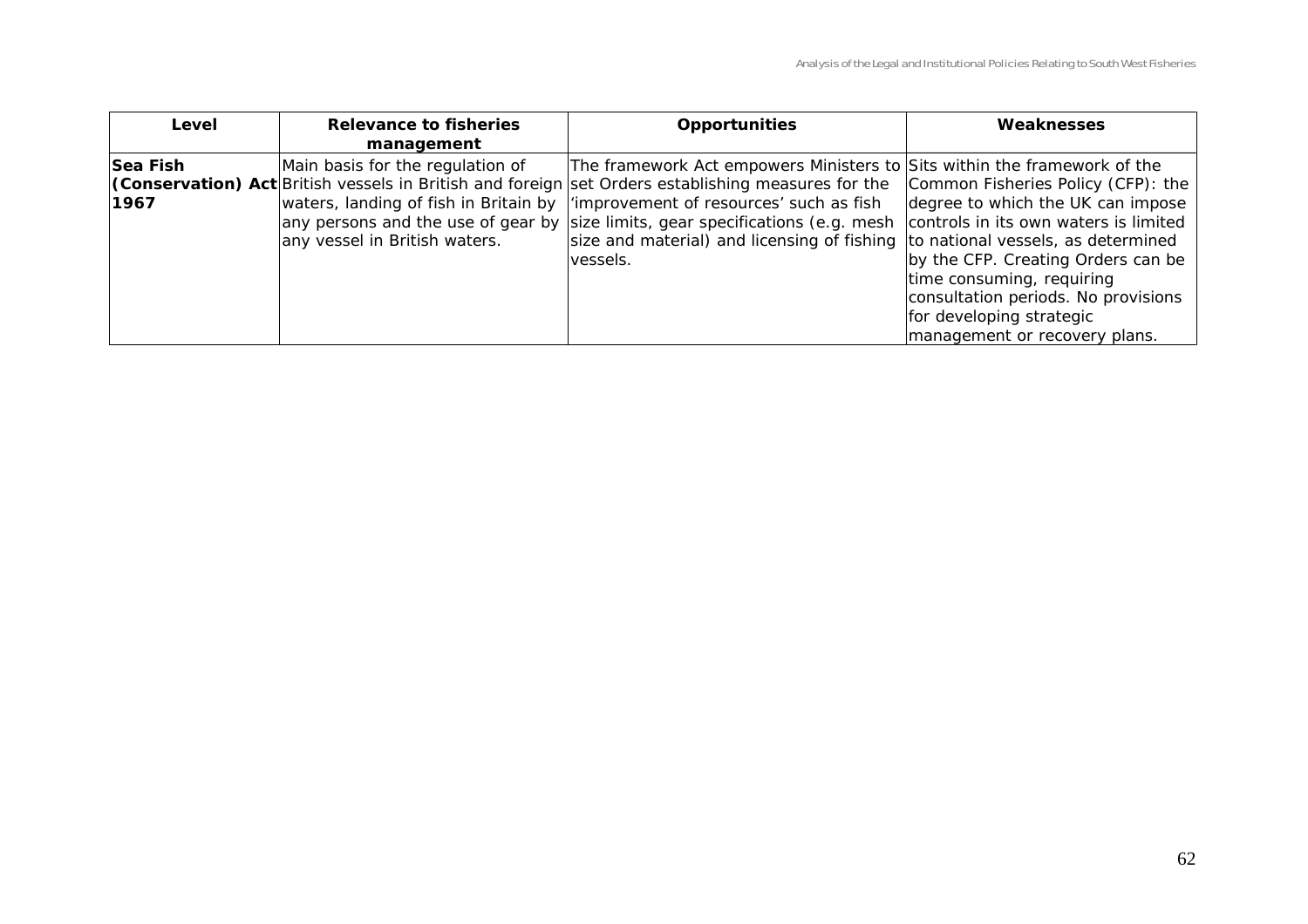| Level | Relevance to fisheries management | Opportunities | Weaknesses |
|---|---|---|---|
| **Sea Fish (Conservation) Act 1967** | Main basis for the regulation of British vessels in British and foreign waters, landing of fish in Britain by any persons and the use of gear by any vessel in British waters. | The framework Act empowers Ministers to set Orders establishing measures for the 'improvement of resources' such as fish size limits, gear specifications (e.g. mesh size and material) and licensing of fishing vessels. | Sits within the framework of the Common Fisheries Policy (CFP): the degree to which the UK can impose controls in its own waters is limited to national vessels, as determined by the CFP. Creating Orders can be time consuming, requiring consultation periods. No provisions for developing strategic management or recovery plans. |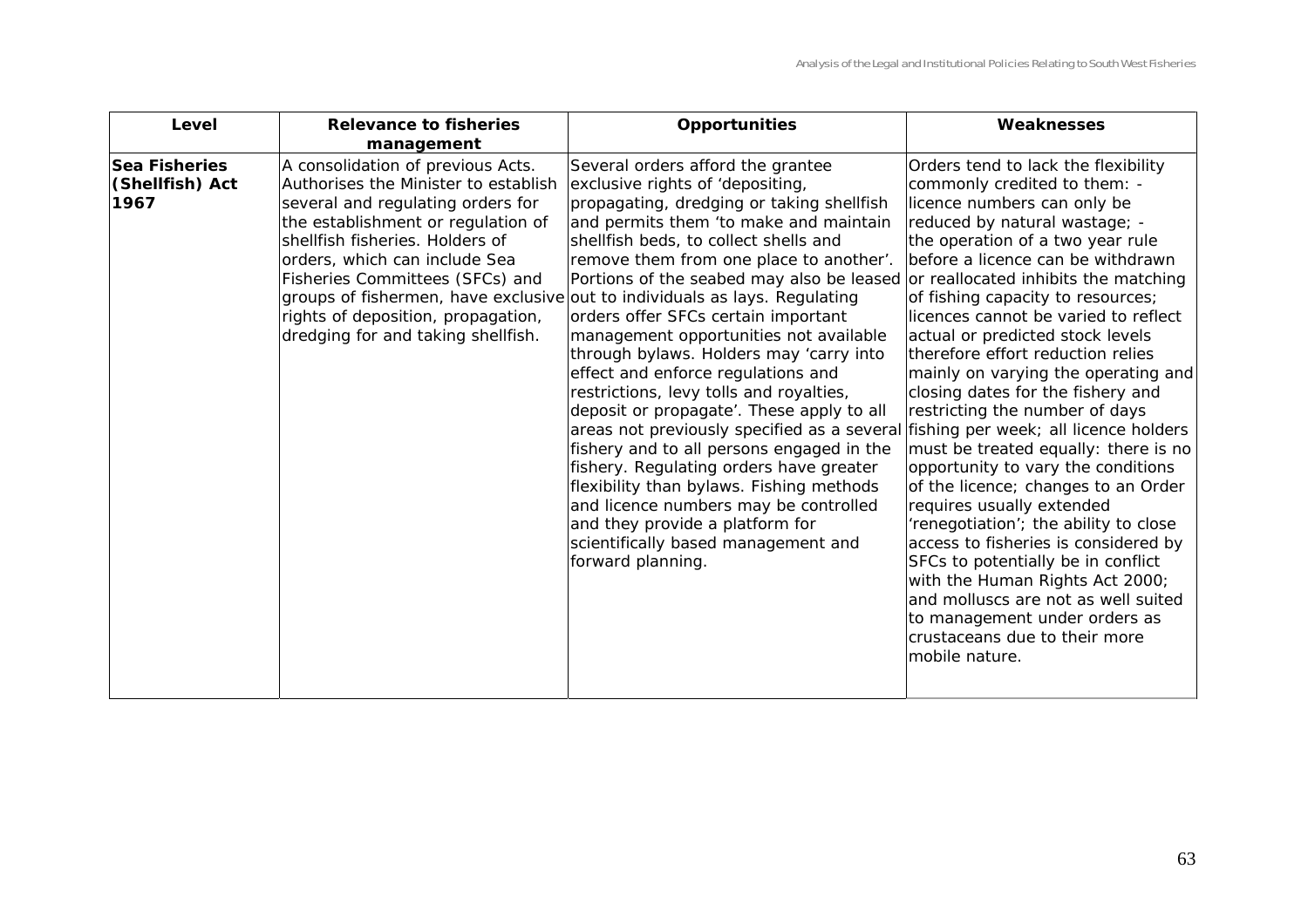| Level | Relevance to fisheries management | Opportunities | Weaknesses |
|---|---|---|---|
| **Sea Fisheries (Shellfish) Act 1967** | A consolidation of previous Acts. Authorises the Minister to establish several and regulating orders for the establishment or regulation of shellfish fisheries. Holders of orders, which can include Sea Fisheries Committees (SFCs) and groups of fishermen, have exclusive rights of deposition, propagation, dredging for and taking shellfish. | Several orders afford the grantee exclusive rights of 'depositing, propagating, dredging or taking shellfish and permits them 'to make and maintain shellfish beds, to collect shells and remove them from one place to another'. Portions of the seabed may also be leased out to individuals as lays. Regulating orders offer SFCs certain important management opportunities not available through bylaws. Holders may 'carry into effect and enforce regulations and restrictions, levy tolls and royalties, deposit or propagate'. These apply to all areas not previously specified as a several fishery and to all persons engaged in the fishery. Regulating orders have greater flexibility than bylaws. Fishing methods and licence numbers may be controlled and they provide a platform for scientifically based management and forward planning. | Orders tend to lack the flexibility commonly credited to them: - licence numbers can only be reduced by natural wastage; - the operation of a two year rule before a licence can be withdrawn or reallocated inhibits the matching of fishing capacity to resources; licences cannot be varied to reflect actual or predicted stock levels therefore effort reduction relies mainly on varying the operating and closing dates for the fishery and restricting the number of days fishing per week; all licence holders must be treated equally: there is no opportunity to vary the conditions of the licence; changes to an Order requires usually extended 'renegotiation'; the ability to close access to fisheries is considered by SFCs to potentially be in conflict with the Human Rights Act 2000; and molluscs are not as well suited to management under orders as crustaceans due to their more mobile nature. |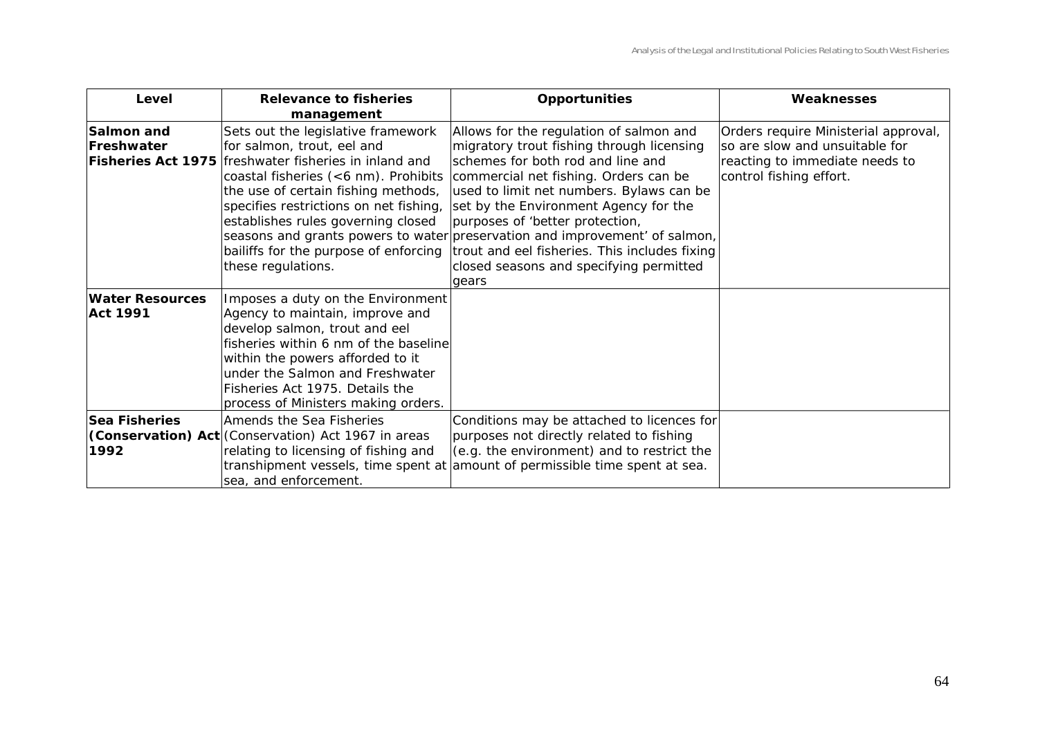| Level | Relevance to fisheries management | Opportunities | Weaknesses |
|---|---|---|---|
| **Salmon and Freshwater Fisheries Act 1975** | Sets out the legislative framework for salmon, trout, eel and freshwater fisheries in inland and coastal fisheries (<6 nm). Prohibits the use of certain fishing methods, specifies restrictions on net fishing, establishes rules governing closed seasons and grants powers to water bailiffs for the purpose of enforcing these regulations. | Allows for the regulation of salmon and migratory trout fishing through licensing schemes for both rod and line and commercial net fishing. Orders can be used to limit net numbers. Bylaws can be set by the Environment Agency for the purposes of 'better protection, preservation and improvement' of salmon, trout and eel fisheries. This includes fixing closed seasons and specifying permitted gears | Orders require Ministerial approval, so are slow and unsuitable for reacting to immediate needs to control fishing effort. |
| **Water Resources Act 1991** | Imposes a duty on the Environment Agency to maintain, improve and develop salmon, trout and eel fisheries within 6 nm of the baseline within the powers afforded to it under the Salmon and Freshwater Fisheries Act 1975. Details the process of Ministers making orders. | | |
| **Sea Fisheries (Conservation) Act 1992** | Amends the Sea Fisheries (Conservation) Act 1967 in areas relating to licensing of fishing and transhipment vessels, time spent at sea, and enforcement. | Conditions may be attached to licences for purposes not directly related to fishing (e.g. the environment) and to restrict the amount of permissible time spent at sea. | |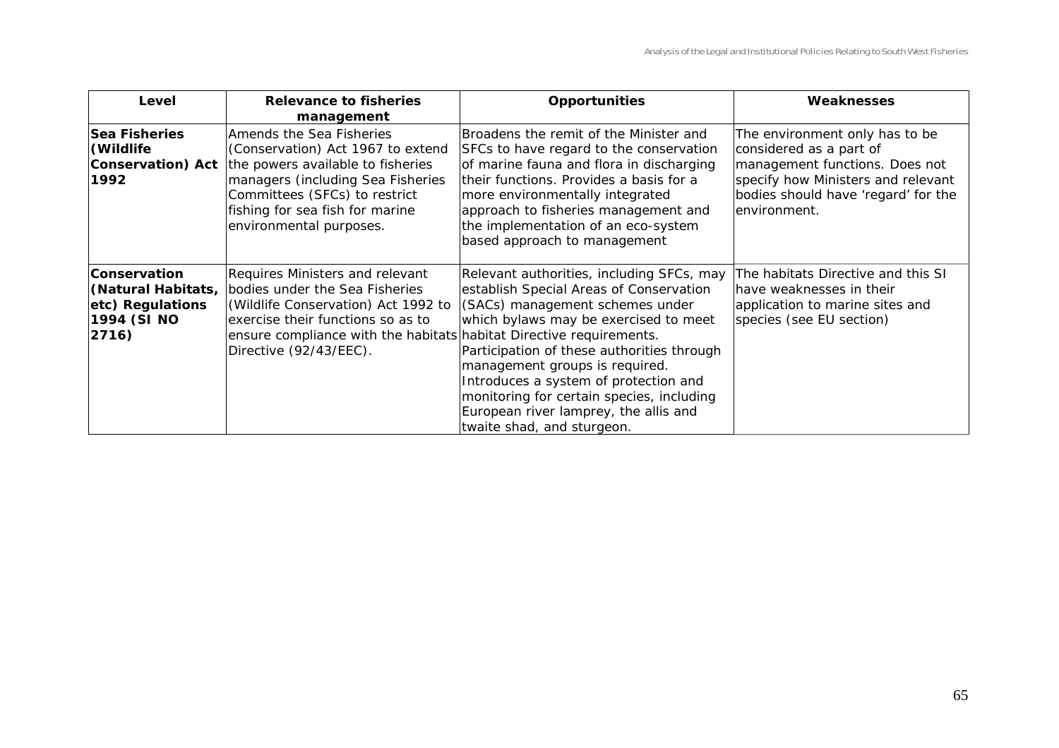| Level | Relevance to fisheries management | Opportunities | Weaknesses |
|---|---|---|---|
| **Sea Fisheries (Wildlife Conservation) Act 1992** | Amends the Sea Fisheries (Conservation) Act 1967 to extend the powers available to fisheries managers (including Sea Fisheries Committees (SFCs) to restrict fishing for sea fish for marine environmental purposes. | Broadens the remit of the Minister and SFCs to have regard to the conservation of marine fauna and flora in discharging their functions. Provides a basis for a more environmentally integrated approach to fisheries management and the implementation of an eco-system based approach to management | The environment only has to be considered as a part of management functions. Does not specify how Ministers and relevant bodies should have 'regard' for the environment. |
| **Conservation (Natural Habitats, etc) Regulations 1994 (SI NO 2716)** | Requires Ministers and relevant bodies under the Sea Fisheries (Wildlife Conservation) Act 1992 to exercise their functions so as to ensure compliance with the habitats Directive (92/43/EEC). | Relevant authorities, including SFCs, may establish Special Areas of Conservation (SACs) management schemes under which bylaws may be exercised to meet habitat Directive requirements. Participation of these authorities through management groups is required. Introduces a system of protection and monitoring for certain species, including European river lamprey, the allis and twaite shad, and sturgeon. | The habitats Directive and this SI have weaknesses in their application to marine sites and species (see EU section) |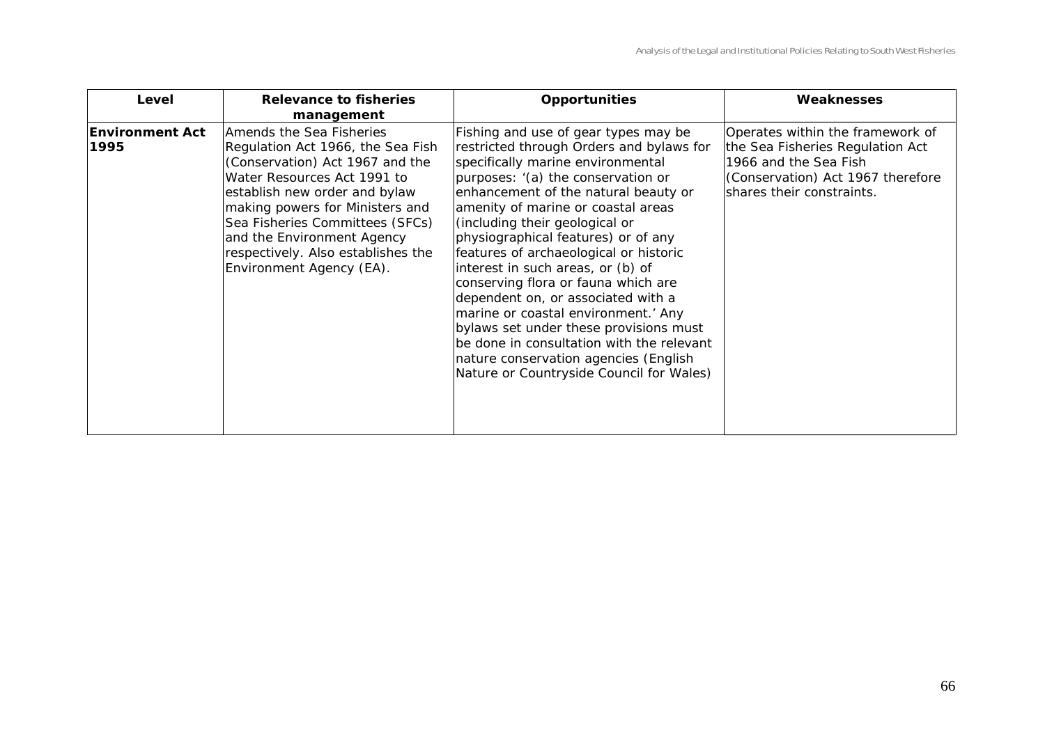| Level | Relevance to fisheries management | Opportunities | Weaknesses |
|---|---|---|---|
| **Environment Act 1995** | Amends the Sea Fisheries Regulation Act 1966, the Sea Fish (Conservation) Act 1967 and the Water Resources Act 1991 to establish new order and bylaw making powers for Ministers and Sea Fisheries Committees (SFCs) and the Environment Agency respectively. Also establishes the Environment Agency (EA). | Fishing and use of gear types may be restricted through Orders and bylaws for specifically marine environmental purposes: '(a) the conservation or enhancement of the natural beauty or amenity of marine or coastal areas (including their geological or physiographical features) or of any features of archaeological or historic interest in such areas, or (b) of conserving flora or fauna which are dependent on, or associated with a marine or coastal environment.' Any bylaws set under these provisions must be done in consultation with the relevant nature conservation agencies (English Nature or Countryside Council for Wales) | Operates within the framework of the Sea Fisheries Regulation Act 1966 and the Sea Fish (Conservation) Act 1967 therefore shares their constraints. |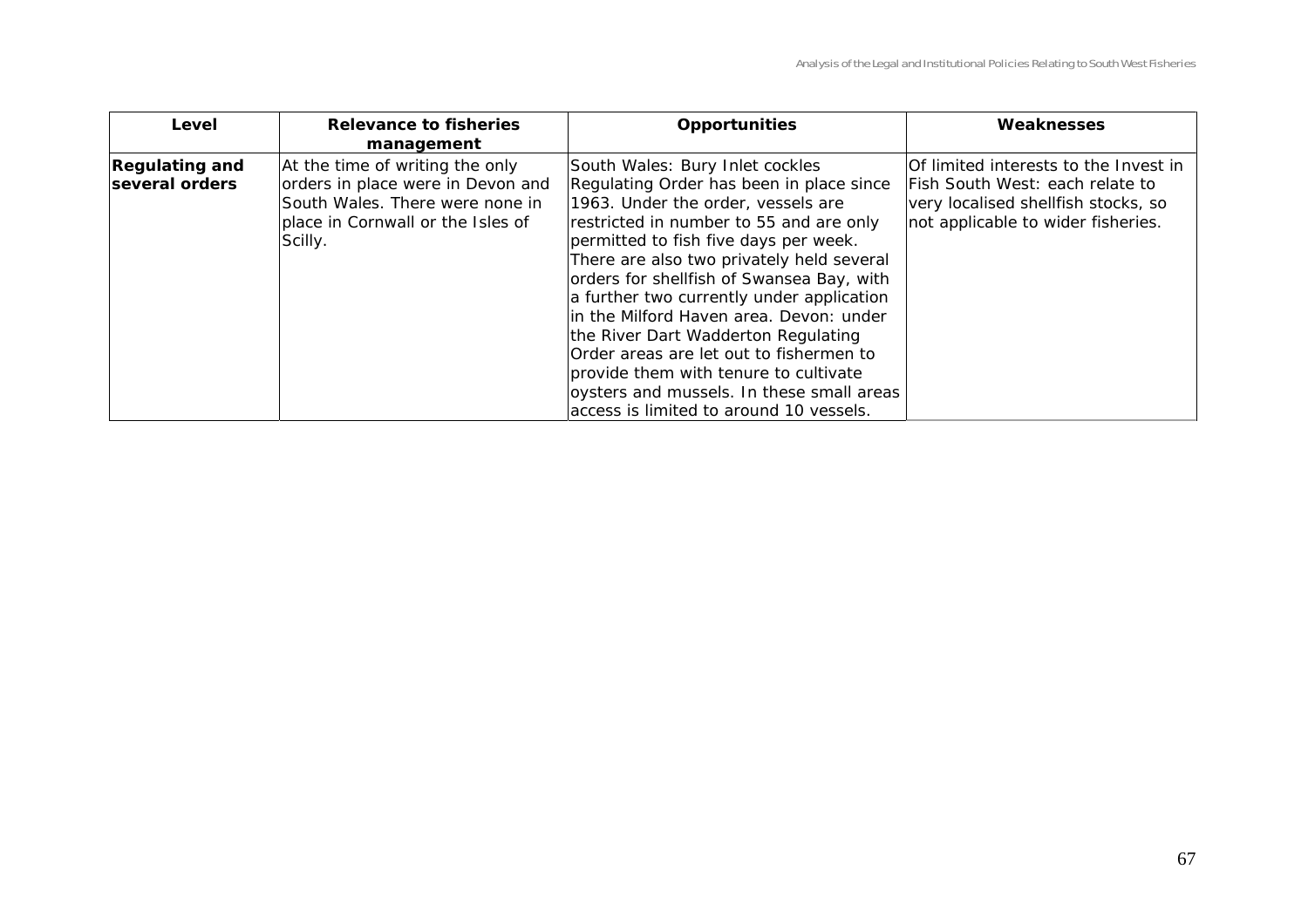| Level | Relevance to fisheries management | Opportunities | Weaknesses |
|---|---|---|---|
| **Regulating and several orders** | At the time of writing the only orders in place were in Devon and South Wales. There were none in place in Cornwall or the Isles of Scilly. | South Wales: Bury Inlet cockles Regulating Order has been in place since 1963. Under the order, vessels are restricted in number to 55 and are only permitted to fish five days per week. There are also two privately held several orders for shellfish of Swansea Bay, with a further two currently under application in the Milford Haven area. Devon: under the River Dart Wadderton Regulating Order areas are let out to fishermen to provide them with tenure to cultivate oysters and mussels. In these small areas access is limited to around 10 vessels. | Of limited interests to the Invest in Fish South West: each relate to very localised shellfish stocks, so not applicable to wider fisheries. |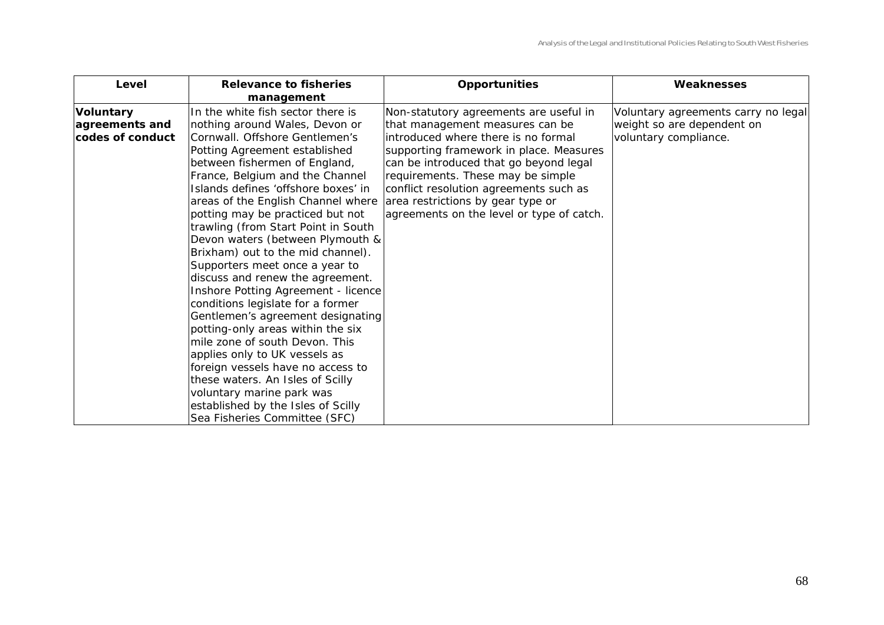| Level | Relevance to fisheries management | Opportunities | Weaknesses |
|---|---|---|---|
| **Voluntary agreements and codes of conduct** | In the white fish sector there is nothing around Wales, Devon or Cornwall. Offshore Gentlemen's Potting Agreement established between fishermen of England, France, Belgium and the Channel Islands defines 'offshore boxes' in areas of the English Channel where potting may be practiced but not trawling (from Start Point in South Devon waters (between Plymouth & Brixham) out to the mid channel). Supporters meet once a year to discuss and renew the agreement. Inshore Potting Agreement - licence conditions legislate for a former Gentlemen's agreement designating potting-only areas within the six mile zone of south Devon. This applies only to UK vessels as foreign vessels have no access to these waters. An Isles of Scilly voluntary marine park was established by the Isles of Scilly Sea Fisheries Committee (SFC) | Non-statutory agreements are useful in that management measures can be introduced where there is no formal supporting framework in place. Measures can be introduced that go beyond legal requirements. These may be simple conflict resolution agreements such as area restrictions by gear type or agreements on the level or type of catch. | Voluntary agreements carry no legal weight so are dependent on voluntary compliance. |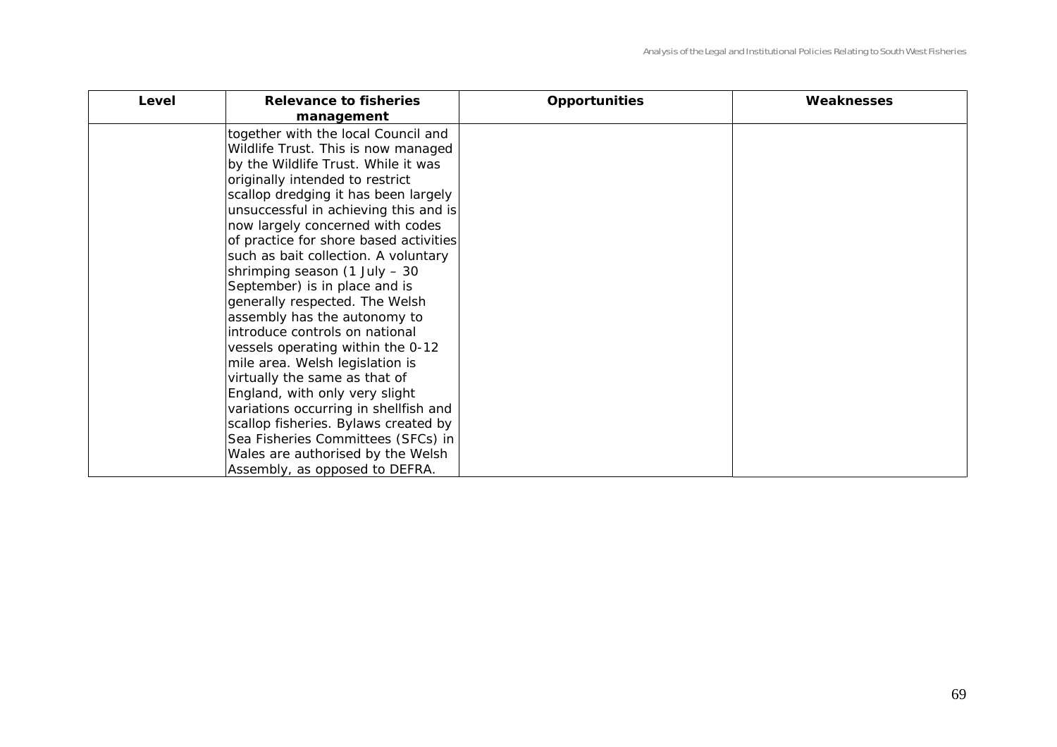| Level | Relevance to fisheries management | Opportunities | Weaknesses |
| --- | --- | --- | --- |
| | together with the local Council and Wildlife Trust. This is now managed by the Wildlife Trust. While it was originally intended to restrict scallop dredging it has been largely unsuccessful in achieving this and is now largely concerned with codes of practice for shore based activities such as bait collection. A voluntary shrimping season (1 July – 30 September) is in place and is generally respected. The Welsh assembly has the autonomy to introduce controls on national vessels operating within the 0-12 mile area. Welsh legislation is virtually the same as that of England, with only very slight variations occurring in shellfish and scallop fisheries. Bylaws created by Sea Fisheries Committees (SFCs) in Wales are authorised by the Welsh Assembly, as opposed to DEFRA. | | |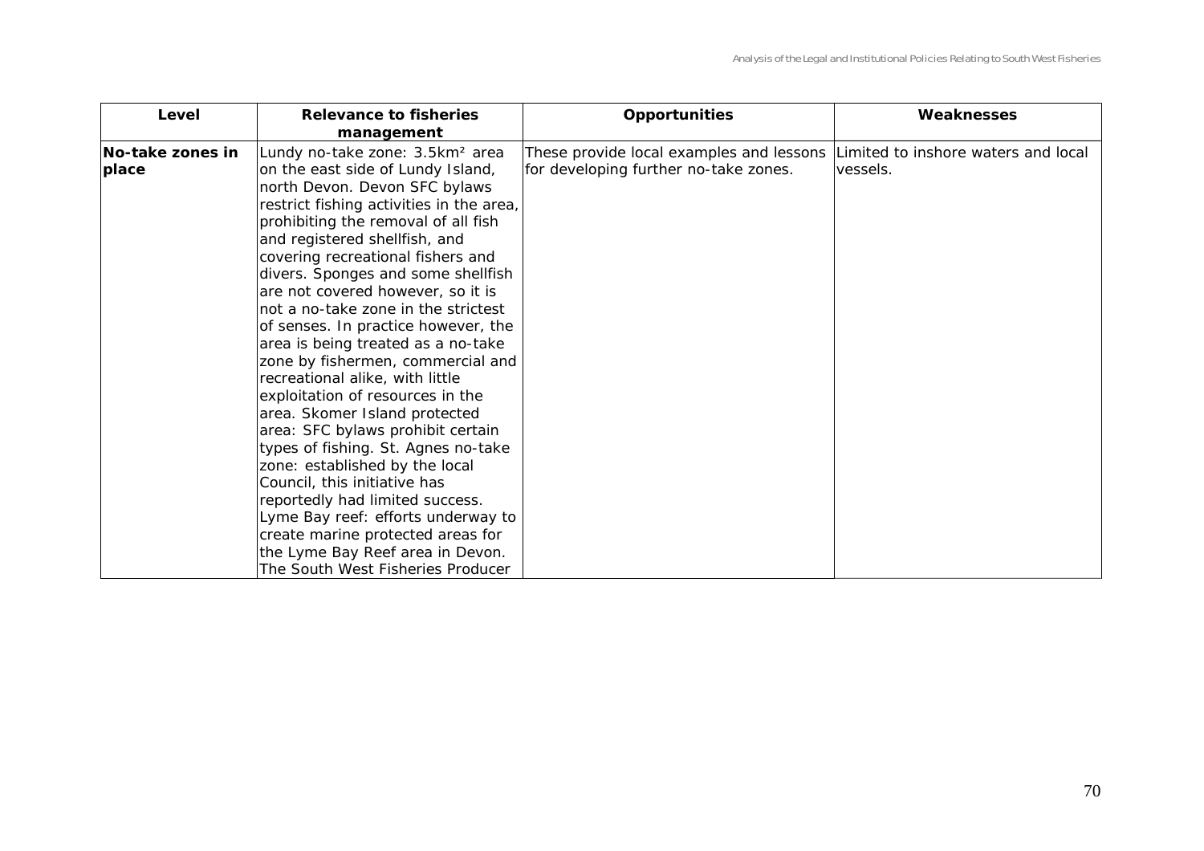| Level | Relevance to fisheries management | Opportunities | Weaknesses |
|---|---|---|---|
| **No-take zones in place** | Lundy no-take zone: 3.5km² area on the east side of Lundy Island, north Devon. Devon SFC bylaws restrict fishing activities in the area, prohibiting the removal of all fish and registered shellfish, and covering recreational fishers and divers. Sponges and some shellfish are not covered however, so it is not a no-take zone in the strictest of senses. In practice however, the area is being treated as a no-take zone by fishermen, commercial and recreational alike, with little exploitation of resources in the area. Skomer Island protected area: SFC bylaws prohibit certain types of fishing. St. Agnes no-take zone: established by the local Council, this initiative has reportedly had limited success. Lyme Bay reef: efforts underway to create marine protected areas for the Lyme Bay Reef area in Devon. The South West Fisheries Producer | These provide local examples and lessons for developing further no-take zones. | Limited to inshore waters and local vessels. |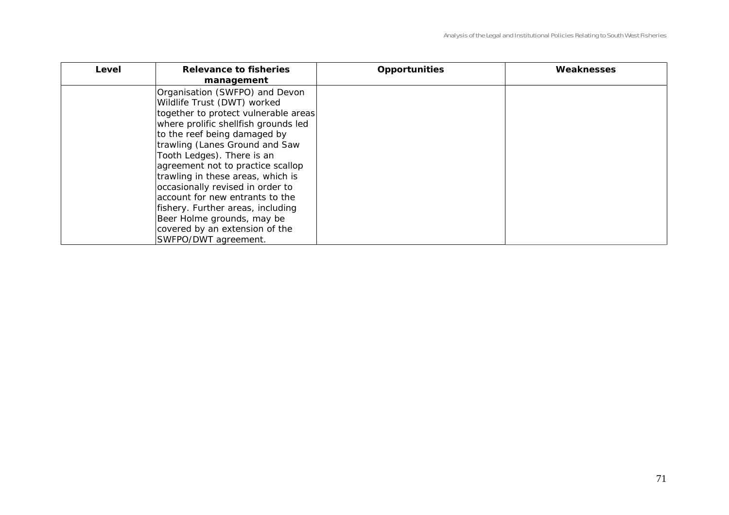| Level | Relevance to fisheries management | Opportunities | Weaknesses |
|---|---|---|---|
| | Organisation (SWFPO) and Devon Wildlife Trust (DWT) worked together to protect vulnerable areas where prolific shellfish grounds led to the reef being damaged by trawling (Lanes Ground and Saw Tooth Ledges). There is an agreement not to practice scallop trawling in these areas, which is occasionally revised in order to account for new entrants to the fishery. Further areas, including Beer Holme grounds, may be covered by an extension of the SWFPO/DWT agreement. | | |